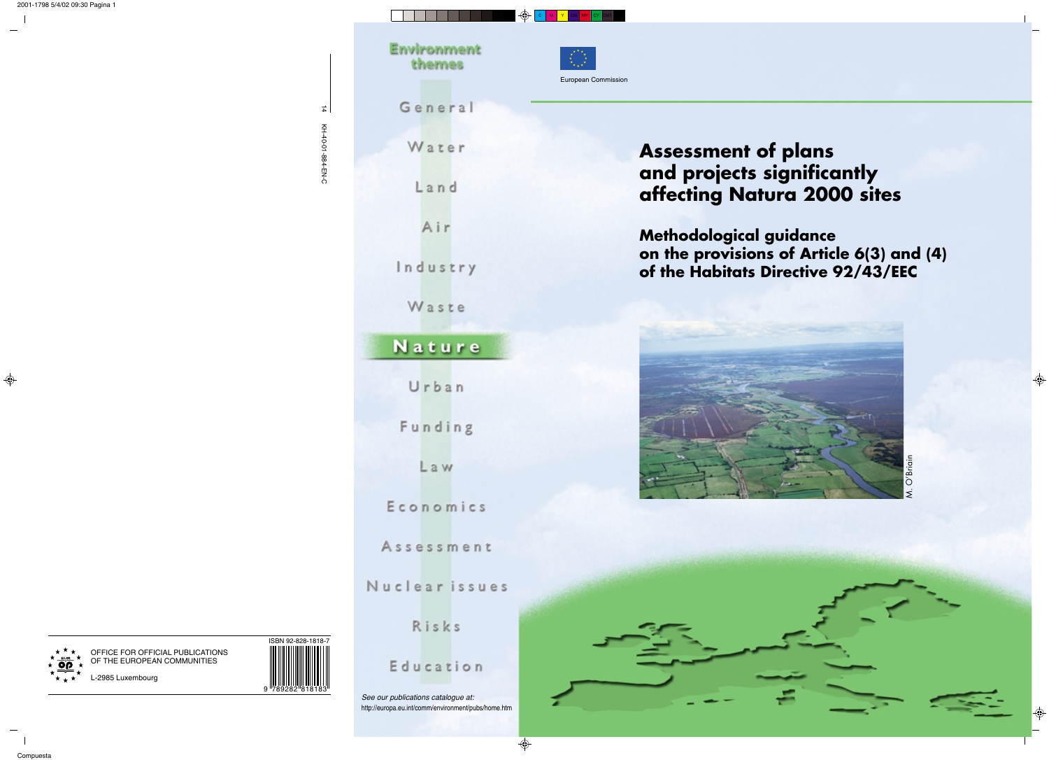Environment themes

General

Water

Land

Air

Industry

Waste

**Nature**

Urban

Funding

Law

Economics

Assessment

Nuclear issues

Risks

Education

European Commission

# Assessment of plans and projects significantly affecting Natura 2000 sites

## Methodological guidance on the provisions of Article 6(3) and (4) of the Habitats Directive 92/43/EEC

M. O'Briain

*See our publications catalogue at:*
http://europa.eu.int/comm/environment/pubs/home.htm

OFFICE FOR OFFICIAL PUBLICATIONS OF THE EUROPEAN COMMUNITIES

L-2985 Luxembourg

ISBN 92-828-1818-7

9 789282 818183

14

KH-40-01-884-EN-C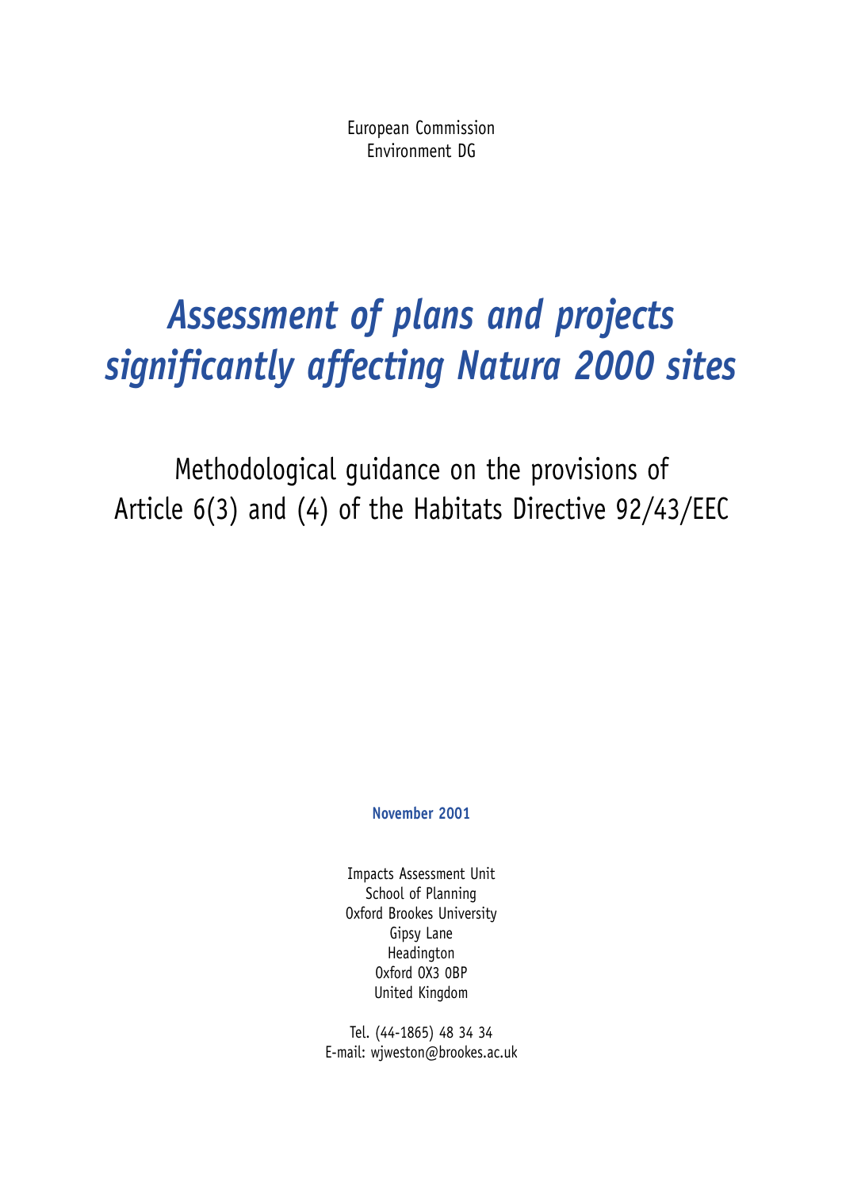European Commission
Environment DG

# *Assessment of plans and projects significantly affecting Natura 2000 sites*

## Methodological guidance on the provisions of Article 6(3) and (4) of the Habitats Directive 92/43/EEC

**November 2001**

Impacts Assessment Unit
School of Planning
Oxford Brookes University
Gipsy Lane
Headington
Oxford OX3 0BP
United Kingdom

Tel. (44-1865) 48 34 34
E-mail: wjweston@brookes.ac.uk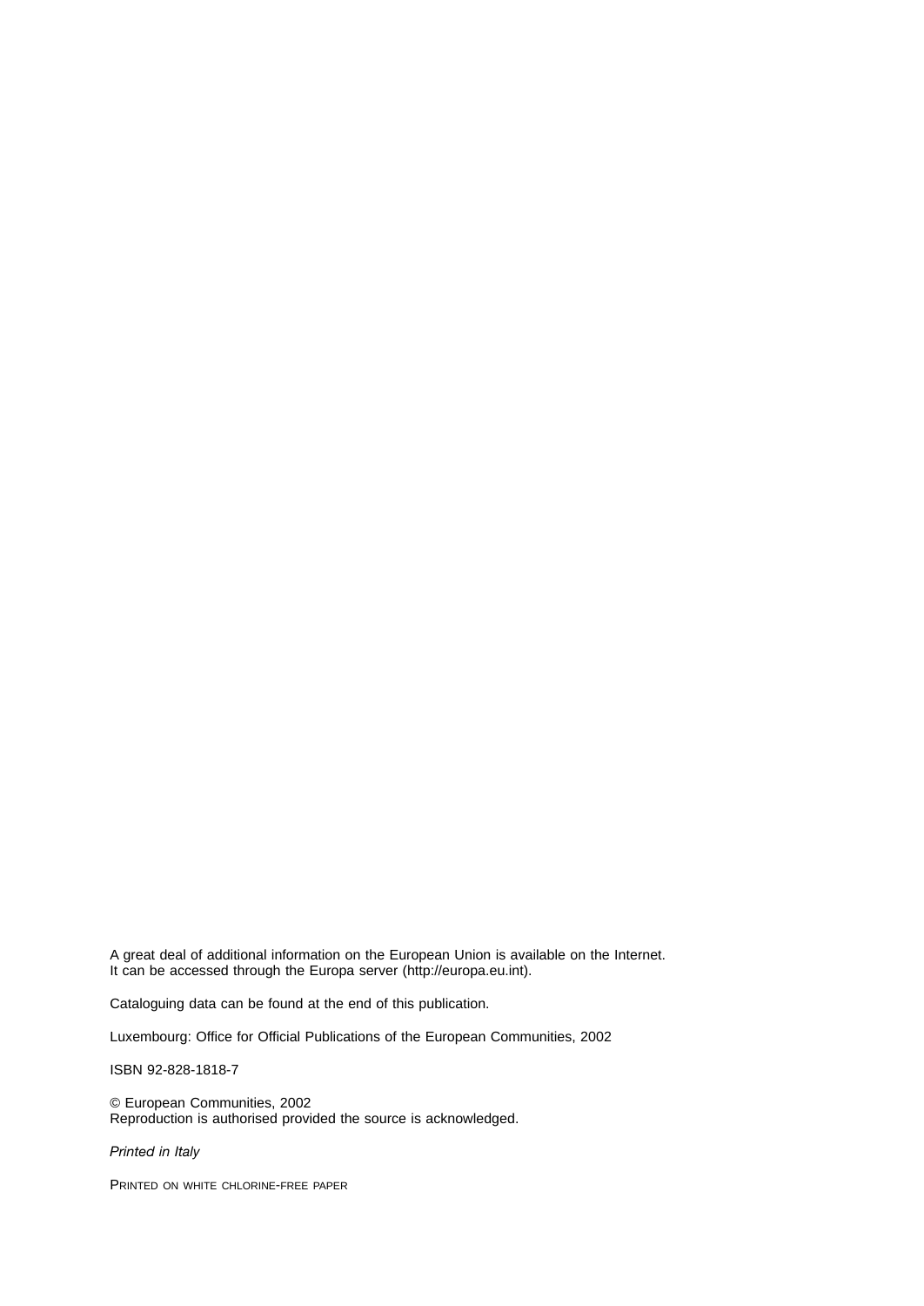A great deal of additional information on the European Union is available on the Internet.
It can be accessed through the Europa server (http://europa.eu.int).

Cataloguing data can be found at the end of this publication.

Luxembourg: Office for Official Publications of the European Communities, 2002

ISBN 92-828-1818-7

© European Communities, 2002
Reproduction is authorised provided the source is acknowledged.

*Printed in Italy*

PRINTED ON WHITE CHLORINE-FREE PAPER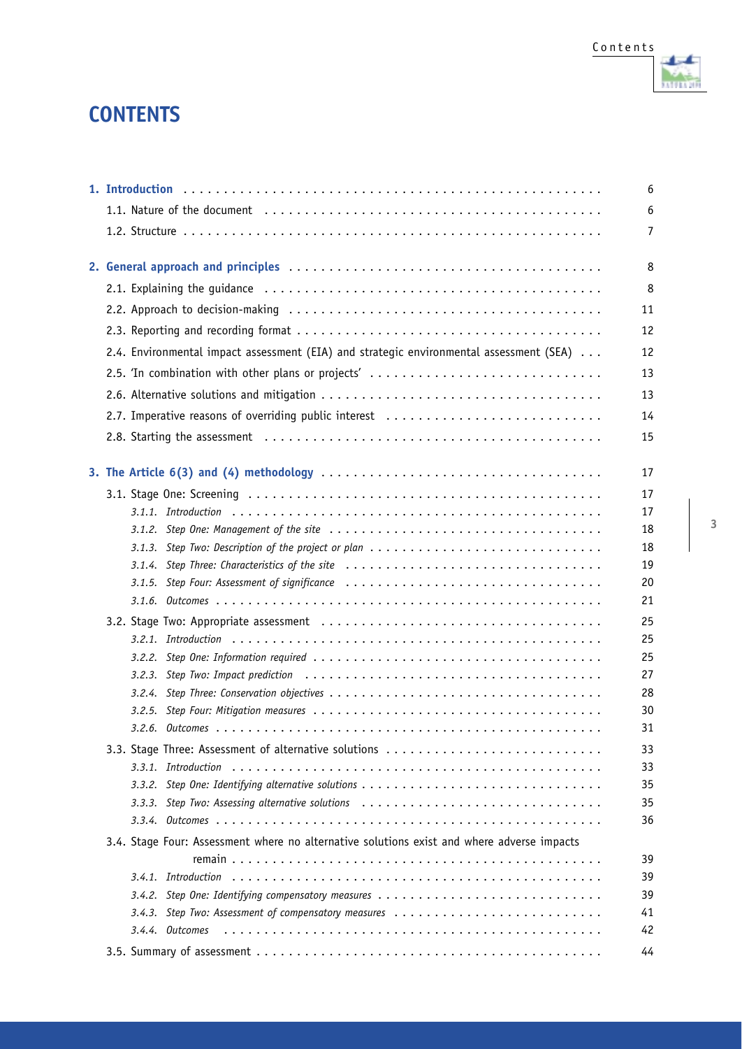# CONTENTS

**1. Introduction** . . . 6

1.1. Nature of the document . . . 6

1.2. Structure . . . 7

**2. General approach and principles** . . . 8

2.1. Explaining the guidance . . . 8

2.2. Approach to decision-making . . . 11

2.3. Reporting and recording format . . . 12

2.4. Environmental impact assessment (EIA) and strategic environmental assessment (SEA) . . . 12

2.5. 'In combination with other plans or projects' . . . 13

2.6. Alternative solutions and mitigation . . . 13

2.7. Imperative reasons of overriding public interest . . . 14

2.8. Starting the assessment . . . 15

**3. The Article 6(3) and (4) methodology** . . . 17

3.1. Stage One: Screening . . . 17

*3.1.1. Introduction* . . . 17

*3.1.2. Step One: Management of the site* . . . 18

*3.1.3. Step Two: Description of the project or plan* . . . 18

*3.1.4. Step Three: Characteristics of the site* . . . 19

*3.1.5. Step Four: Assessment of significance* . . . 20

*3.1.6. Outcomes* . . . 21

3.2. Stage Two: Appropriate assessment . . . 25

*3.2.1. Introduction* . . . 25

*3.2.2. Step One: Information required* . . . 25

*3.2.3. Step Two: Impact prediction* . . . 27

*3.2.4. Step Three: Conservation objectives* . . . 28

*3.2.5. Step Four: Mitigation measures* . . . 30

*3.2.6. Outcomes* . . . 31

3.3. Stage Three: Assessment of alternative solutions . . . 33

*3.3.1. Introduction* . . . 33

*3.3.2. Step One: Identifying alternative solutions* . . . 35

*3.3.3. Step Two: Assessing alternative solutions* . . . 35

*3.3.4. Outcomes* . . . 36

3.4. Stage Four: Assessment where no alternative solutions exist and where adverse impacts remain . . . 39

*3.4.1. Introduction* . . . 39

*3.4.2. Step One: Identifying compensatory measures* . . . 39

*3.4.3. Step Two: Assessment of compensatory measures* . . . 41

*3.4.4. Outcomes* . . . 42

3.5. Summary of assessment . . . 44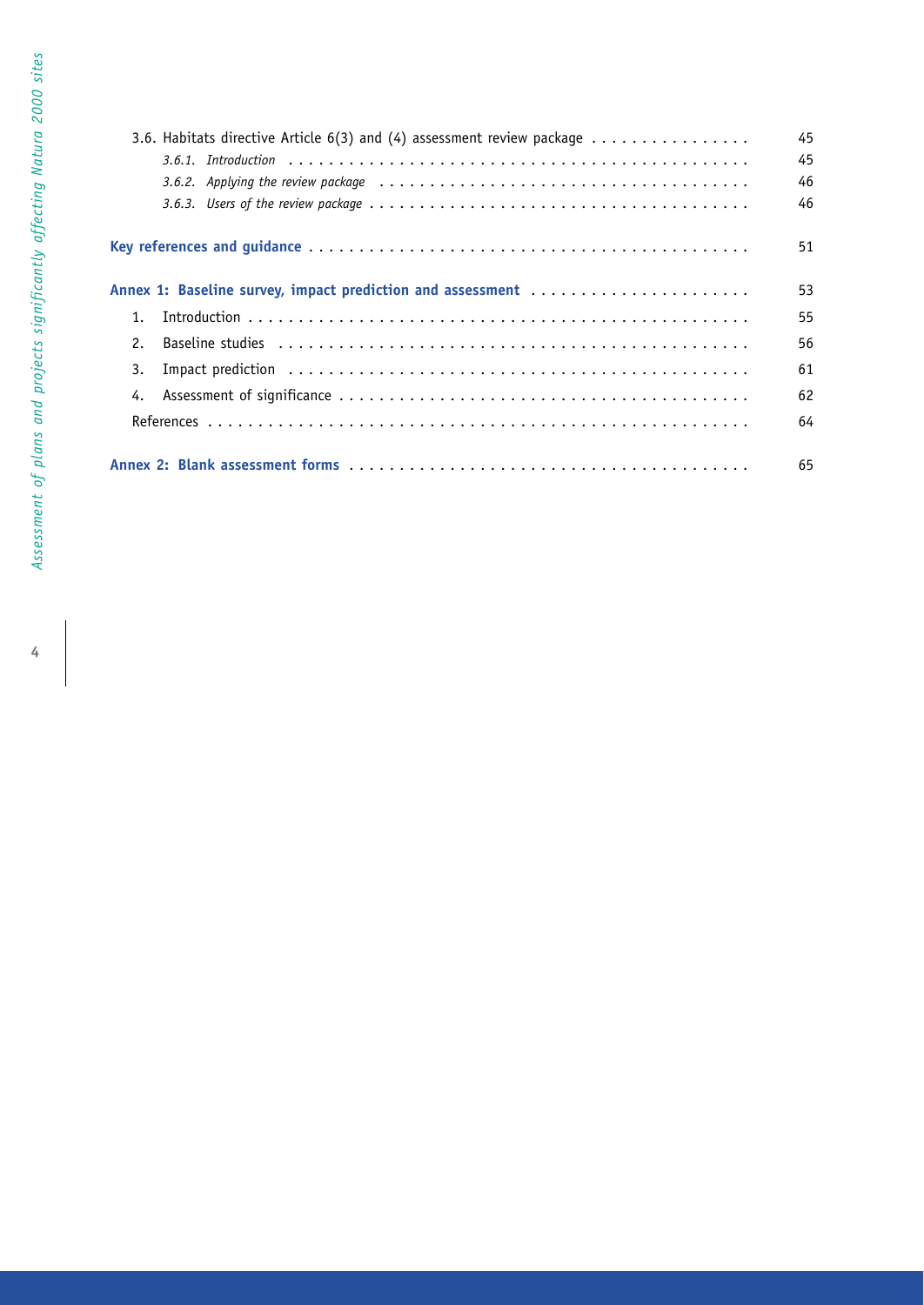3.6. Habitats directive Article 6(3) and (4) assessment review package . . . . . . . . . . . . . . . . 45

*3.6.1. Introduction* . . . . . . . . . . . . . . . . . . . . . . . . . . . . . . . . . . . . . . . . . . . . . . 45

*3.6.2. Applying the review package* . . . . . . . . . . . . . . . . . . . . . . . . . . . . . . . . . . . . 46

*3.6.3. Users of the review package* . . . . . . . . . . . . . . . . . . . . . . . . . . . . . . . . . . . . 46

**Key references and guidance** . . . . . . . . . . . . . . . . . . . . . . . . . . . . . . . . . . . . . . . . . . . . 51

**Annex 1: Baseline survey, impact prediction and assessment** . . . . . . . . . . . . . . . . . . . . . . 53

1. Introduction . . . . . . . . . . . . . . . . . . . . . . . . . . . . . . . . . . . . . . . . . . . . . . . . . . 55
2. Baseline studies . . . . . . . . . . . . . . . . . . . . . . . . . . . . . . . . . . . . . . . . . . . . . . . . 56
3. Impact prediction . . . . . . . . . . . . . . . . . . . . . . . . . . . . . . . . . . . . . . . . . . . . . . . 61
4. Assessment of significance . . . . . . . . . . . . . . . . . . . . . . . . . . . . . . . . . . . . . . . . . 62

References . . . . . . . . . . . . . . . . . . . . . . . . . . . . . . . . . . . . . . . . . . . . . . . . . . . . . . 64

**Annex 2: Blank assessment forms** . . . . . . . . . . . . . . . . . . . . . . . . . . . . . . . . . . . . . . . 65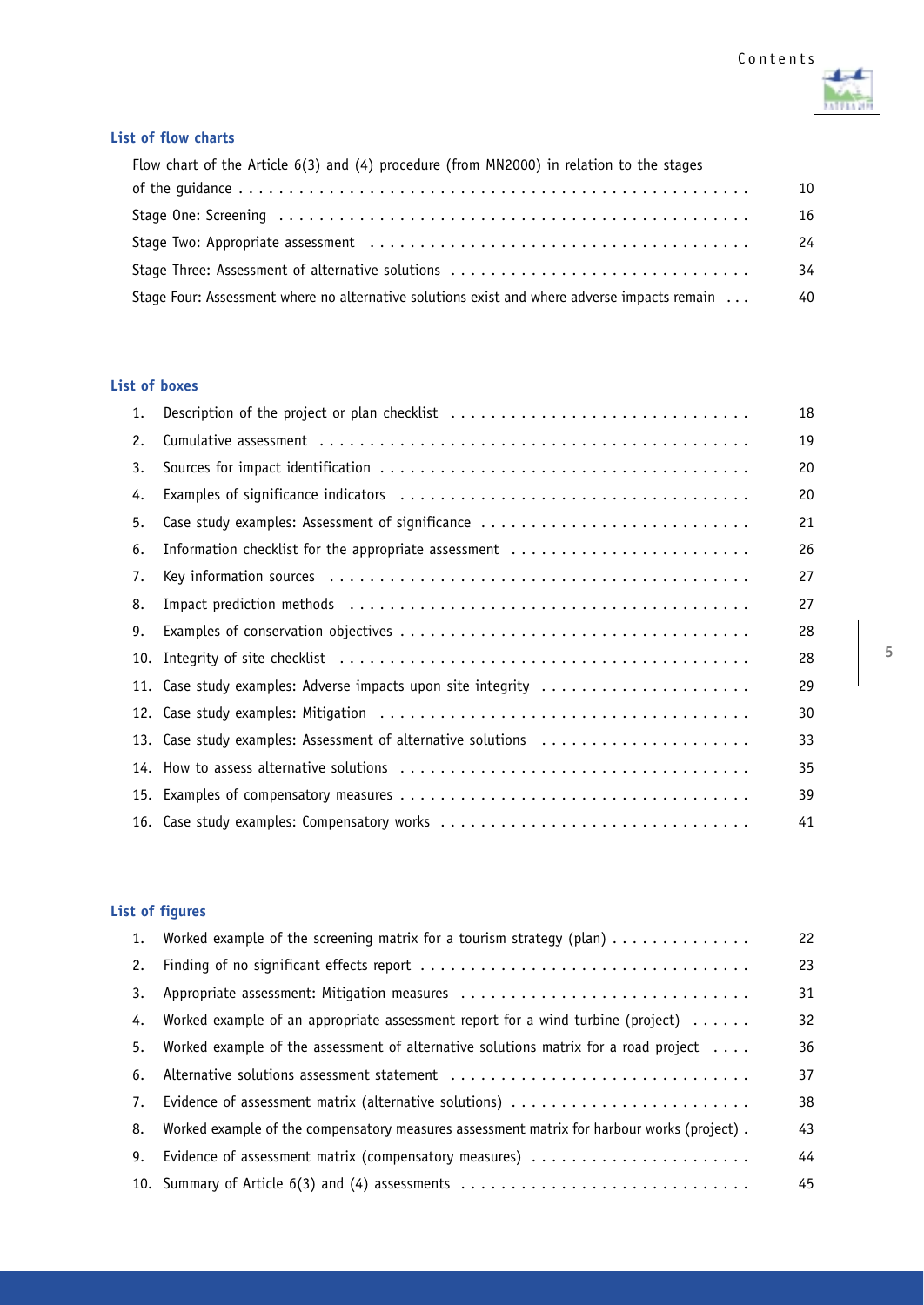## List of flow charts

| | |
|---|---|
| Flow chart of the Article 6(3) and (4) procedure (from MN2000) in relation to the stages of the guidance | 10 |
| Stage One: Screening | 16 |
| Stage Two: Appropriate assessment | 24 |
| Stage Three: Assessment of alternative solutions | 34 |
| Stage Four: Assessment where no alternative solutions exist and where adverse impacts remain | 40 |

## List of boxes

| | | |
|---|---|---|
| 1. | Description of the project or plan checklist | 18 |
| 2. | Cumulative assessment | 19 |
| 3. | Sources for impact identification | 20 |
| 4. | Examples of significance indicators | 20 |
| 5. | Case study examples: Assessment of significance | 21 |
| 6. | Information checklist for the appropriate assessment | 26 |
| 7. | Key information sources | 27 |
| 8. | Impact prediction methods | 27 |
| 9. | Examples of conservation objectives | 28 |
| 10. | Integrity of site checklist | 28 |
| 11. | Case study examples: Adverse impacts upon site integrity | 29 |
| 12. | Case study examples: Mitigation | 30 |
| 13. | Case study examples: Assessment of alternative solutions | 33 |
| 14. | How to assess alternative solutions | 35 |
| 15. | Examples of compensatory measures | 39 |
| 16. | Case study examples: Compensatory works | 41 |

## List of figures

| | | |
|---|---|---|
| 1. | Worked example of the screening matrix for a tourism strategy (plan) | 22 |
| 2. | Finding of no significant effects report | 23 |
| 3. | Appropriate assessment: Mitigation measures | 31 |
| 4. | Worked example of an appropriate assessment report for a wind turbine (project) | 32 |
| 5. | Worked example of the assessment of alternative solutions matrix for a road project | 36 |
| 6. | Alternative solutions assessment statement | 37 |
| 7. | Evidence of assessment matrix (alternative solutions) | 38 |
| 8. | Worked example of the compensatory measures assessment matrix for harbour works (project) | 43 |
| 9. | Evidence of assessment matrix (compensatory measures) | 44 |
| 10. | Summary of Article 6(3) and (4) assessments | 45 |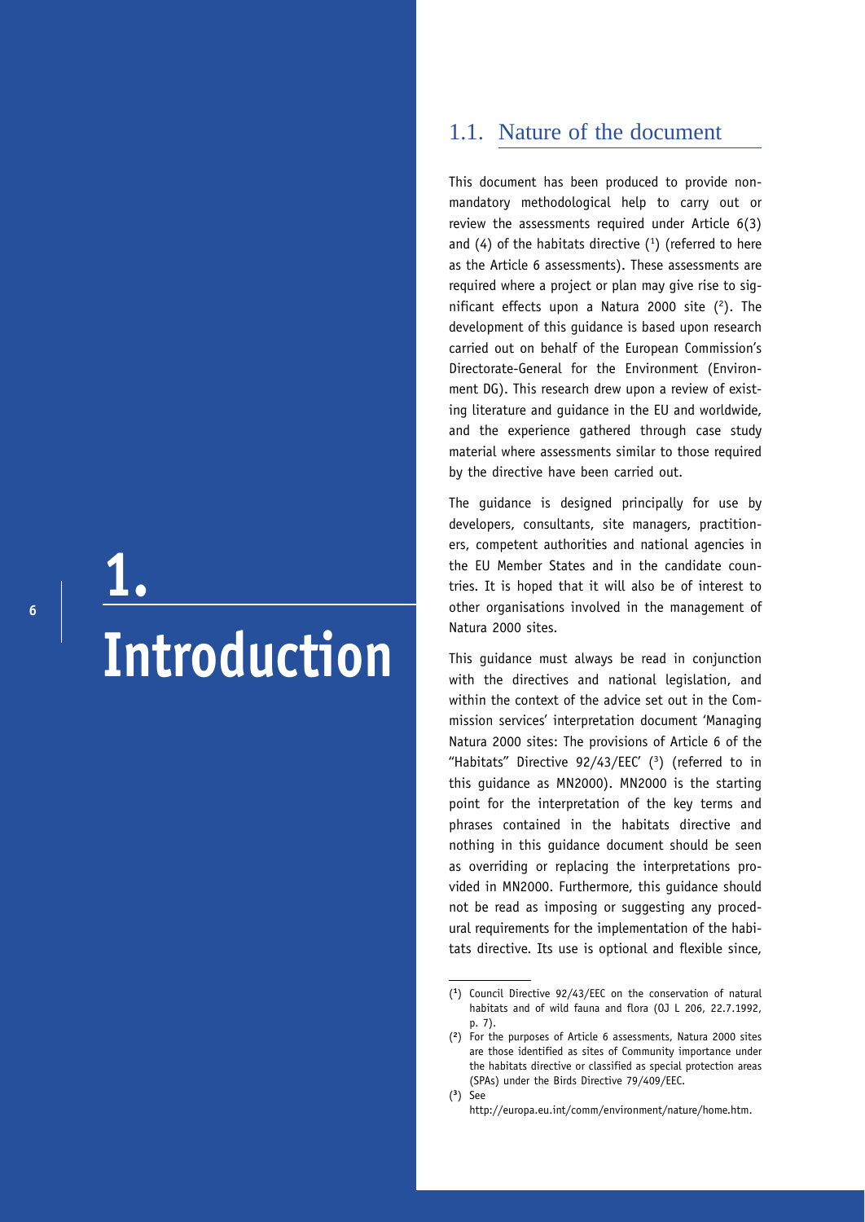# 1. Introduction

## 1.1. Nature of the document

This document has been produced to provide non-mandatory methodological help to carry out or review the assessments required under Article 6(3) and (4) of the habitats directive ([1]) (referred to here as the Article 6 assessments). These assessments are required where a project or plan may give rise to significant effects upon a Natura 2000 site ([2]). The development of this guidance is based upon research carried out on behalf of the European Commission's Directorate-General for the Environment (Environment DG). This research drew upon a review of existing literature and guidance in the EU and worldwide, and the experience gathered through case study material where assessments similar to those required by the directive have been carried out.

The guidance is designed principally for use by developers, consultants, site managers, practitioners, competent authorities and national agencies in the EU Member States and in the candidate countries. It is hoped that it will also be of interest to other organisations involved in the management of Natura 2000 sites.

This guidance must always be read in conjunction with the directives and national legislation, and within the context of the advice set out in the Commission services' interpretation document 'Managing Natura 2000 sites: The provisions of Article 6 of the "Habitats" Directive 92/43/EEC' ([3]) (referred to in this guidance as MN2000). MN2000 is the starting point for the interpretation of the key terms and phrases contained in the habitats directive and nothing in this guidance document should be seen as overriding or replacing the interpretations provided in MN2000. Furthermore, this guidance should not be read as imposing or suggesting any procedural requirements for the implementation of the habitats directive. Its use is optional and flexible since,

---

([1]) Council Directive 92/43/EEC on the conservation of natural habitats and of wild fauna and flora (OJ L 206, 22.7.1992, p. 7).

([2]) For the purposes of Article 6 assessments, Natura 2000 sites are those identified as sites of Community importance under the habitats directive or classified as special protection areas (SPAs) under the Birds Directive 79/409/EEC.

([3]) See http://europa.eu.int/comm/environment/nature/home.htm.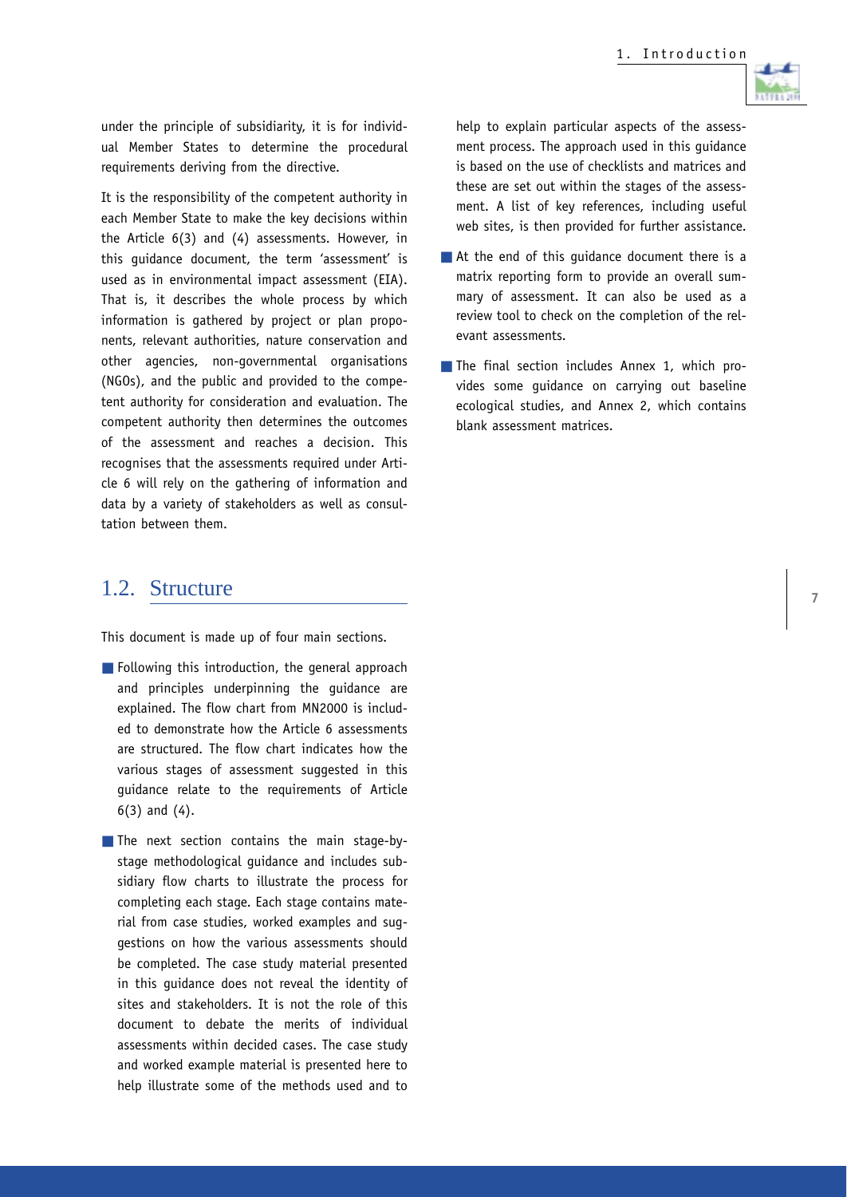under the principle of subsidiarity, it is for individual Member States to determine the procedural requirements deriving from the directive.

It is the responsibility of the competent authority in each Member State to make the key decisions within the Article 6(3) and (4) assessments. However, in this guidance document, the term 'assessment' is used as in environmental impact assessment (EIA). That is, it describes the whole process by which information is gathered by project or plan proponents, relevant authorities, nature conservation and other agencies, non-governmental organisations (NGOs), and the public and provided to the competent authority for consideration and evaluation. The competent authority then determines the outcomes of the assessment and reaches a decision. This recognises that the assessments required under Article 6 will rely on the gathering of information and data by a variety of stakeholders as well as consultation between them.

## 1.2. Structure

This document is made up of four main sections.

- Following this introduction, the general approach and principles underpinning the guidance are explained. The flow chart from MN2000 is included to demonstrate how the Article 6 assessments are structured. The flow chart indicates how the various stages of assessment suggested in this guidance relate to the requirements of Article 6(3) and (4).
- The next section contains the main stage-by-stage methodological guidance and includes subsidiary flow charts to illustrate the process for completing each stage. Each stage contains material from case studies, worked examples and suggestions on how the various assessments should be completed. The case study material presented in this guidance does not reveal the identity of sites and stakeholders. It is not the role of this document to debate the merits of individual assessments within decided cases. The case study and worked example material is presented here to help illustrate some of the methods used and to help to explain particular aspects of the assessment process. The approach used in this guidance is based on the use of checklists and matrices and these are set out within the stages of the assessment. A list of key references, including useful web sites, is then provided for further assistance.
- At the end of this guidance document there is a matrix reporting form to provide an overall summary of assessment. It can also be used as a review tool to check on the completion of the relevant assessments.
- The final section includes Annex 1, which provides some guidance on carrying out baseline ecological studies, and Annex 2, which contains blank assessment matrices.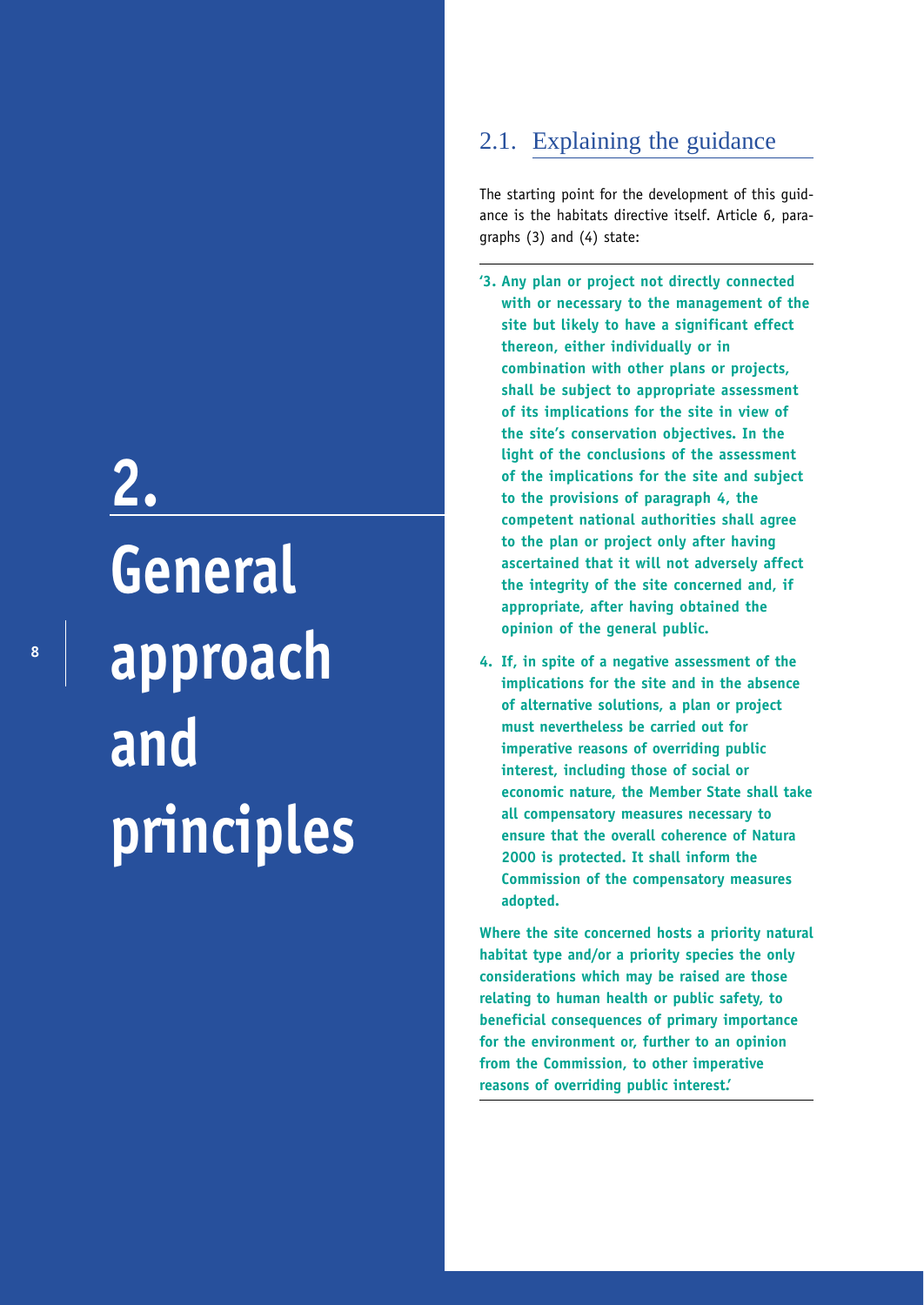# 2. General approach and principles

## 2.1. Explaining the guidance

The starting point for the development of this guidance is the habitats directive itself. Article 6, paragraphs (3) and (4) state:

**'3. Any plan or project not directly connected with or necessary to the management of the site but likely to have a significant effect thereon, either individually or in combination with other plans or projects, shall be subject to appropriate assessment of its implications for the site in view of the site's conservation objectives. In the light of the conclusions of the assessment of the implications for the site and subject to the provisions of paragraph 4, the competent national authorities shall agree to the plan or project only after having ascertained that it will not adversely affect the integrity of the site concerned and, if appropriate, after having obtained the opinion of the general public.**

**4. If, in spite of a negative assessment of the implications for the site and in the absence of alternative solutions, a plan or project must nevertheless be carried out for imperative reasons of overriding public interest, including those of social or economic nature, the Member State shall take all compensatory measures necessary to ensure that the overall coherence of Natura 2000 is protected. It shall inform the Commission of the compensatory measures adopted.**

**Where the site concerned hosts a priority natural habitat type and/or a priority species the only considerations which may be raised are those relating to human health or public safety, to beneficial consequences of primary importance for the environment or, further to an opinion from the Commission, to other imperative reasons of overriding public interest.'**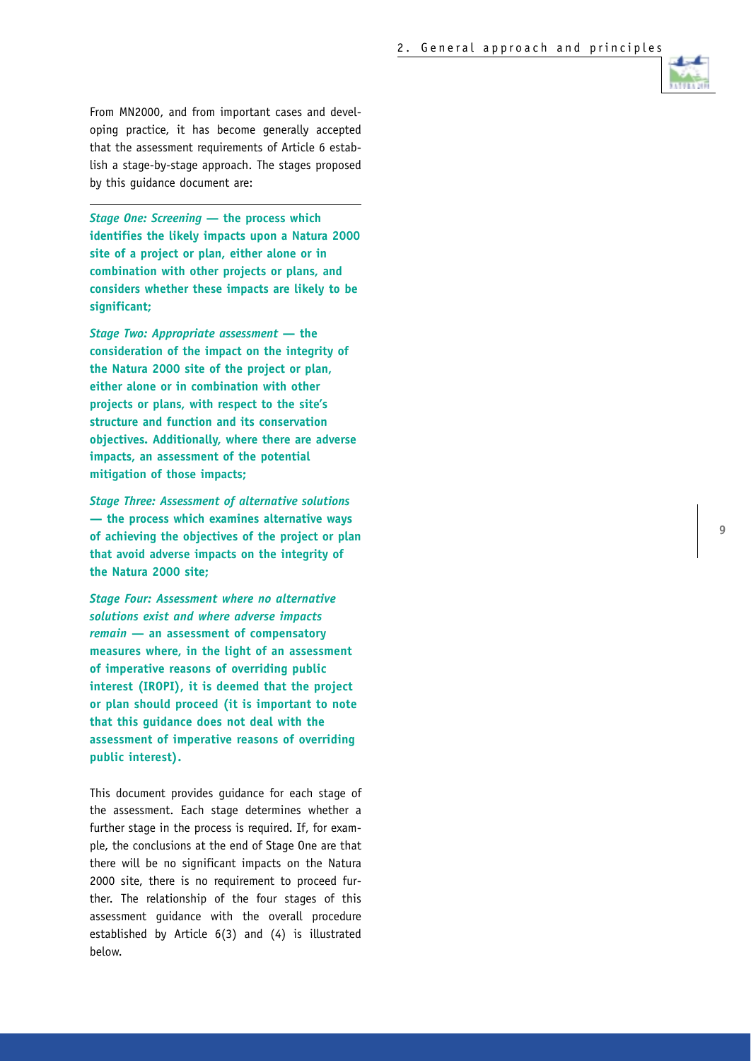From MN2000, and from important cases and developing practice, it has become generally accepted that the assessment requirements of Article 6 establish a stage-by-stage approach. The stages proposed by this guidance document are:

***Stage One: Screening* — the process which identifies the likely impacts upon a Natura 2000 site of a project or plan, either alone or in combination with other projects or plans, and considers whether these impacts are likely to be significant;**

***Stage Two: Appropriate assessment* — the consideration of the impact on the integrity of the Natura 2000 site of the project or plan, either alone or in combination with other projects or plans, with respect to the site's structure and function and its conservation objectives. Additionally, where there are adverse impacts, an assessment of the potential mitigation of those impacts;**

***Stage Three: Assessment of alternative solutions* — the process which examines alternative ways of achieving the objectives of the project or plan that avoid adverse impacts on the integrity of the Natura 2000 site;**

***Stage Four: Assessment where no alternative solutions exist and where adverse impacts remain* — an assessment of compensatory measures where, in the light of an assessment of imperative reasons of overriding public interest (IROPI), it is deemed that the project or plan should proceed (it is important to note that this guidance does not deal with the assessment of imperative reasons of overriding public interest).**

This document provides guidance for each stage of the assessment. Each stage determines whether a further stage in the process is required. If, for example, the conclusions at the end of Stage One are that there will be no significant impacts on the Natura 2000 site, there is no requirement to proceed further. The relationship of the four stages of this assessment guidance with the overall procedure established by Article 6(3) and (4) is illustrated below.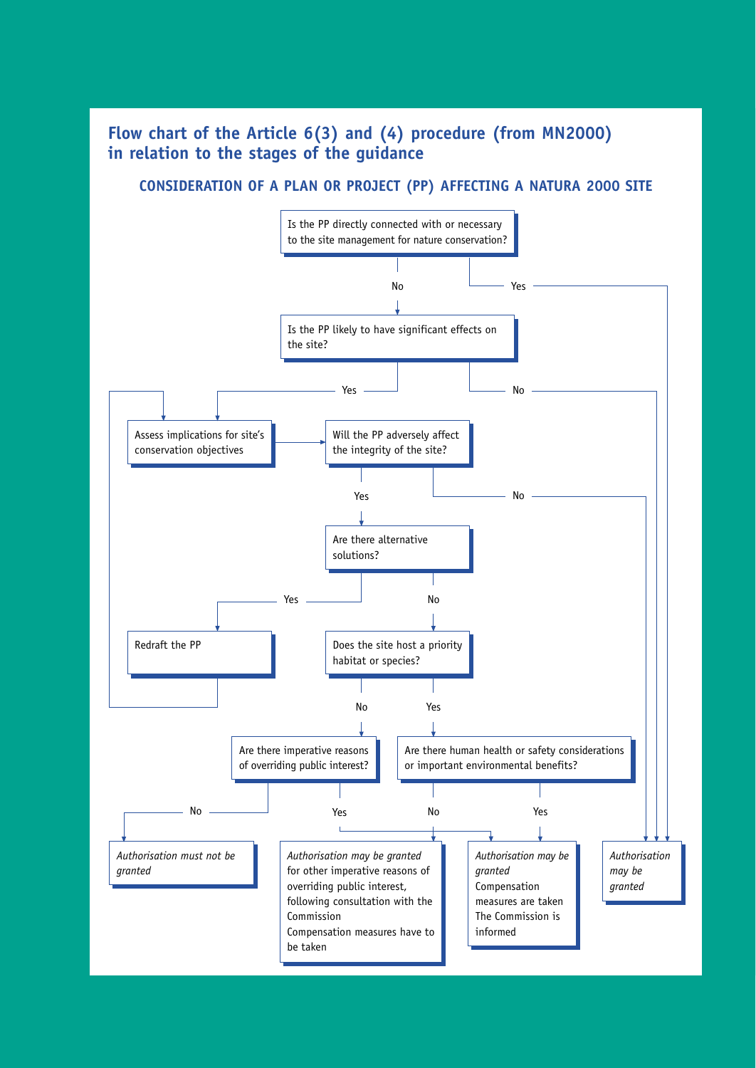## Flow chart of the Article 6(3) and (4) procedure (from MN2000) in relation to the stages of the guidance

### CONSIDERATION OF A PLAN OR PROJECT (PP) AFFECTING A NATURA 2000 SITE

Is the PP directly connected with or necessary to the site management for nature conservation?

- Yes → *Authorisation may be granted*
- No → Is the PP likely to have significant effects on the site?
  - No → *Authorisation may be granted*
  - Yes → Assess implications for site's conservation objectives → Will the PP adversely affect the integrity of the site?
    - No → *Authorisation may be granted*
    - Yes → Are there alternative solutions?
      - Yes → Redraft the PP → Assess implications for site's conservation objectives
      - No → Does the site host a priority habitat or species?
        - No → Are there imperative reasons of overriding public interest?
          - No → *Authorisation must not be granted*
          - Yes → *Authorisation may be granted* Compensation measures are taken The Commission is informed
        - Yes → Are there human health or safety considerations or important environmental benefits?
          - No → *Authorisation may be granted* for other imperative reasons of overriding public interest, following consultation with the Commission Compensation measures have to be taken
          - Yes → *Authorisation may be granted* Compensation measures are taken The Commission is informed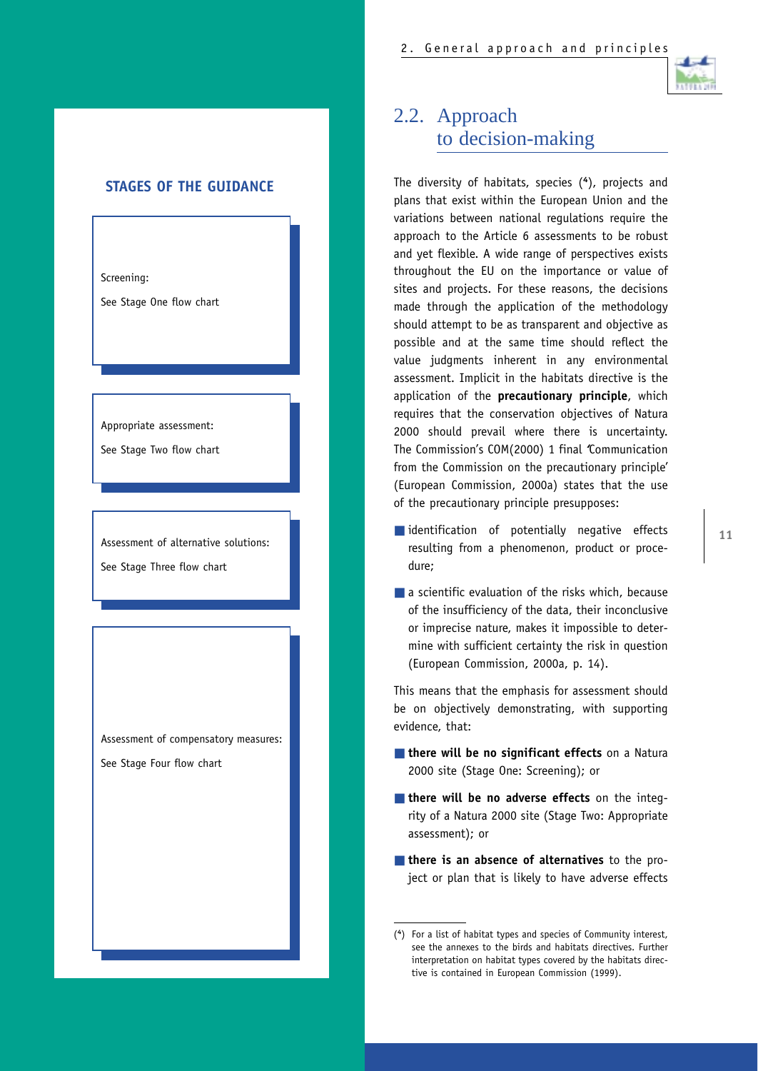## STAGES OF THE GUIDANCE

Screening:

See Stage One flow chart

Appropriate assessment:

See Stage Two flow chart

Assessment of alternative solutions:

See Stage Three flow chart

Assessment of compensatory measures:

See Stage Four flow chart

## 2.2. Approach to decision-making

The diversity of habitats, species ([4]), projects and plans that exist within the European Union and the variations between national regulations require the approach to the Article 6 assessments to be robust and yet flexible. A wide range of perspectives exists throughout the EU on the importance or value of sites and projects. For these reasons, the decisions made through the application of the methodology should attempt to be as transparent and objective as possible and at the same time should reflect the value judgments inherent in any environmental assessment. Implicit in the habitats directive is the application of the **precautionary principle**, which requires that the conservation objectives of Natura 2000 should prevail where there is uncertainty. The Commission's COM(2000) 1 final 'Communication from the Commission on the precautionary principle' (European Commission, 2000a) states that the use of the precautionary principle presupposes:

- identification of potentially negative effects resulting from a phenomenon, product or procedure;
- a scientific evaluation of the risks which, because of the insufficiency of the data, their inconclusive or imprecise nature, makes it impossible to determine with sufficient certainty the risk in question (European Commission, 2000a, p. 14).

This means that the emphasis for assessment should be on objectively demonstrating, with supporting evidence, that:

- **there will be no significant effects** on a Natura 2000 site (Stage One: Screening); or
- **there will be no adverse effects** on the integrity of a Natura 2000 site (Stage Two: Appropriate assessment); or
- **there is an absence of alternatives** to the project or plan that is likely to have adverse effects

([4]) For a list of habitat types and species of Community interest, see the annexes to the birds and habitats directives. Further interpretation on habitat types covered by the habitats directive is contained in European Commission (1999).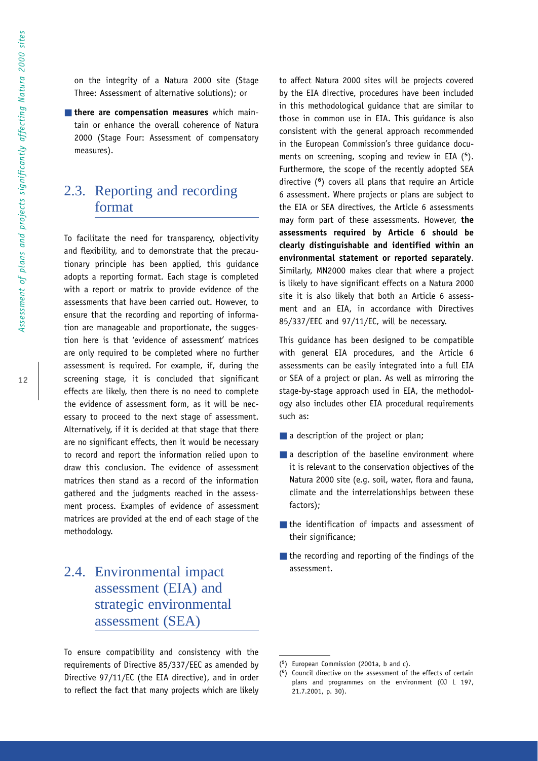on the integrity of a Natura 2000 site (Stage Three: Assessment of alternative solutions); or

- **there are compensation measures** which maintain or enhance the overall coherence of Natura 2000 (Stage Four: Assessment of compensatory measures).

## 2.3. Reporting and recording format

To facilitate the need for transparency, objectivity and flexibility, and to demonstrate that the precautionary principle has been applied, this guidance adopts a reporting format. Each stage is completed with a report or matrix to provide evidence of the assessments that have been carried out. However, to ensure that the recording and reporting of information are manageable and proportionate, the suggestion here is that 'evidence of assessment' matrices are only required to be completed where no further assessment is required. For example, if, during the screening stage, it is concluded that significant effects are likely, then there is no need to complete the evidence of assessment form, as it will be necessary to proceed to the next stage of assessment. Alternatively, if it is decided at that stage that there are no significant effects, then it would be necessary to record and report the information relied upon to draw this conclusion. The evidence of assessment matrices then stand as a record of the information gathered and the judgments reached in the assessment process. Examples of evidence of assessment matrices are provided at the end of each stage of the methodology.

## 2.4. Environmental impact assessment (EIA) and strategic environmental assessment (SEA)

To ensure compatibility and consistency with the requirements of Directive 85/337/EEC as amended by Directive 97/11/EC (the EIA directive), and in order to reflect the fact that many projects which are likely to affect Natura 2000 sites will be projects covered by the EIA directive, procedures have been included in this methodological guidance that are similar to those in common use in EIA. This guidance is also consistent with the general approach recommended in the European Commission's three guidance documents on screening, scoping and review in EIA ([5]). Furthermore, the scope of the recently adopted SEA directive ([6]) covers all plans that require an Article 6 assessment. Where projects or plans are subject to the EIA or SEA directives, the Article 6 assessments may form part of these assessments. However, **the assessments required by Article 6 should be clearly distinguishable and identified within an environmental statement or reported separately**. Similarly, MN2000 makes clear that where a project is likely to have significant effects on a Natura 2000 site it is also likely that both an Article 6 assessment and an EIA, in accordance with Directives 85/337/EEC and 97/11/EC, will be necessary.

This guidance has been designed to be compatible with general EIA procedures, and the Article 6 assessments can be easily integrated into a full EIA or SEA of a project or plan. As well as mirroring the stage-by-stage approach used in EIA, the methodology also includes other EIA procedural requirements such as:

- a description of the project or plan;
- a description of the baseline environment where it is relevant to the conservation objectives of the Natura 2000 site (e.g. soil, water, flora and fauna, climate and the interrelationships between these factors);
- the identification of impacts and assessment of their significance;
- the recording and reporting of the findings of the assessment.

---

([5]) European Commission (2001a, b and c).

([6]) Council directive on the assessment of the effects of certain plans and programmes on the environment (OJ L 197, 21.7.2001, p. 30).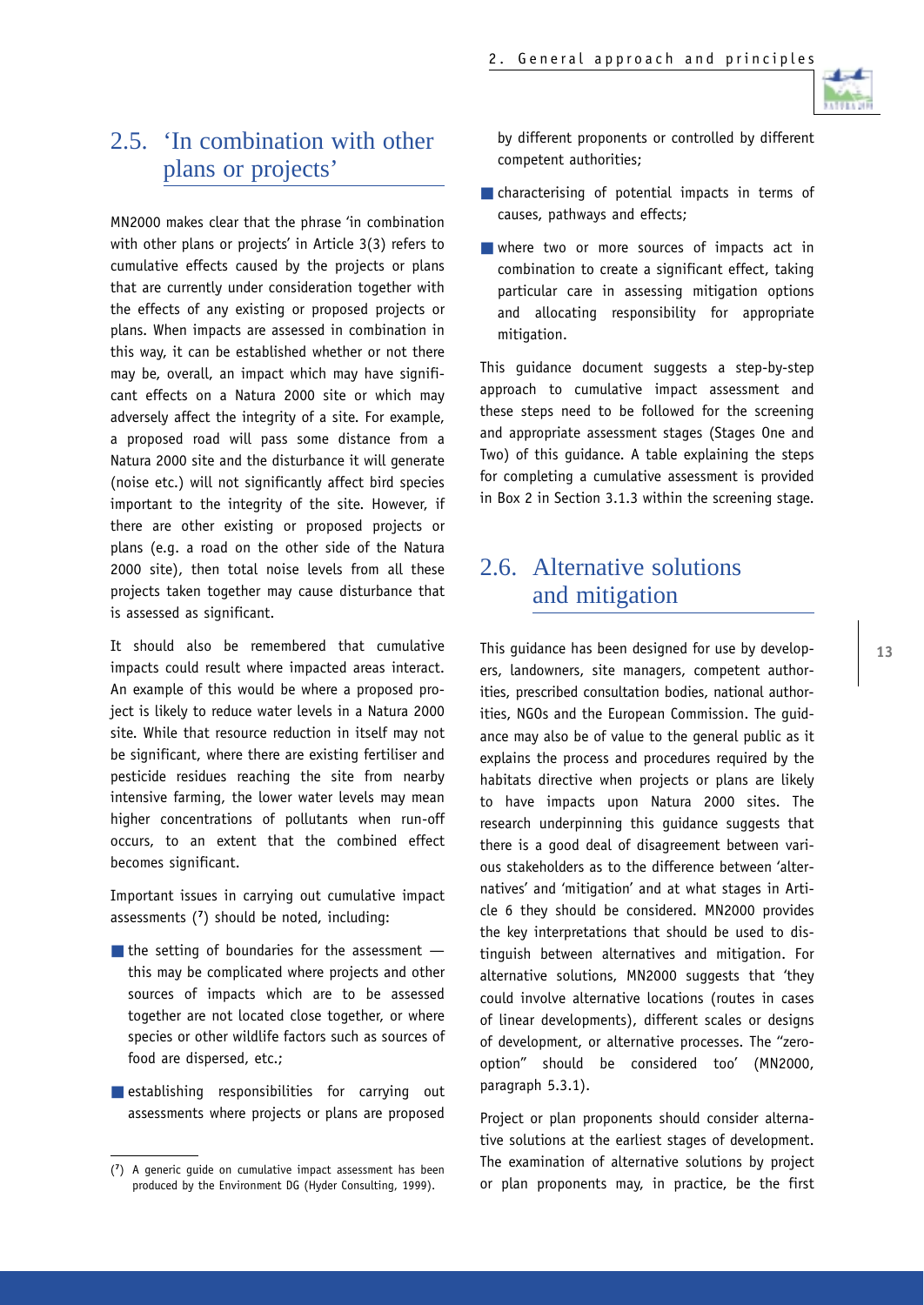## 2.5. 'In combination with other plans or projects'

MN2000 makes clear that the phrase 'in combination with other plans or projects' in Article 3(3) refers to cumulative effects caused by the projects or plans that are currently under consideration together with the effects of any existing or proposed projects or plans. When impacts are assessed in combination in this way, it can be established whether or not there may be, overall, an impact which may have significant effects on a Natura 2000 site or which may adversely affect the integrity of a site. For example, a proposed road will pass some distance from a Natura 2000 site and the disturbance it will generate (noise etc.) will not significantly affect bird species important to the integrity of the site. However, if there are other existing or proposed projects or plans (e.g. a road on the other side of the Natura 2000 site), then total noise levels from all these projects taken together may cause disturbance that is assessed as significant.

It should also be remembered that cumulative impacts could result where impacted areas interact. An example of this would be where a proposed project is likely to reduce water levels in a Natura 2000 site. While that resource reduction in itself may not be significant, where there are existing fertiliser and pesticide residues reaching the site from nearby intensive farming, the lower water levels may mean higher concentrations of pollutants when run-off occurs, to an extent that the combined effect becomes significant.

Important issues in carrying out cumulative impact assessments ([7]) should be noted, including:

- the setting of boundaries for the assessment — this may be complicated where projects and other sources of impacts which are to be assessed together are not located close together, or where species or other wildlife factors such as sources of food are dispersed, etc.;
- establishing responsibilities for carrying out assessments where projects or plans are proposed by different proponents or controlled by different competent authorities;
- characterising of potential impacts in terms of causes, pathways and effects;
- where two or more sources of impacts act in combination to create a significant effect, taking particular care in assessing mitigation options and allocating responsibility for appropriate mitigation.

This guidance document suggests a step-by-step approach to cumulative impact assessment and these steps need to be followed for the screening and appropriate assessment stages (Stages One and Two) of this guidance. A table explaining the steps for completing a cumulative assessment is provided in Box 2 in Section 3.1.3 within the screening stage.

## 2.6. Alternative solutions and mitigation

This guidance has been designed for use by developers, landowners, site managers, competent authorities, prescribed consultation bodies, national authorities, NGOs and the European Commission. The guidance may also be of value to the general public as it explains the process and procedures required by the habitats directive when projects or plans are likely to have impacts upon Natura 2000 sites. The research underpinning this guidance suggests that there is a good deal of disagreement between various stakeholders as to the difference between 'alternatives' and 'mitigation' and at what stages in Article 6 they should be considered. MN2000 provides the key interpretations that should be used to distinguish between alternatives and mitigation. For alternative solutions, MN2000 suggests that 'they could involve alternative locations (routes in cases of linear developments), different scales or designs of development, or alternative processes. The "zero-option" should be considered too' (MN2000, paragraph 5.3.1).

Project or plan proponents should consider alternative solutions at the earliest stages of development. The examination of alternative solutions by project or plan proponents may, in practice, be the first

([7]) A generic guide on cumulative impact assessment has been produced by the Environment DG (Hyder Consulting, 1999).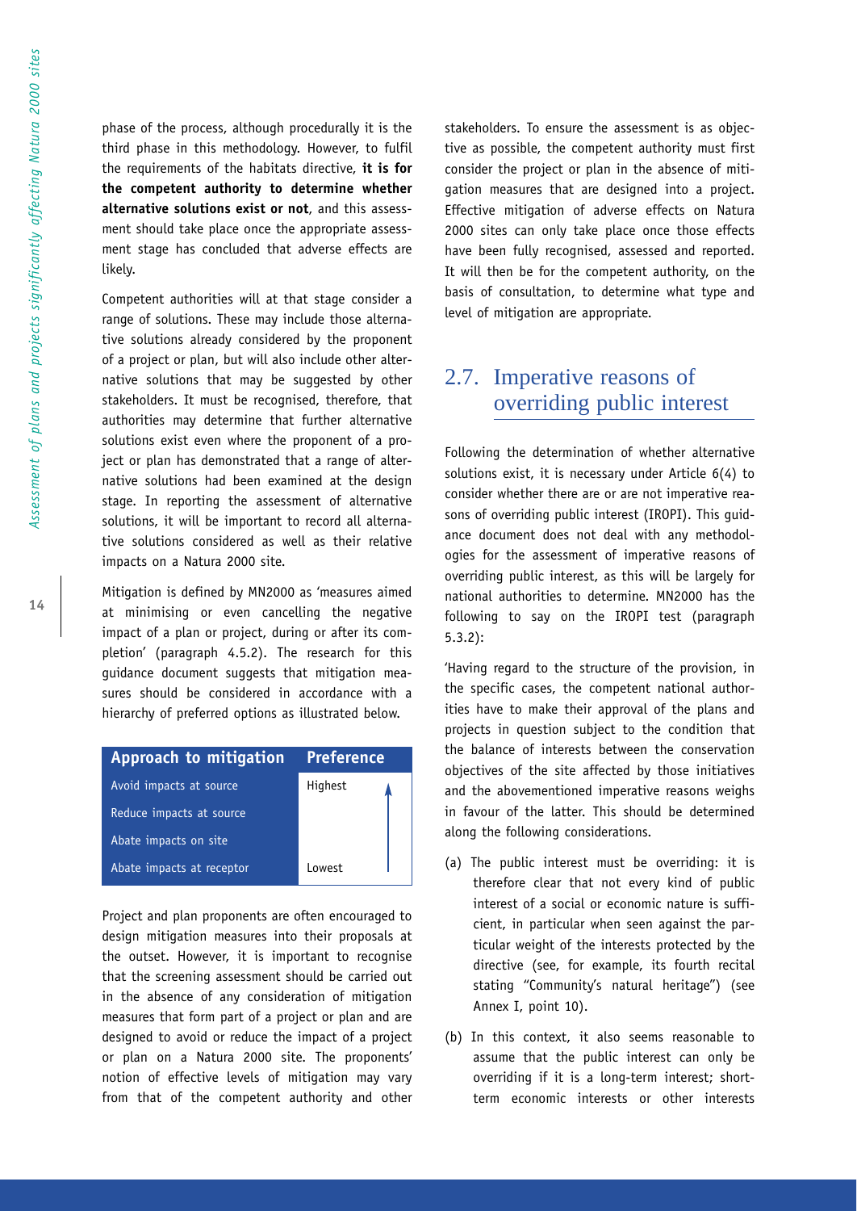phase of the process, although procedurally it is the third phase in this methodology. However, to fulfil the requirements of the habitats directive, **it is for the competent authority to determine whether alternative solutions exist or not**, and this assessment should take place once the appropriate assessment stage has concluded that adverse effects are likely.

Competent authorities will at that stage consider a range of solutions. These may include those alternative solutions already considered by the proponent of a project or plan, but will also include other alternative solutions that may be suggested by other stakeholders. It must be recognised, therefore, that authorities may determine that further alternative solutions exist even where the proponent of a project or plan has demonstrated that a range of alternative solutions had been examined at the design stage. In reporting the assessment of alternative solutions, it will be important to record all alternative solutions considered as well as their relative impacts on a Natura 2000 site.

Mitigation is defined by MN2000 as 'measures aimed at minimising or even cancelling the negative impact of a plan or project, during or after its completion' (paragraph 4.5.2). The research for this guidance document suggests that mitigation measures should be considered in accordance with a hierarchy of preferred options as illustrated below.

| Approach to mitigation | Preference |
|---|---|
| Avoid impacts at source | Highest |
| Reduce impacts at source | |
| Abate impacts on site | |
| Abate impacts at receptor | Lowest |

Project and plan proponents are often encouraged to design mitigation measures into their proposals at the outset. However, it is important to recognise that the screening assessment should be carried out in the absence of any consideration of mitigation measures that form part of a project or plan and are designed to avoid or reduce the impact of a project or plan on a Natura 2000 site. The proponents' notion of effective levels of mitigation may vary from that of the competent authority and other stakeholders. To ensure the assessment is as objective as possible, the competent authority must first consider the project or plan in the absence of mitigation measures that are designed into a project. Effective mitigation of adverse effects on Natura 2000 sites can only take place once those effects have been fully recognised, assessed and reported. It will then be for the competent authority, on the basis of consultation, to determine what type and level of mitigation are appropriate.

## 2.7. Imperative reasons of overriding public interest

Following the determination of whether alternative solutions exist, it is necessary under Article 6(4) to consider whether there are or are not imperative reasons of overriding public interest (IROPI). This guidance document does not deal with any methodologies for the assessment of imperative reasons of overriding public interest, as this will be largely for national authorities to determine. MN2000 has the following to say on the IROPI test (paragraph 5.3.2):

'Having regard to the structure of the provision, in the specific cases, the competent national authorities have to make their approval of the plans and projects in question subject to the condition that the balance of interests between the conservation objectives of the site affected by those initiatives and the abovementioned imperative reasons weighs in favour of the latter. This should be determined along the following considerations.

(a) The public interest must be overriding: it is therefore clear that not every kind of public interest of a social or economic nature is sufficient, in particular when seen against the particular weight of the interests protected by the directive (see, for example, its fourth recital stating "Community's natural heritage") (see Annex I, point 10).

(b) In this context, it also seems reasonable to assume that the public interest can only be overriding if it is a long-term interest; short-term economic interests or other interests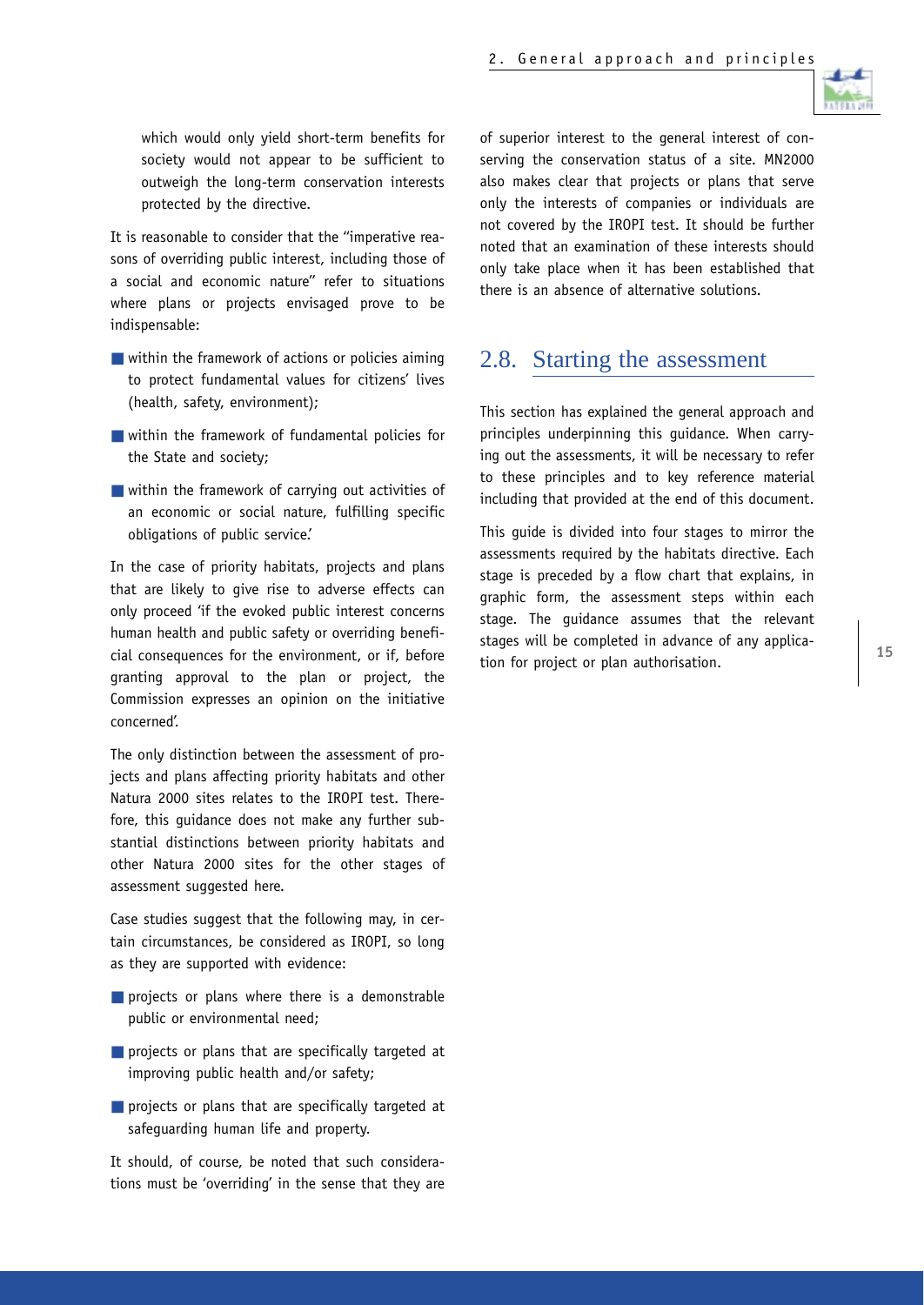which would only yield short-term benefits for society would not appear to be sufficient to outweigh the long-term conservation interests protected by the directive.

It is reasonable to consider that the "imperative reasons of overriding public interest, including those of a social and economic nature" refer to situations where plans or projects envisaged prove to be indispensable:

- within the framework of actions or policies aiming to protect fundamental values for citizens' lives (health, safety, environment);
- within the framework of fundamental policies for the State and society;
- within the framework of carrying out activities of an economic or social nature, fulfilling specific obligations of public service.'

In the case of priority habitats, projects and plans that are likely to give rise to adverse effects can only proceed 'if the evoked public interest concerns human health and public safety or overriding beneficial consequences for the environment, or if, before granting approval to the plan or project, the Commission expresses an opinion on the initiative concerned'.

The only distinction between the assessment of projects and plans affecting priority habitats and other Natura 2000 sites relates to the IROPI test. Therefore, this guidance does not make any further substantial distinctions between priority habitats and other Natura 2000 sites for the other stages of assessment suggested here.

Case studies suggest that the following may, in certain circumstances, be considered as IROPI, so long as they are supported with evidence:

- projects or plans where there is a demonstrable public or environmental need;
- projects or plans that are specifically targeted at improving public health and/or safety;
- projects or plans that are specifically targeted at safeguarding human life and property.

It should, of course, be noted that such considerations must be 'overriding' in the sense that they are of superior interest to the general interest of conserving the conservation status of a site. MN2000 also makes clear that projects or plans that serve only the interests of companies or individuals are not covered by the IROPI test. It should be further noted that an examination of these interests should only take place when it has been established that there is an absence of alternative solutions.

## 2.8. Starting the assessment

This section has explained the general approach and principles underpinning this guidance. When carrying out the assessments, it will be necessary to refer to these principles and to key reference material including that provided at the end of this document.

This guide is divided into four stages to mirror the assessments required by the habitats directive. Each stage is preceded by a flow chart that explains, in graphic form, the assessment steps within each stage. The guidance assumes that the relevant stages will be completed in advance of any application for project or plan authorisation.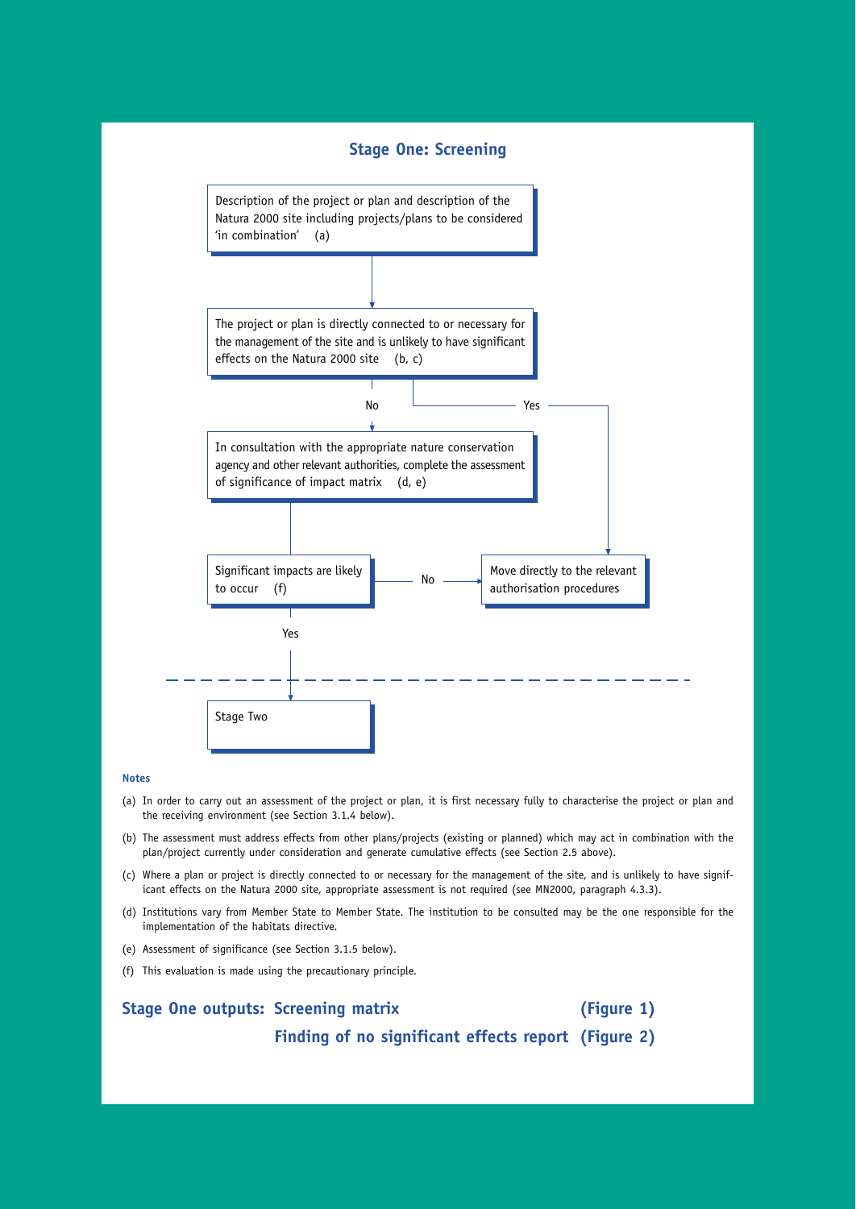## Stage One: Screening

Description of the project or plan and description of the Natura 2000 site including projects/plans to be considered 'in combination' (a)

↓

The project or plan is directly connected to or necessary for the management of the site and is unlikely to have significant effects on the Natura 2000 site (b, c)

- No → In consultation with the appropriate nature conservation agency and other relevant authorities, complete the assessment of significance of impact matrix (d, e)
- Yes → Move directly to the relevant authorisation procedures

In consultation with the appropriate nature conservation agency and other relevant authorities, complete the assessment of significance of impact matrix (d, e)

↓

Significant impacts are likely to occur (f)

- No → Move directly to the relevant authorisation procedures
- Yes → Stage Two

---

Stage Two

**Notes**

(a) In order to carry out an assessment of the project or plan, it is first necessary fully to characterise the project or plan and the receiving environment (see Section 3.1.4 below).

(b) The assessment must address effects from other plans/projects (existing or planned) which may act in combination with the plan/project currently under consideration and generate cumulative effects (see Section 2.5 above).

(c) Where a plan or project is directly connected to or necessary for the management of the site, and is unlikely to have significant effects on the Natura 2000 site, appropriate assessment is not required (see MN2000, paragraph 4.3.3).

(d) Institutions vary from Member State to Member State. The institution to be consulted may be the one responsible for the implementation of the habitats directive.

(e) Assessment of significance (see Section 3.1.5 below).

(f) This evaluation is made using the precautionary principle.

**Stage One outputs: Screening matrix (Figure 1)**

**Finding of no significant effects report (Figure 2)**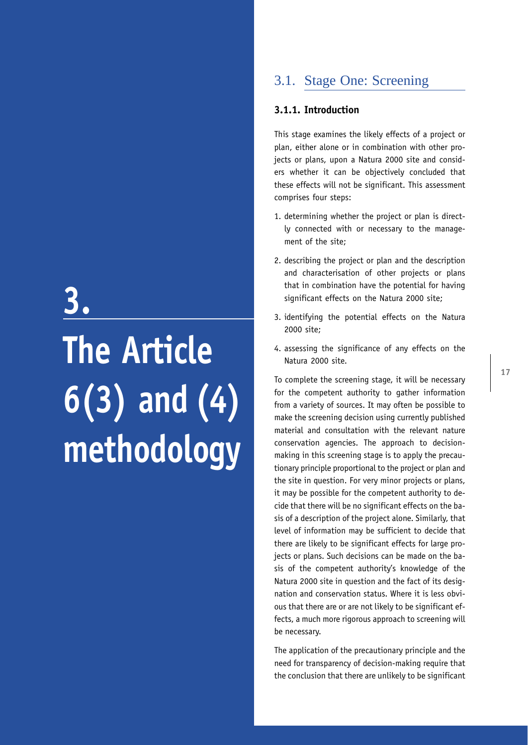# 3. The Article 6(3) and (4) methodology

## 3.1. Stage One: Screening

### 3.1.1. Introduction

This stage examines the likely effects of a project or plan, either alone or in combination with other projects or plans, upon a Natura 2000 site and considers whether it can be objectively concluded that these effects will not be significant. This assessment comprises four steps:

1. determining whether the project or plan is directly connected with or necessary to the management of the site;
2. describing the project or plan and the description and characterisation of other projects or plans that in combination have the potential for having significant effects on the Natura 2000 site;
3. identifying the potential effects on the Natura 2000 site;
4. assessing the significance of any effects on the Natura 2000 site.

To complete the screening stage, it will be necessary for the competent authority to gather information from a variety of sources. It may often be possible to make the screening decision using currently published material and consultation with the relevant nature conservation agencies. The approach to decision-making in this screening stage is to apply the precautionary principle proportional to the project or plan and the site in question. For very minor projects or plans, it may be possible for the competent authority to decide that there will be no significant effects on the basis of a description of the project alone. Similarly, that level of information may be sufficient to decide that there are likely to be significant effects for large projects or plans. Such decisions can be made on the basis of the competent authority's knowledge of the Natura 2000 site in question and the fact of its designation and conservation status. Where it is less obvious that there are or are not likely to be significant effects, a much more rigorous approach to screening will be necessary.

The application of the precautionary principle and the need for transparency of decision-making require that the conclusion that there are unlikely to be significant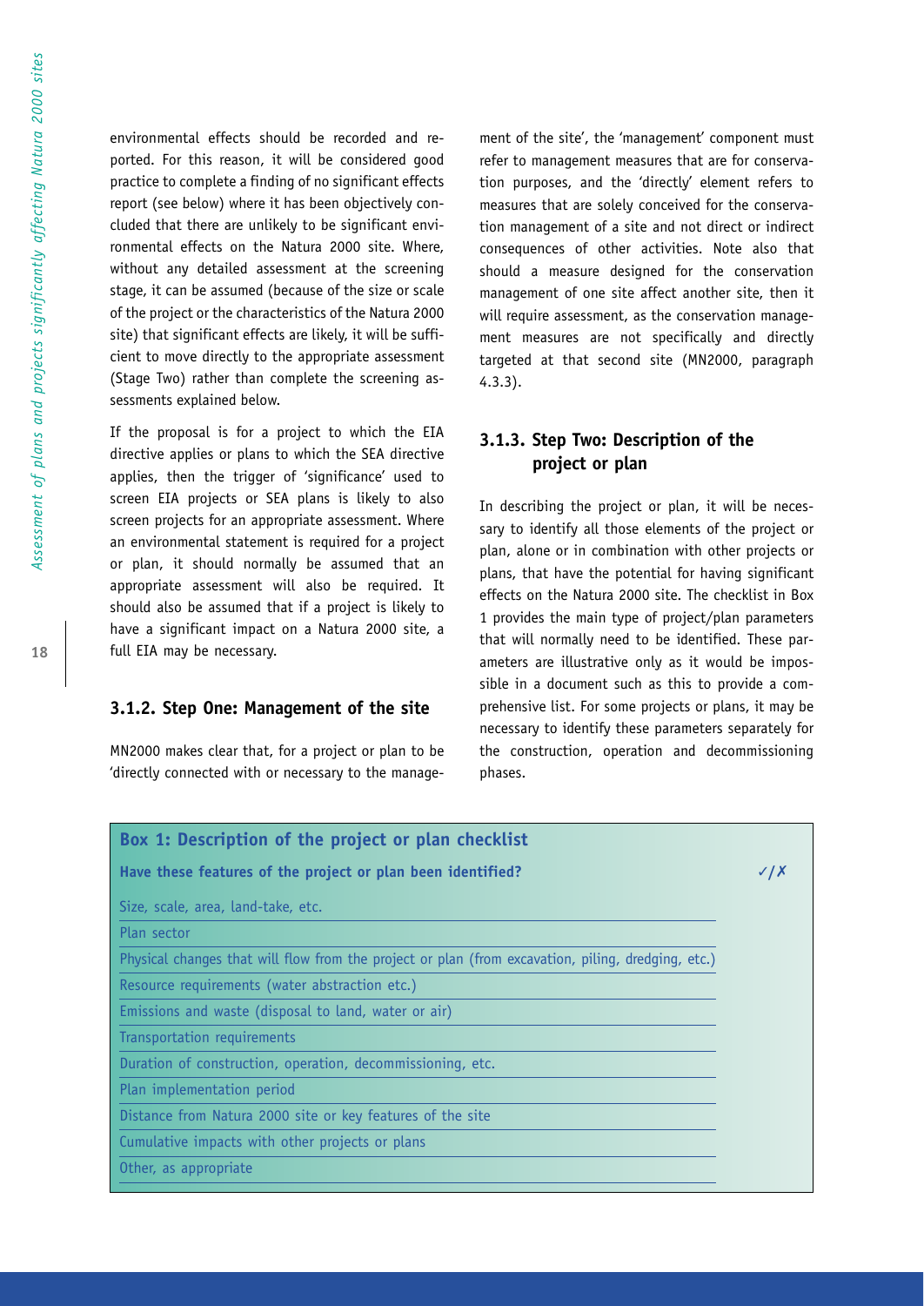environmental effects should be recorded and reported. For this reason, it will be considered good practice to complete a finding of no significant effects report (see below) where it has been objectively concluded that there are unlikely to be significant environmental effects on the Natura 2000 site. Where, without any detailed assessment at the screening stage, it can be assumed (because of the size or scale of the project or the characteristics of the Natura 2000 site) that significant effects are likely, it will be sufficient to move directly to the appropriate assessment (Stage Two) rather than complete the screening assessments explained below.

If the proposal is for a project to which the EIA directive applies or plans to which the SEA directive applies, then the trigger of 'significance' used to screen EIA projects or SEA plans is likely to also screen projects for an appropriate assessment. Where an environmental statement is required for a project or plan, it should normally be assumed that an appropriate assessment will also be required. It should also be assumed that if a project is likely to have a significant impact on a Natura 2000 site, a full EIA may be necessary.

### 3.1.2. Step One: Management of the site

MN2000 makes clear that, for a project or plan to be 'directly connected with or necessary to the management of the site', the 'management' component must refer to management measures that are for conservation purposes, and the 'directly' element refers to measures that are solely conceived for the conservation management of a site and not direct or indirect consequences of other activities. Note also that should a measure designed for the conservation management of one site affect another site, then it will require assessment, as the conservation management measures are not specifically and directly targeted at that second site (MN2000, paragraph 4.3.3).

### 3.1.3. Step Two: Description of the project or plan

In describing the project or plan, it will be necessary to identify all those elements of the project or plan, alone or in combination with other projects or plans, that have the potential for having significant effects on the Natura 2000 site. The checklist in Box 1 provides the main type of project/plan parameters that will normally need to be identified. These parameters are illustrative only as it would be impossible in a document such as this to provide a comprehensive list. For some projects or plans, it may be necessary to identify these parameters separately for the construction, operation and decommissioning phases.

**Box 1: Description of the project or plan checklist**

| Have these features of the project or plan been identified? | ✓/✗ |
|---|---|
| Size, scale, area, land-take, etc. | |
| Plan sector | |
| Physical changes that will flow from the project or plan (from excavation, piling, dredging, etc.) | |
| Resource requirements (water abstraction etc.) | |
| Emissions and waste (disposal to land, water or air) | |
| Transportation requirements | |
| Duration of construction, operation, decommissioning, etc. | |
| Plan implementation period | |
| Distance from Natura 2000 site or key features of the site | |
| Cumulative impacts with other projects or plans | |
| Other, as appropriate | |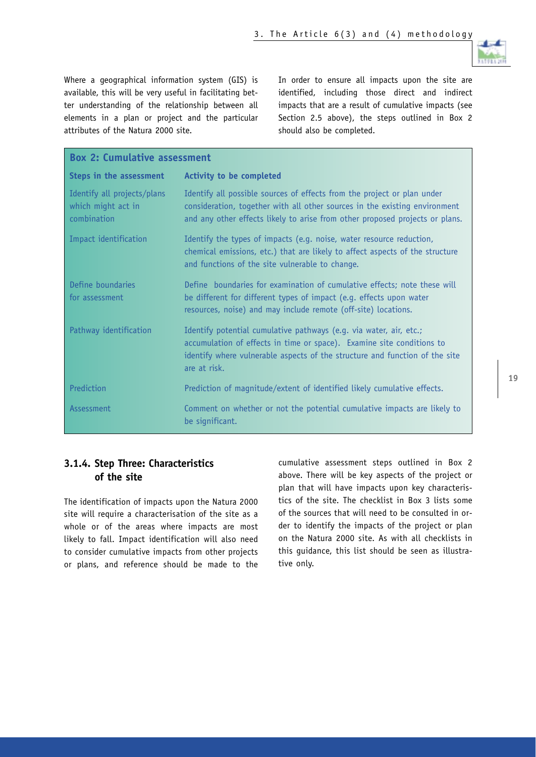Where a geographical information system (GIS) is available, this will be very useful in facilitating better understanding of the relationship between all elements in a plan or project and the particular attributes of the Natura 2000 site.

In order to ensure all impacts upon the site are identified, including those direct and indirect impacts that are a result of cumulative impacts (see Section 2.5 above), the steps outlined in Box 2 should also be completed.

**Box 2: Cumulative assessment**

| Steps in the assessment | Activity to be completed |
|---|---|
| Identify all projects/plans which might act in combination | Identify all possible sources of effects from the project or plan under consideration, together with all other sources in the existing environment and any other effects likely to arise from other proposed projects or plans. |
| Impact identification | Identify the types of impacts (e.g. noise, water resource reduction, chemical emissions, etc.) that are likely to affect aspects of the structure and functions of the site vulnerable to change. |
| Define boundaries for assessment | Define boundaries for examination of cumulative effects; note these will be different for different types of impact (e.g. effects upon water resources, noise) and may include remote (off-site) locations. |
| Pathway identification | Identify potential cumulative pathways (e.g. via water, air, etc.; accumulation of effects in time or space). Examine site conditions to identify where vulnerable aspects of the structure and function of the site are at risk. |
| Prediction | Prediction of magnitude/extent of identified likely cumulative effects. |
| Assessment | Comment on whether or not the potential cumulative impacts are likely to be significant. |

### 3.1.4. Step Three: Characteristics of the site

The identification of impacts upon the Natura 2000 site will require a characterisation of the site as a whole or of the areas where impacts are most likely to fall. Impact identification will also need to consider cumulative impacts from other projects or plans, and reference should be made to the cumulative assessment steps outlined in Box 2 above. There will be key aspects of the project or plan that will have impacts upon key characteristics of the site. The checklist in Box 3 lists some of the sources that will need to be consulted in order to identify the impacts of the project or plan on the Natura 2000 site. As with all checklists in this guidance, this list should be seen as illustrative only.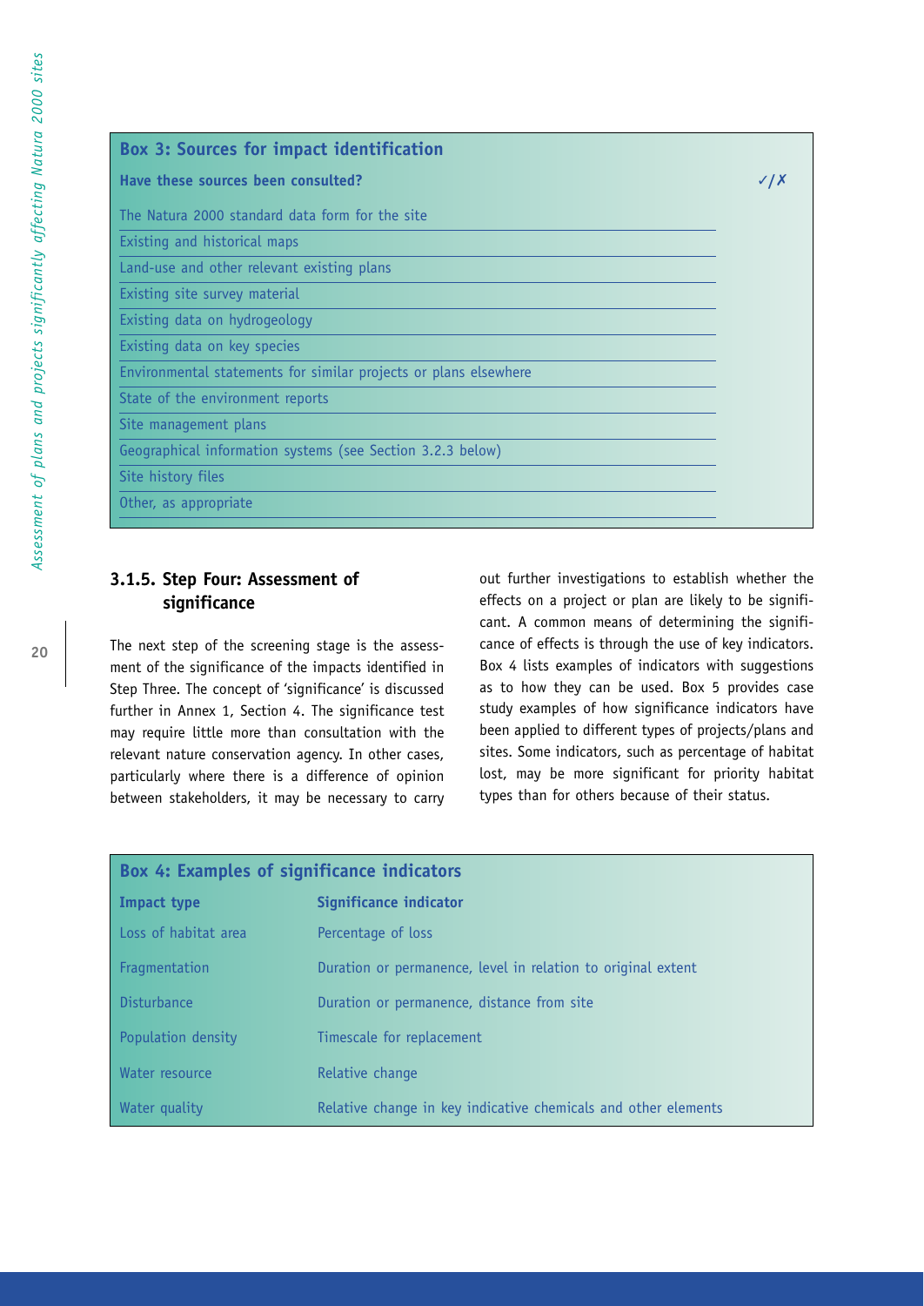**Box 3: Sources for impact identification**

| Have these sources been consulted? | ✓/✗ |
|---|---|
| The Natura 2000 standard data form for the site | |
| Existing and historical maps | |
| Land-use and other relevant existing plans | |
| Existing site survey material | |
| Existing data on hydrogeology | |
| Existing data on key species | |
| Environmental statements for similar projects or plans elsewhere | |
| State of the environment reports | |
| Site management plans | |
| Geographical information systems (see Section 3.2.3 below) | |
| Site history files | |
| Other, as appropriate | |

### 3.1.5. Step Four: Assessment of significance

The next step of the screening stage is the assessment of the significance of the impacts identified in Step Three. The concept of 'significance' is discussed further in Annex 1, Section 4. The significance test may require little more than consultation with the relevant nature conservation agency. In other cases, particularly where there is a difference of opinion between stakeholders, it may be necessary to carry out further investigations to establish whether the effects on a project or plan are likely to be significant. A common means of determining the significance of effects is through the use of key indicators. Box 4 lists examples of indicators with suggestions as to how they can be used. Box 5 provides case study examples of how significance indicators have been applied to different types of projects/plans and sites. Some indicators, such as percentage of habitat lost, may be more significant for priority habitat types than for others because of their status.

**Box 4: Examples of significance indicators**

| Impact type | Significance indicator |
|---|---|
| Loss of habitat area | Percentage of loss |
| Fragmentation | Duration or permanence, level in relation to original extent |
| Disturbance | Duration or permanence, distance from site |
| Population density | Timescale for replacement |
| Water resource | Relative change |
| Water quality | Relative change in key indicative chemicals and other elements |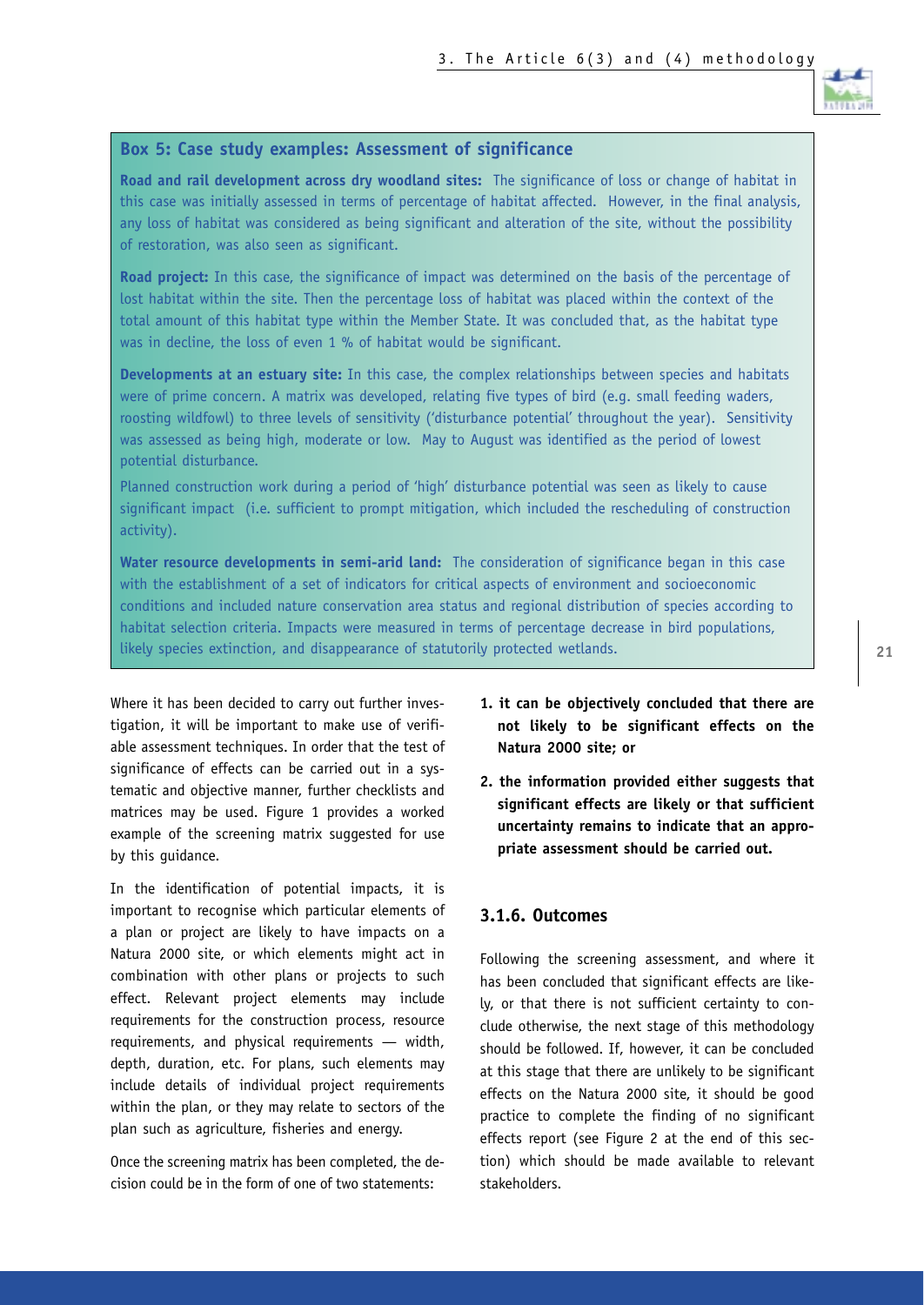### Box 5: Case study examples: Assessment of significance

**Road and rail development across dry woodland sites:** The significance of loss or change of habitat in this case was initially assessed in terms of percentage of habitat affected. However, in the final analysis, any loss of habitat was considered as being significant and alteration of the site, without the possibility of restoration, was also seen as significant.

**Road project:** In this case, the significance of impact was determined on the basis of the percentage of lost habitat within the site. Then the percentage loss of habitat was placed within the context of the total amount of this habitat type within the Member State. It was concluded that, as the habitat type was in decline, the loss of even 1 % of habitat would be significant.

**Developments at an estuary site:** In this case, the complex relationships between species and habitats were of prime concern. A matrix was developed, relating five types of bird (e.g. small feeding waders, roosting wildfowl) to three levels of sensitivity ('disturbance potential' throughout the year). Sensitivity was assessed as being high, moderate or low. May to August was identified as the period of lowest potential disturbance.

Planned construction work during a period of 'high' disturbance potential was seen as likely to cause significant impact (i.e. sufficient to prompt mitigation, which included the rescheduling of construction activity).

**Water resource developments in semi-arid land:** The consideration of significance began in this case with the establishment of a set of indicators for critical aspects of environment and socioeconomic conditions and included nature conservation area status and regional distribution of species according to habitat selection criteria. Impacts were measured in terms of percentage decrease in bird populations, likely species extinction, and disappearance of statutorily protected wetlands.

Where it has been decided to carry out further investigation, it will be important to make use of verifiable assessment techniques. In order that the test of significance of effects can be carried out in a systematic and objective manner, further checklists and matrices may be used. Figure 1 provides a worked example of the screening matrix suggested for use by this guidance.

In the identification of potential impacts, it is important to recognise which particular elements of a plan or project are likely to have impacts on a Natura 2000 site, or which elements might act in combination with other plans or projects to such effect. Relevant project elements may include requirements for the construction process, resource requirements, and physical requirements — width, depth, duration, etc. For plans, such elements may include details of individual project requirements within the plan, or they may relate to sectors of the plan such as agriculture, fisheries and energy.

Once the screening matrix has been completed, the decision could be in the form of one of two statements:

1. **it can be objectively concluded that there are not likely to be significant effects on the Natura 2000 site; or**
2. **the information provided either suggests that significant effects are likely or that sufficient uncertainty remains to indicate that an appropriate assessment should be carried out.**

### 3.1.6. Outcomes

Following the screening assessment, and where it has been concluded that significant effects are likely, or that there is not sufficient certainty to conclude otherwise, the next stage of this methodology should be followed. If, however, it can be concluded at this stage that there are unlikely to be significant effects on the Natura 2000 site, it should be good practice to complete the finding of no significant effects report (see Figure 2 at the end of this section) which should be made available to relevant stakeholders.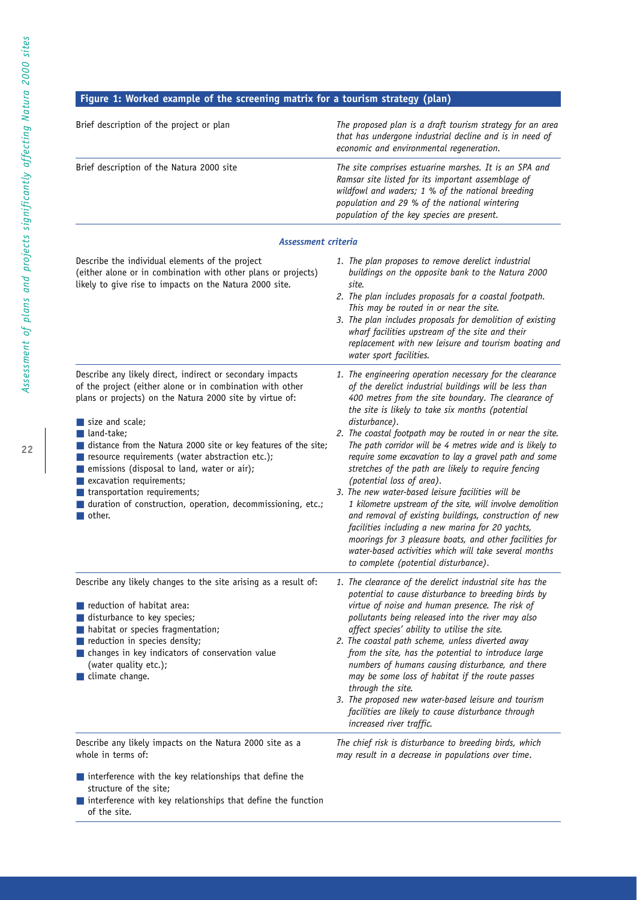### Figure 1: Worked example of the screening matrix for a tourism strategy (plan)

| | |
|---|---|
| Brief description of the project or plan | *The proposed plan is a draft tourism strategy for an area that has undergone industrial decline and is in need of economic and environmental regeneration.* |
| Brief description of the Natura 2000 site | *The site comprises estuarine marshes. It is an SPA and Ramsar site listed for its important assemblage of wildfowl and waders; 1 % of the national breeding population and 29 % of the national wintering population of the key species are present.* |
| ***Assessment criteria*** | |
| Describe the individual elements of the project (either alone or in combination with other plans or projects) likely to give rise to impacts on the Natura 2000 site. | *1. The plan proposes to remove derelict industrial buildings on the opposite bank to the Natura 2000 site.*<br>*2. The plan includes proposals for a coastal footpath. This may be routed in or near the site.*<br>*3. The plan includes proposals for demolition of existing wharf facilities upstream of the site and their replacement with new leisure and tourism boating and water sport facilities.* |
| Describe any likely direct, indirect or secondary impacts of the project (either alone or in combination with other plans or projects) on the Natura 2000 site by virtue of:<br>■ size and scale;<br>■ land-take;<br>■ distance from the Natura 2000 site or key features of the site;<br>■ resource requirements (water abstraction etc.);<br>■ emissions (disposal to land, water or air);<br>■ excavation requirements;<br>■ transportation requirements;<br>■ duration of construction, operation, decommissioning, etc.;<br>■ other. | *1. The engineering operation necessary for the clearance of the derelict industrial buildings will be less than 400 metres from the site boundary. The clearance of the site is likely to take six months (potential disturbance).*<br>*2. The coastal footpath may be routed in or near the site. The path corridor will be 4 metres wide and is likely to require some excavation to lay a gravel path and some stretches of the path are likely to require fencing (potential loss of area).*<br>*3. The new water-based leisure facilities will be 1 kilometre upstream of the site, will involve demolition and removal of existing buildings, construction of new facilities including a new marina for 20 yachts, moorings for 3 pleasure boats, and other facilities for water-based activities which will take several months to complete (potential disturbance).* |
| Describe any likely changes to the site arising as a result of:<br>■ reduction of habitat area:<br>■ disturbance to key species;<br>■ habitat or species fragmentation;<br>■ reduction in species density;<br>■ changes in key indicators of conservation value (water quality etc.);<br>■ climate change. | *1. The clearance of the derelict industrial site has the potential to cause disturbance to breeding birds by virtue of noise and human presence. The risk of pollutants being released into the river may also affect species' ability to utilise the site.*<br>*2. The coastal path scheme, unless diverted away from the site, has the potential to introduce large numbers of humans causing disturbance, and there may be some loss of habitat if the route passes through the site.*<br>*3. The proposed new water-based leisure and tourism facilities are likely to cause disturbance through increased river traffic.* |
| Describe any likely impacts on the Natura 2000 site as a whole in terms of:<br>■ interference with the key relationships that define the structure of the site;<br>■ interference with key relationships that define the function of the site. | *The chief risk is disturbance to breeding birds, which may result in a decrease in populations over time.* |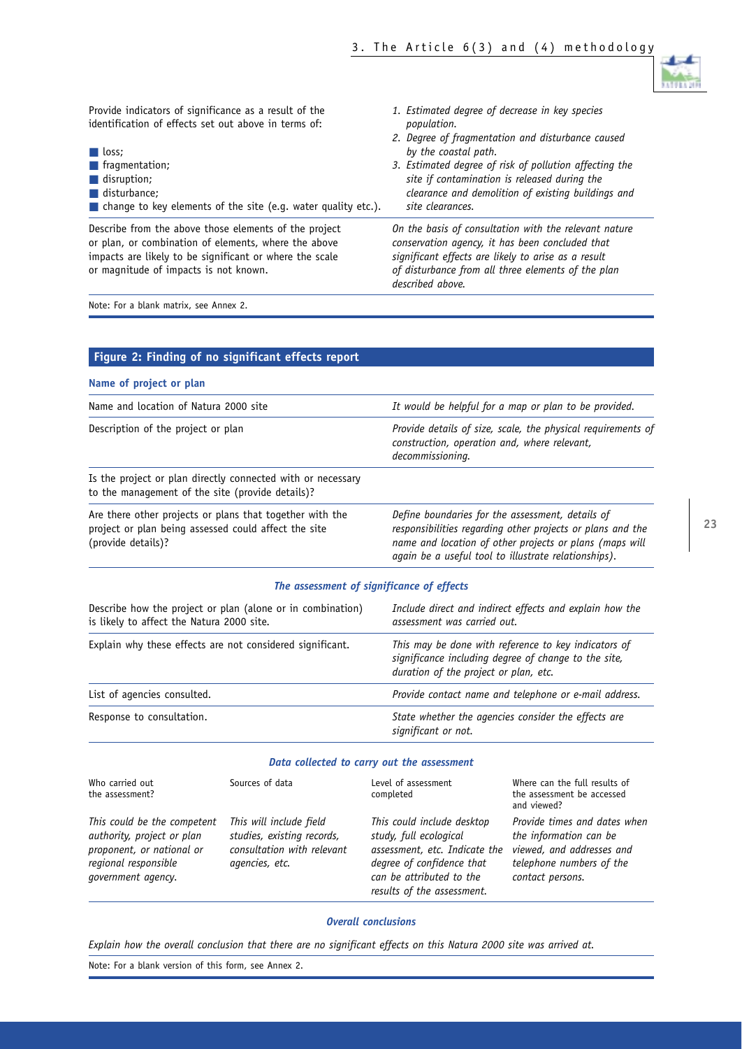| | |
|---|---|
| Provide indicators of significance as a result of the identification of effects set out above in terms of:<br>■ loss;<br>■ fragmentation;<br>■ disruption;<br>■ disturbance;<br>■ change to key elements of the site (e.g. water quality etc.). | *1. Estimated degree of decrease in key species population.*<br>*2. Degree of fragmentation and disturbance caused by the coastal path.*<br>*3. Estimated degree of risk of pollution affecting the site if contamination is released during the clearance and demolition of existing buildings and site clearances.* |
| Describe from the above those elements of the project or plan, or combination of elements, where the above impacts are likely to be significant or where the scale or magnitude of impacts is not known. | *On the basis of consultation with the relevant nature conservation agency, it has been concluded that significant effects are likely to arise as a result of disturbance from all three elements of the plan described above.* |

Note: For a blank matrix, see Annex 2.

## Figure 2: Finding of no significant effects report

**Name of project or plan**

| | |
|---|---|
| Name and location of Natura 2000 site | *It would be helpful for a map or plan to be provided.* |
| Description of the project or plan | *Provide details of size, scale, the physical requirements of construction, operation and, where relevant, decommissioning.* |
| Is the project or plan directly connected with or necessary to the management of the site (provide details)? | |
| Are there other projects or plans that together with the project or plan being assessed could affect the site (provide details)? | *Define boundaries for the assessment, details of responsibilities regarding other projects or plans and the name and location of other projects or plans (maps will again be a useful tool to illustrate relationships).* |

***The assessment of significance of effects***

| | |
|---|---|
| Describe how the project or plan (alone or in combination) is likely to affect the Natura 2000 site. | *Include direct and indirect effects and explain how the assessment was carried out.* |
| Explain why these effects are not considered significant. | *This may be done with reference to key indicators of significance including degree of change to the site, duration of the project or plan, etc.* |
| List of agencies consulted. | *Provide contact name and telephone or e-mail address.* |
| Response to consultation. | *State whether the agencies consider the effects are significant or not.* |

***Data collected to carry out the assessment***

| Who carried out the assessment? | Sources of data | Level of assessment completed | Where can the full results of the assessment be accessed and viewed? |
|---|---|---|---|
| *This could be the competent authority, project or plan proponent, or national or regional responsible government agency.* | *This will include field studies, existing records, consultation with relevant agencies, etc.* | *This could include desktop study, full ecological assessment, etc. Indicate the degree of confidence that can be attributed to the results of the assessment.* | *Provide times and dates when the information can be viewed, and addresses and telephone numbers of the contact persons.* |

***Overall conclusions***

*Explain how the overall conclusion that there are no significant effects on this Natura 2000 site was arrived at.*

Note: For a blank version of this form, see Annex 2.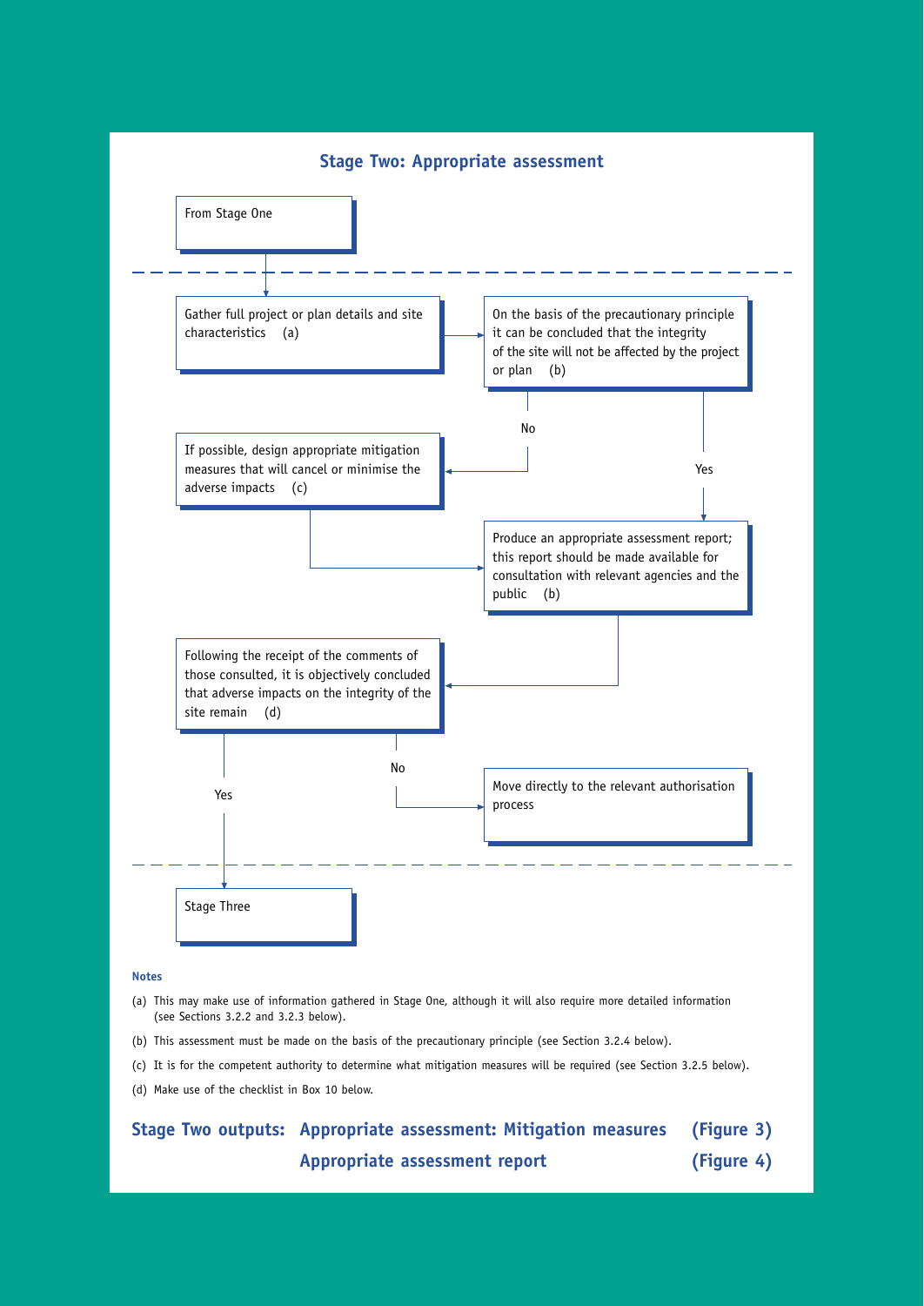## Stage Two: Appropriate assessment

From Stage One

Gather full project or plan details and site characteristics (a)

On the basis of the precautionary principle it can be concluded that the integrity of the site will not be affected by the project or plan (b)

No

If possible, design appropriate mitigation measures that will cancel or minimise the adverse impacts (c)

Yes

Produce an appropriate assessment report; this report should be made available for consultation with relevant agencies and the public (b)

Following the receipt of the comments of those consulted, it is objectively concluded that adverse impacts on the integrity of the site remain (d)

No

Move directly to the relevant authorisation process

Yes

Stage Three

**Notes**

(a) This may make use of information gathered in Stage One, although it will also require more detailed information (see Sections 3.2.2 and 3.2.3 below).

(b) This assessment must be made on the basis of the precautionary principle (see Section 3.2.4 below).

(c) It is for the competent authority to determine what mitigation measures will be required (see Section 3.2.5 below).

(d) Make use of the checklist in Box 10 below.

**Stage Two outputs:** **Appropriate assessment: Mitigation measures (Figure 3)**

**Appropriate assessment report (Figure 4)**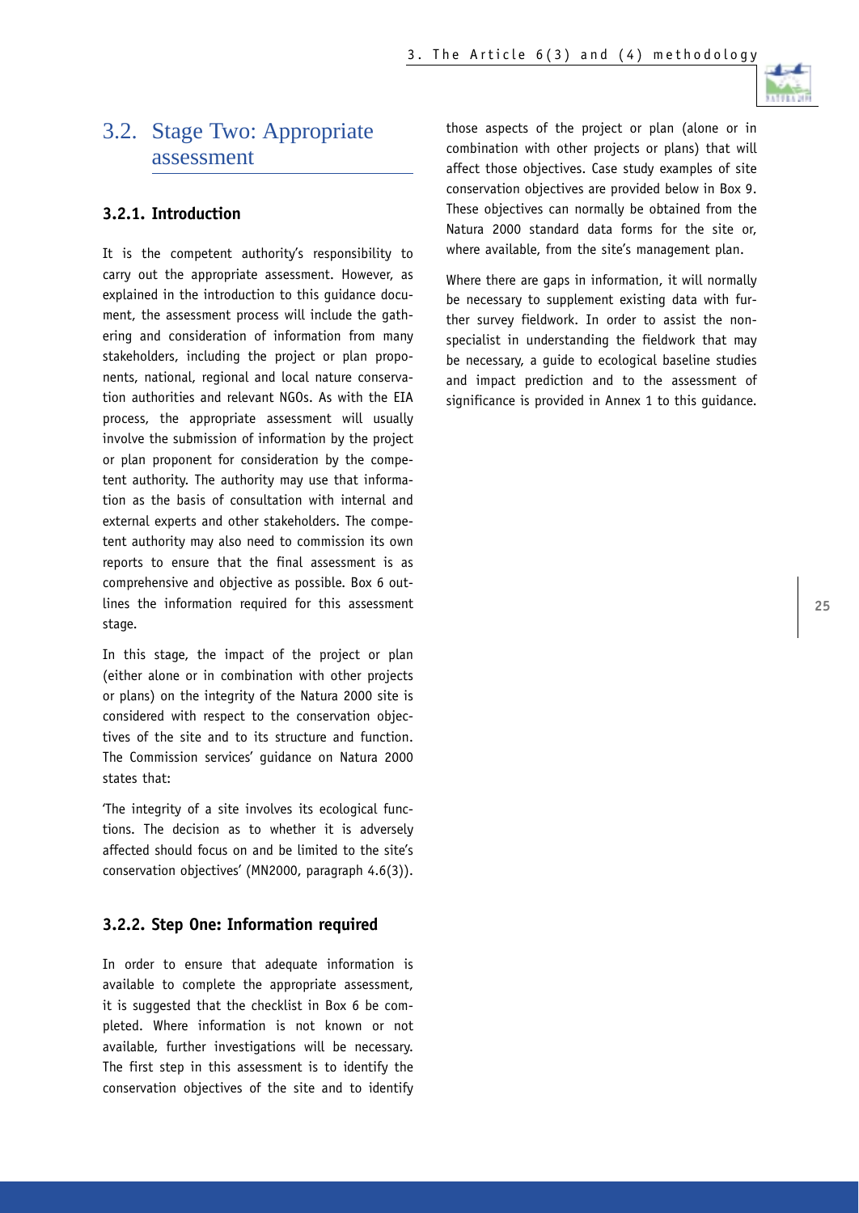## 3.2. Stage Two: Appropriate assessment

### 3.2.1. Introduction

It is the competent authority's responsibility to carry out the appropriate assessment. However, as explained in the introduction to this guidance document, the assessment process will include the gathering and consideration of information from many stakeholders, including the project or plan proponents, national, regional and local nature conservation authorities and relevant NGOs. As with the EIA process, the appropriate assessment will usually involve the submission of information by the project or plan proponent for consideration by the competent authority. The authority may use that information as the basis of consultation with internal and external experts and other stakeholders. The competent authority may also need to commission its own reports to ensure that the final assessment is as comprehensive and objective as possible. Box 6 outlines the information required for this assessment stage.

In this stage, the impact of the project or plan (either alone or in combination with other projects or plans) on the integrity of the Natura 2000 site is considered with respect to the conservation objectives of the site and to its structure and function. The Commission services' guidance on Natura 2000 states that:

'The integrity of a site involves its ecological functions. The decision as to whether it is adversely affected should focus on and be limited to the site's conservation objectives' (MN2000, paragraph 4.6(3)).

### 3.2.2. Step One: Information required

In order to ensure that adequate information is available to complete the appropriate assessment, it is suggested that the checklist in Box 6 be completed. Where information is not known or not available, further investigations will be necessary. The first step in this assessment is to identify the conservation objectives of the site and to identify those aspects of the project or plan (alone or in combination with other projects or plans) that will affect those objectives. Case study examples of site conservation objectives are provided below in Box 9. These objectives can normally be obtained from the Natura 2000 standard data forms for the site or, where available, from the site's management plan.

Where there are gaps in information, it will normally be necessary to supplement existing data with further survey fieldwork. In order to assist the non-specialist in understanding the fieldwork that may be necessary, a guide to ecological baseline studies and impact prediction and to the assessment of significance is provided in Annex 1 to this guidance.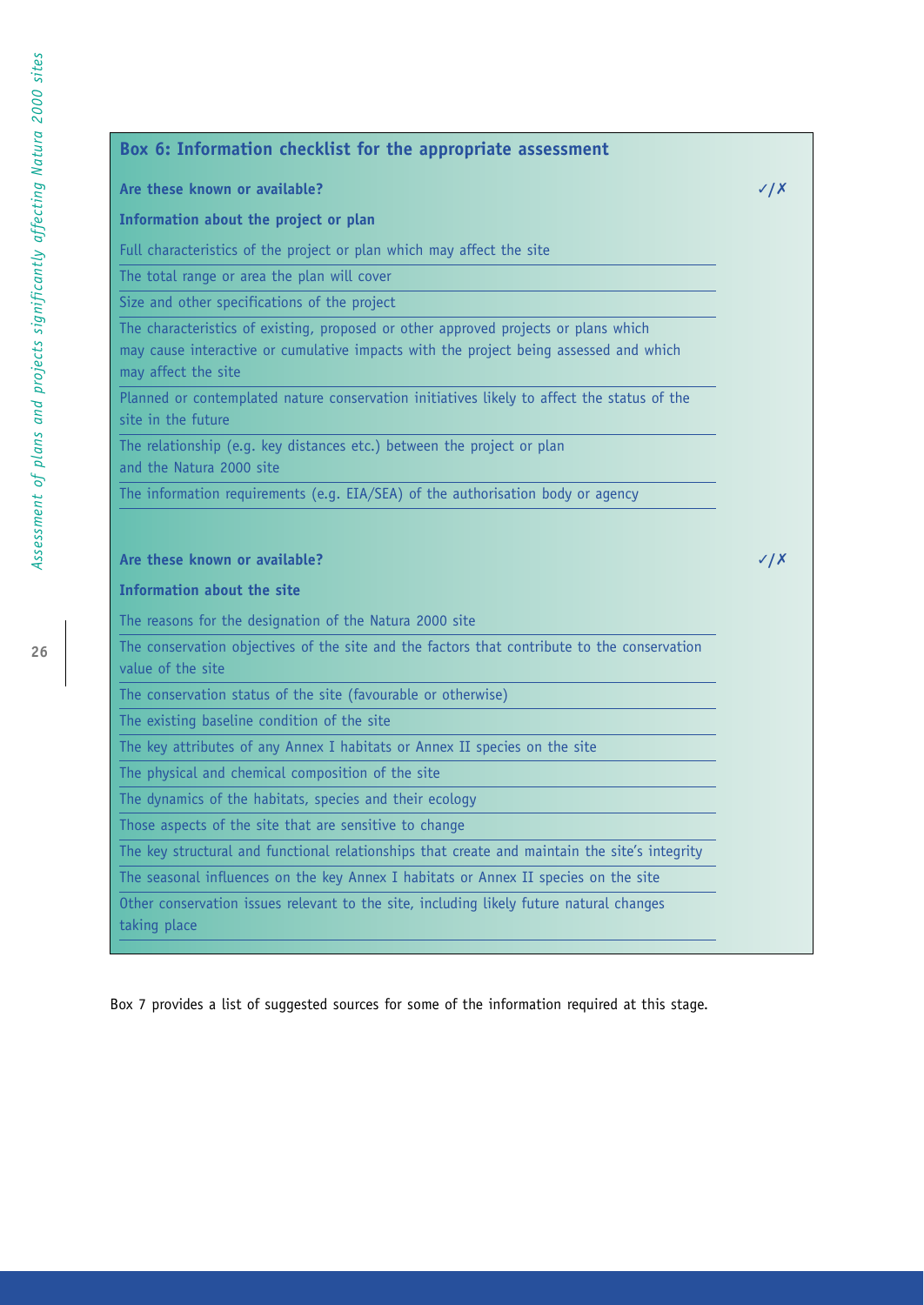## Box 6: Information checklist for the appropriate assessment

| Are these known or available? | ✓/✗ |
| --- | --- |
| **Information about the project or plan** | |
| Full characteristics of the project or plan which may affect the site | |
| The total range or area the plan will cover | |
| Size and other specifications of the project | |
| The characteristics of existing, proposed or other approved projects or plans which may cause interactive or cumulative impacts with the project being assessed and which may affect the site | |
| Planned or contemplated nature conservation initiatives likely to affect the status of the site in the future | |
| The relationship (e.g. key distances etc.) between the project or plan and the Natura 2000 site | |
| The information requirements (e.g. EIA/SEA) of the authorisation body or agency | |

| Are these known or available? | ✓/✗ |
| --- | --- |
| **Information about the site** | |
| The reasons for the designation of the Natura 2000 site | |
| The conservation objectives of the site and the factors that contribute to the conservation value of the site | |
| The conservation status of the site (favourable or otherwise) | |
| The existing baseline condition of the site | |
| The key attributes of any Annex I habitats or Annex II species on the site | |
| The physical and chemical composition of the site | |
| The dynamics of the habitats, species and their ecology | |
| Those aspects of the site that are sensitive to change | |
| The key structural and functional relationships that create and maintain the site's integrity | |
| The seasonal influences on the key Annex I habitats or Annex II species on the site | |
| Other conservation issues relevant to the site, including likely future natural changes taking place | |

Box 7 provides a list of suggested sources for some of the information required at this stage.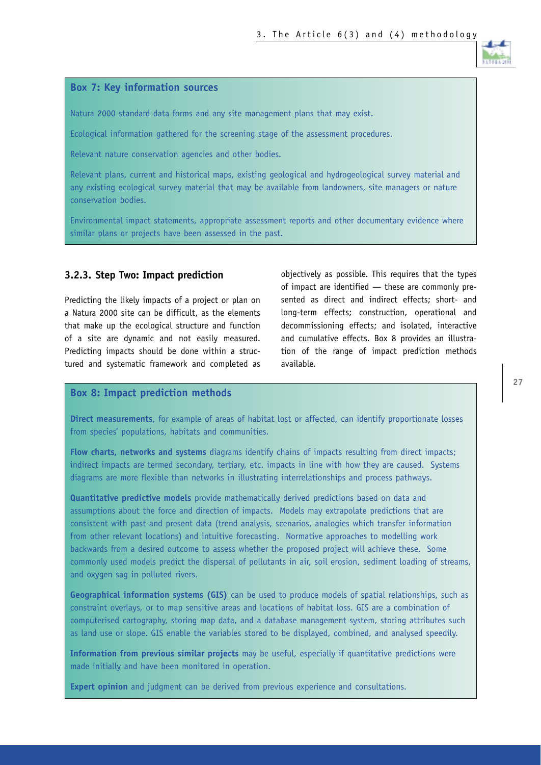**Box 7: Key information sources**

Natura 2000 standard data forms and any site management plans that may exist.

Ecological information gathered for the screening stage of the assessment procedures.

Relevant nature conservation agencies and other bodies.

Relevant plans, current and historical maps, existing geological and hydrogeological survey material and any existing ecological survey material that may be available from landowners, site managers or nature conservation bodies.

Environmental impact statements, appropriate assessment reports and other documentary evidence where similar plans or projects have been assessed in the past.

### 3.2.3. Step Two: Impact prediction

Predicting the likely impacts of a project or plan on a Natura 2000 site can be difficult, as the elements that make up the ecological structure and function of a site are dynamic and not easily measured. Predicting impacts should be done within a structured and systematic framework and completed as objectively as possible. This requires that the types of impact are identified — these are commonly presented as direct and indirect effects; short- and long-term effects; construction, operational and decommissioning effects; and isolated, interactive and cumulative effects. Box 8 provides an illustration of the range of impact prediction methods available.

**Box 8: Impact prediction methods**

**Direct measurements**, for example of areas of habitat lost or affected, can identify proportionate losses from species' populations, habitats and communities.

**Flow charts, networks and systems** diagrams identify chains of impacts resulting from direct impacts; indirect impacts are termed secondary, tertiary, etc. impacts in line with how they are caused. Systems diagrams are more flexible than networks in illustrating interrelationships and process pathways.

**Quantitative predictive models** provide mathematically derived predictions based on data and assumptions about the force and direction of impacts. Models may extrapolate predictions that are consistent with past and present data (trend analysis, scenarios, analogies which transfer information from other relevant locations) and intuitive forecasting. Normative approaches to modelling work backwards from a desired outcome to assess whether the proposed project will achieve these. Some commonly used models predict the dispersal of pollutants in air, soil erosion, sediment loading of streams, and oxygen sag in polluted rivers.

**Geographical information systems (GIS)** can be used to produce models of spatial relationships, such as constraint overlays, or to map sensitive areas and locations of habitat loss. GIS are a combination of computerised cartography, storing map data, and a database management system, storing attributes such as land use or slope. GIS enable the variables stored to be displayed, combined, and analysed speedily.

**Information from previous similar projects** may be useful, especially if quantitative predictions were made initially and have been monitored in operation.

**Expert opinion** and judgment can be derived from previous experience and consultations.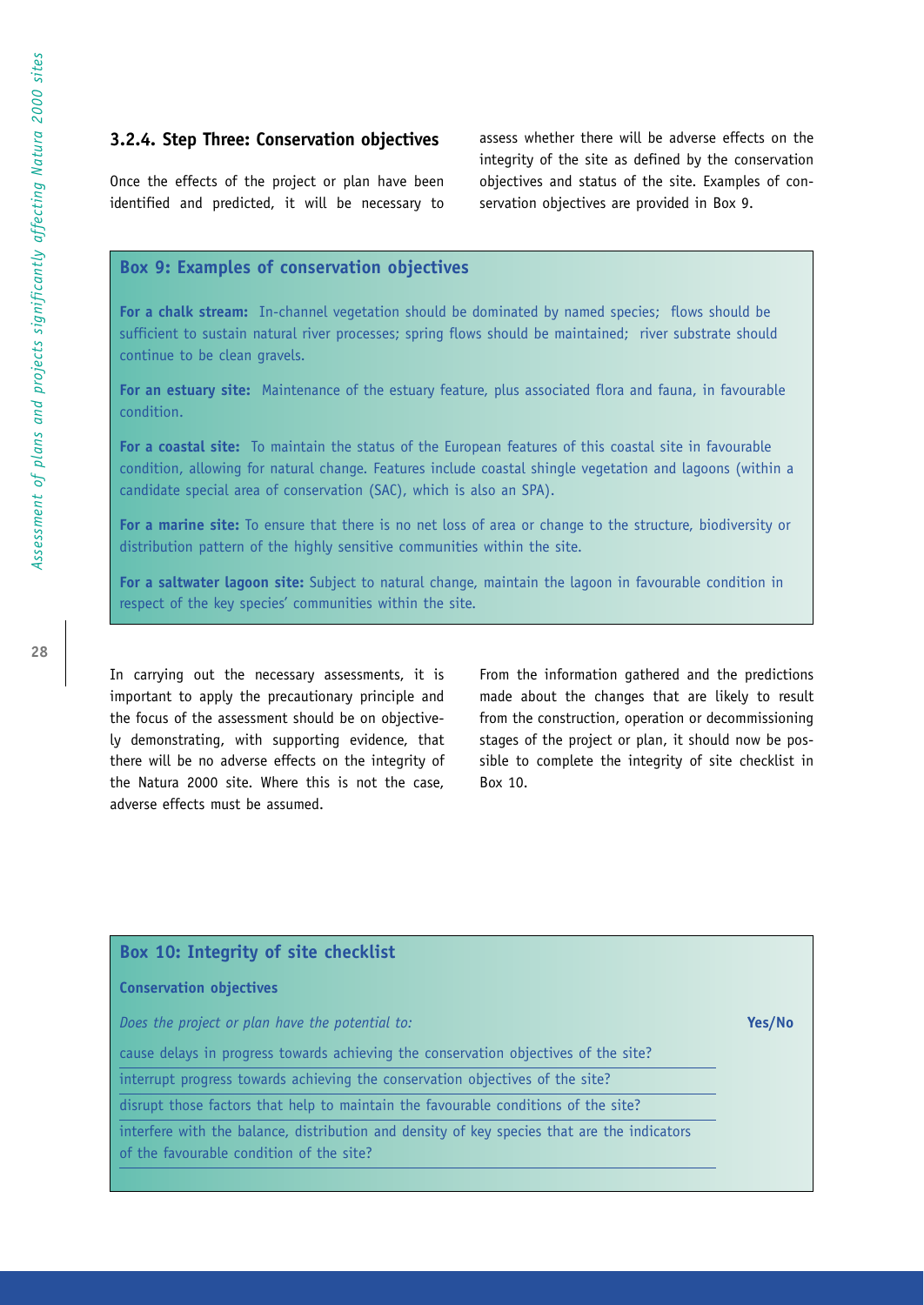### 3.2.4. Step Three: Conservation objectives

Once the effects of the project or plan have been identified and predicted, it will be necessary to assess whether there will be adverse effects on the integrity of the site as defined by the conservation objectives and status of the site. Examples of conservation objectives are provided in Box 9.

**Box 9: Examples of conservation objectives**

**For a chalk stream:** In-channel vegetation should be dominated by named species; flows should be sufficient to sustain natural river processes; spring flows should be maintained; river substrate should continue to be clean gravels.

**For an estuary site:** Maintenance of the estuary feature, plus associated flora and fauna, in favourable condition.

**For a coastal site:** To maintain the status of the European features of this coastal site in favourable condition, allowing for natural change. Features include coastal shingle vegetation and lagoons (within a candidate special area of conservation (SAC), which is also an SPA).

**For a marine site:** To ensure that there is no net loss of area or change to the structure, biodiversity or distribution pattern of the highly sensitive communities within the site.

**For a saltwater lagoon site:** Subject to natural change, maintain the lagoon in favourable condition in respect of the key species' communities within the site.

In carrying out the necessary assessments, it is important to apply the precautionary principle and the focus of the assessment should be on objectively demonstrating, with supporting evidence, that there will be no adverse effects on the integrity of the Natura 2000 site. Where this is not the case, adverse effects must be assumed.

From the information gathered and the predictions made about the changes that are likely to result from the construction, operation or decommissioning stages of the project or plan, it should now be possible to complete the integrity of site checklist in Box 10.

**Box 10: Integrity of site checklist**

**Conservation objectives**

| *Does the project or plan have the potential to:* | **Yes/No** |
|---|---|
| cause delays in progress towards achieving the conservation objectives of the site? | |
| interrupt progress towards achieving the conservation objectives of the site? | |
| disrupt those factors that help to maintain the favourable conditions of the site? | |
| interfere with the balance, distribution and density of key species that are the indicators of the favourable condition of the site? | |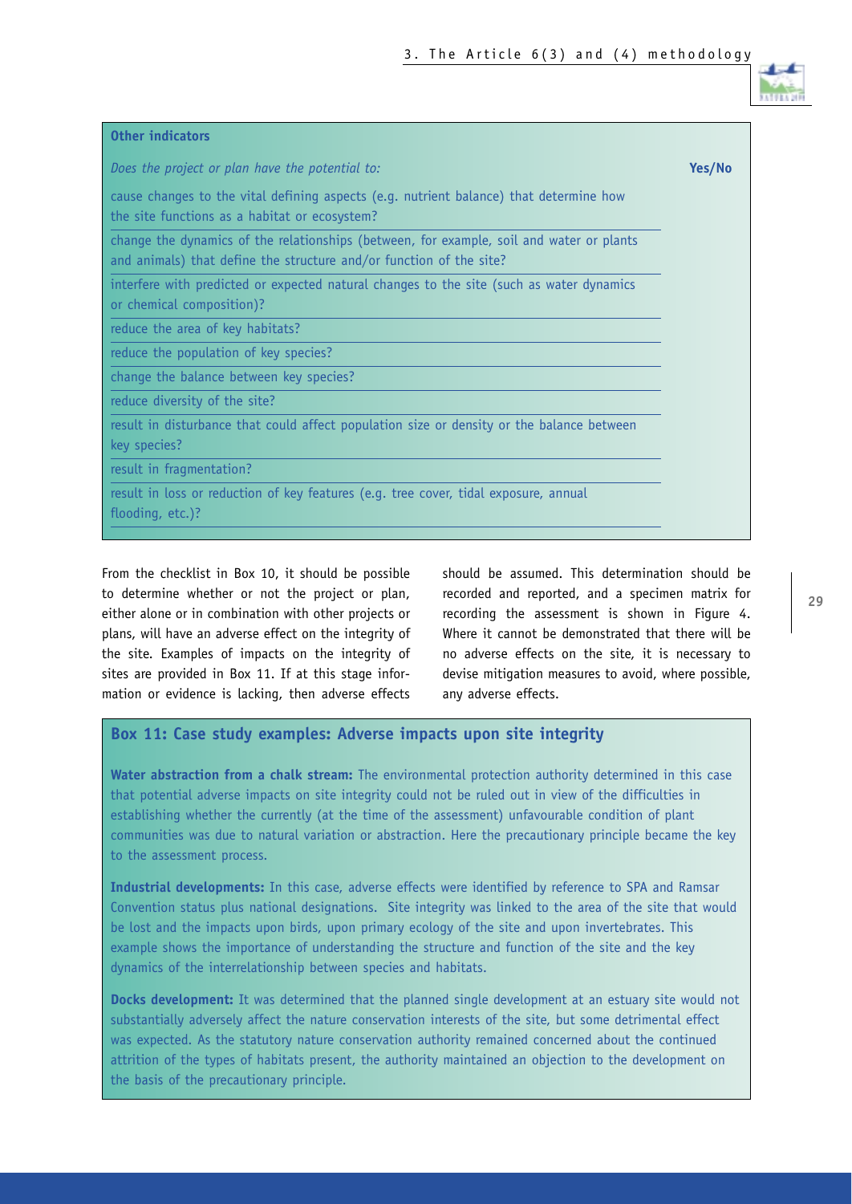**Other indicators**

| *Does the project or plan have the potential to:* | **Yes/No** |
|---|---|
| cause changes to the vital defining aspects (e.g. nutrient balance) that determine how the site functions as a habitat or ecosystem? | |
| change the dynamics of the relationships (between, for example, soil and water or plants and animals) that define the structure and/or function of the site? | |
| interfere with predicted or expected natural changes to the site (such as water dynamics or chemical composition)? | |
| reduce the area of key habitats? | |
| reduce the population of key species? | |
| change the balance between key species? | |
| reduce diversity of the site? | |
| result in disturbance that could affect population size or density or the balance between key species? | |
| result in fragmentation? | |
| result in loss or reduction of key features (e.g. tree cover, tidal exposure, annual flooding, etc.)? | |

From the checklist in Box 10, it should be possible to determine whether or not the project or plan, either alone or in combination with other projects or plans, will have an adverse effect on the integrity of the site. Examples of impacts on the integrity of sites are provided in Box 11. If at this stage information or evidence is lacking, then adverse effects should be assumed. This determination should be recorded and reported, and a specimen matrix for recording the assessment is shown in Figure 4. Where it cannot be demonstrated that there will be no adverse effects on the site, it is necessary to devise mitigation measures to avoid, where possible, any adverse effects.

### Box 11: Case study examples: Adverse impacts upon site integrity

**Water abstraction from a chalk stream:** The environmental protection authority determined in this case that potential adverse impacts on site integrity could not be ruled out in view of the difficulties in establishing whether the currently (at the time of the assessment) unfavourable condition of plant communities was due to natural variation or abstraction. Here the precautionary principle became the key to the assessment process.

**Industrial developments:** In this case, adverse effects were identified by reference to SPA and Ramsar Convention status plus national designations. Site integrity was linked to the area of the site that would be lost and the impacts upon birds, upon primary ecology of the site and upon invertebrates. This example shows the importance of understanding the structure and function of the site and the key dynamics of the interrelationship between species and habitats.

**Docks development:** It was determined that the planned single development at an estuary site would not substantially adversely affect the nature conservation interests of the site, but some detrimental effect was expected. As the statutory nature conservation authority remained concerned about the continued attrition of the types of habitats present, the authority maintained an objection to the development on the basis of the precautionary principle.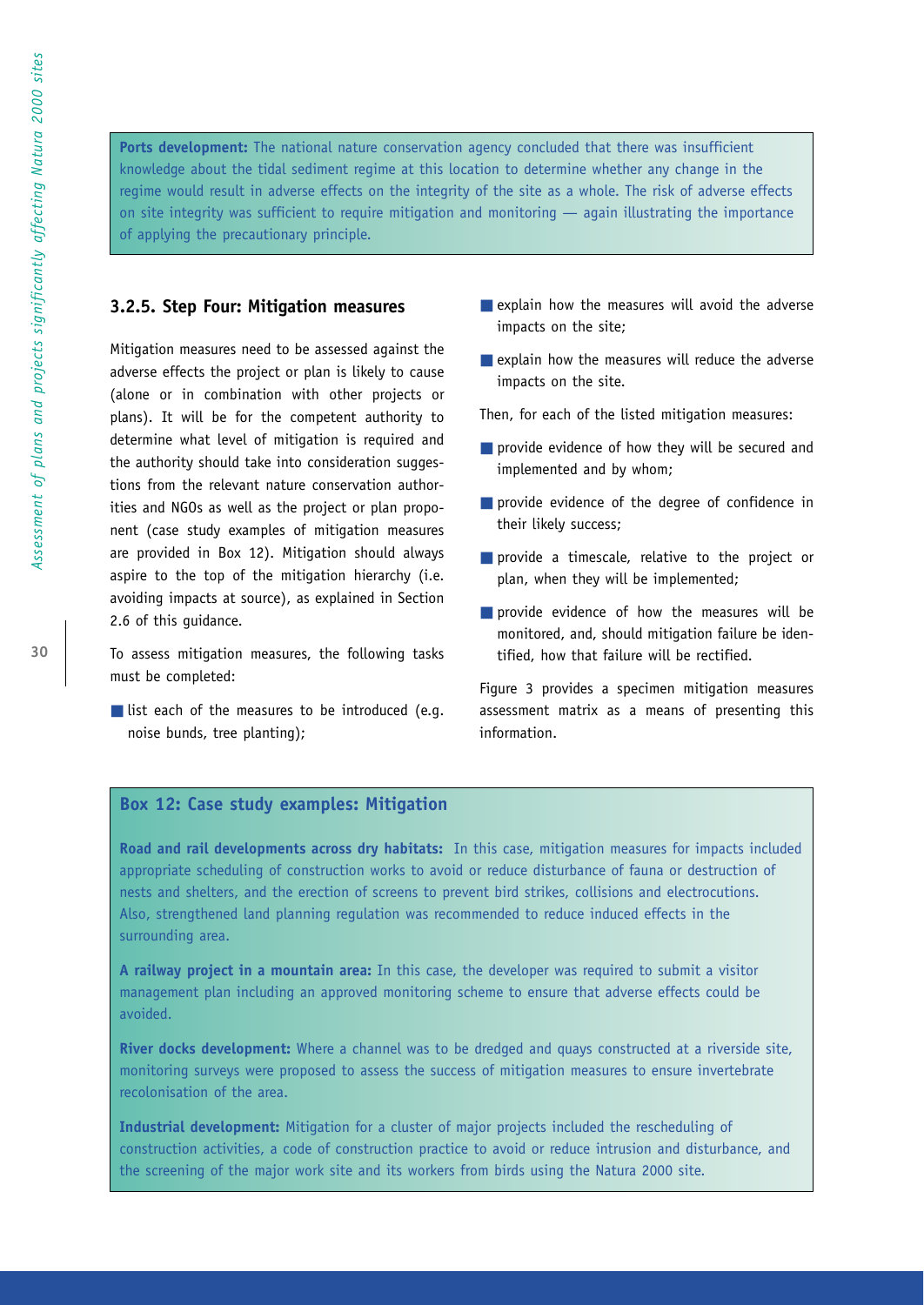**Ports development:** The national nature conservation agency concluded that there was insufficient knowledge about the tidal sediment regime at this location to determine whether any change in the regime would result in adverse effects on the integrity of the site as a whole. The risk of adverse effects on site integrity was sufficient to require mitigation and monitoring — again illustrating the importance of applying the precautionary principle.

### 3.2.5. Step Four: Mitigation measures

Mitigation measures need to be assessed against the adverse effects the project or plan is likely to cause (alone or in combination with other projects or plans). It will be for the competent authority to determine what level of mitigation is required and the authority should take into consideration suggestions from the relevant nature conservation authorities and NGOs as well as the project or plan proponent (case study examples of mitigation measures are provided in Box 12). Mitigation should always aspire to the top of the mitigation hierarchy (i.e. avoiding impacts at source), as explained in Section 2.6 of this guidance.

To assess mitigation measures, the following tasks must be completed:

- list each of the measures to be introduced (e.g. noise bunds, tree planting);
- explain how the measures will avoid the adverse impacts on the site;
- explain how the measures will reduce the adverse impacts on the site.

Then, for each of the listed mitigation measures:

- provide evidence of how they will be secured and implemented and by whom;
- provide evidence of the degree of confidence in their likely success;
- provide a timescale, relative to the project or plan, when they will be implemented;
- provide evidence of how the measures will be monitored, and, should mitigation failure be identified, how that failure will be rectified.

Figure 3 provides a specimen mitigation measures assessment matrix as a means of presenting this information.

### Box 12: Case study examples: Mitigation

**Road and rail developments across dry habitats:** In this case, mitigation measures for impacts included appropriate scheduling of construction works to avoid or reduce disturbance of fauna or destruction of nests and shelters, and the erection of screens to prevent bird strikes, collisions and electrocutions. Also, strengthened land planning regulation was recommended to reduce induced effects in the surrounding area.

**A railway project in a mountain area:** In this case, the developer was required to submit a visitor management plan including an approved monitoring scheme to ensure that adverse effects could be avoided.

**River docks development:** Where a channel was to be dredged and quays constructed at a riverside site, monitoring surveys were proposed to assess the success of mitigation measures to ensure invertebrate recolonisation of the area.

**Industrial development:** Mitigation for a cluster of major projects included the rescheduling of construction activities, a code of construction practice to avoid or reduce intrusion and disturbance, and the screening of the major work site and its workers from birds using the Natura 2000 site.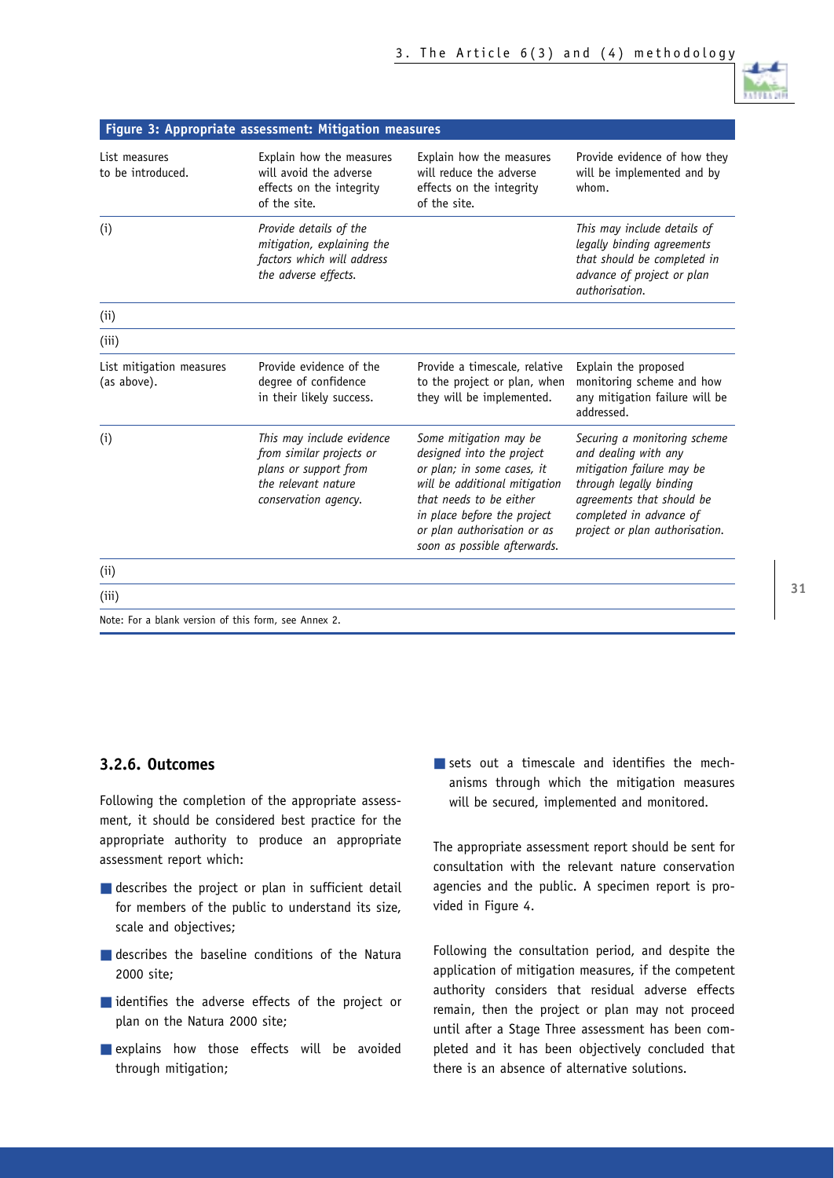**Figure 3: Appropriate assessment: Mitigation measures**

| List measures to be introduced. | Explain how the measures will avoid the adverse effects on the integrity of the site. | Explain how the measures will reduce the adverse effects on the integrity of the site. | Provide evidence of how they will be implemented and by whom. |
|---|---|---|---|
| (i) | *Provide details of the mitigation, explaining the factors which will address the adverse effects.* | | *This may include details of legally binding agreements that should be completed in advance of project or plan authorisation.* |
| (ii) | | | |
| (iii) | | | |
| List mitigation measures (as above). | Provide evidence of the degree of confidence in their likely success. | Provide a timescale, relative to the project or plan, when they will be implemented. | Explain the proposed monitoring scheme and how any mitigation failure will be addressed. |
| (i) | *This may include evidence from similar projects or plans or support from the relevant nature conservation agency.* | *Some mitigation may be designed into the project or plan; in some cases, it will be additional mitigation that needs to be either in place before the project or plan authorisation or as soon as possible afterwards.* | *Securing a monitoring scheme and dealing with any mitigation failure may be through legally binding agreements that should be completed in advance of project or plan authorisation.* |
| (ii) | | | |
| (iii) | | | |

Note: For a blank version of this form, see Annex 2.

### 3.2.6. Outcomes

Following the completion of the appropriate assessment, it should be considered best practice for the appropriate authority to produce an appropriate assessment report which:

- describes the project or plan in sufficient detail for members of the public to understand its size, scale and objectives;
- describes the baseline conditions of the Natura 2000 site;
- identifies the adverse effects of the project or plan on the Natura 2000 site;
- explains how those effects will be avoided through mitigation;
- sets out a timescale and identifies the mechanisms through which the mitigation measures will be secured, implemented and monitored.

The appropriate assessment report should be sent for consultation with the relevant nature conservation agencies and the public. A specimen report is provided in Figure 4.

Following the consultation period, and despite the application of mitigation measures, if the competent authority considers that residual adverse effects remain, then the project or plan may not proceed until after a Stage Three assessment has been completed and it has been objectively concluded that there is an absence of alternative solutions.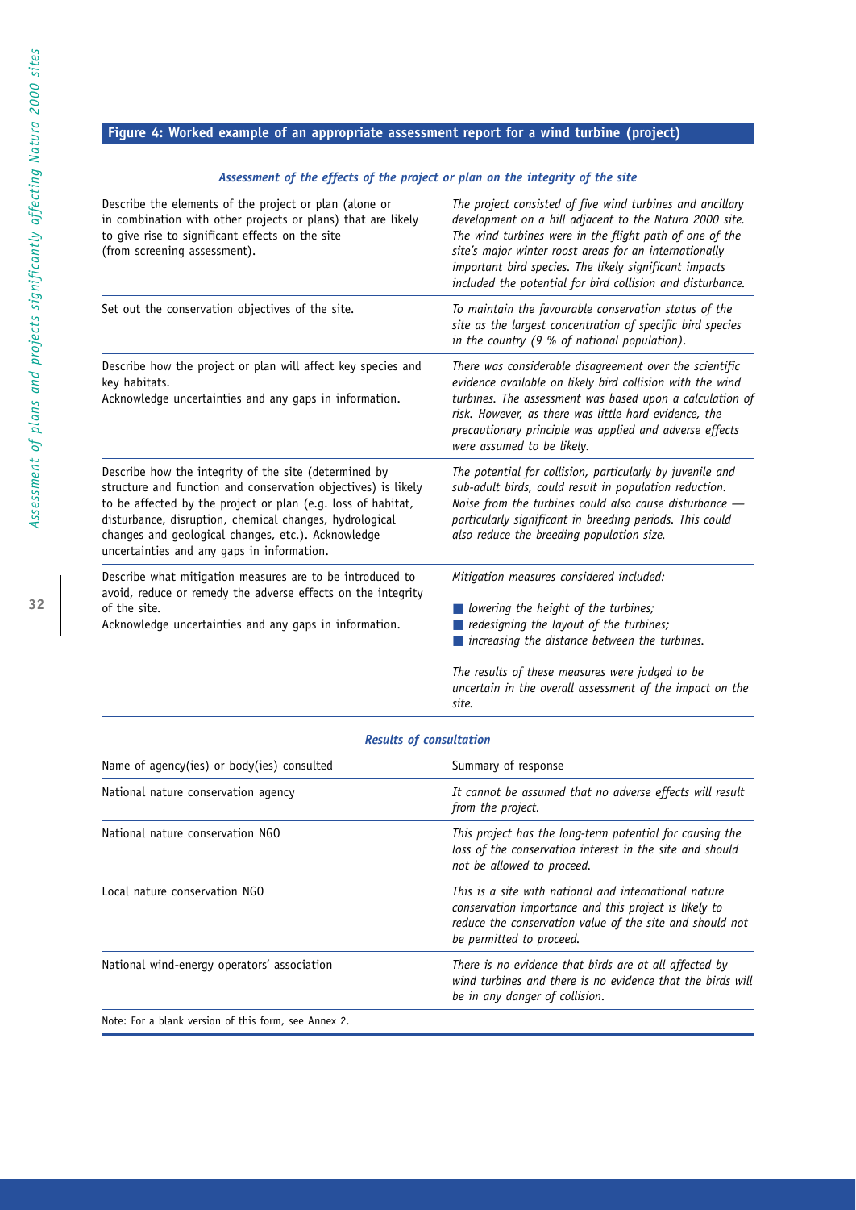## Figure 4: Worked example of an appropriate assessment report for a wind turbine (project)

### *Assessment of the effects of the project or plan on the integrity of the site*

| | |
|---|---|
| Describe the elements of the project or plan (alone or in combination with other projects or plans) that are likely to give rise to significant effects on the site (from screening assessment). | *The project consisted of five wind turbines and ancillary development on a hill adjacent to the Natura 2000 site. The wind turbines were in the flight path of one of the site's major winter roost areas for an internationally important bird species. The likely significant impacts included the potential for bird collision and disturbance.* |
| Set out the conservation objectives of the site. | *To maintain the favourable conservation status of the site as the largest concentration of specific bird species in the country (9 % of national population).* |
| Describe how the project or plan will affect key species and key habitats. Acknowledge uncertainties and any gaps in information. | *There was considerable disagreement over the scientific evidence available on likely bird collision with the wind turbines. The assessment was based upon a calculation of risk. However, as there was little hard evidence, the precautionary principle was applied and adverse effects were assumed to be likely.* |
| Describe how the integrity of the site (determined by structure and function and conservation objectives) is likely to be affected by the project or plan (e.g. loss of habitat, disturbance, disruption, chemical changes, hydrological changes and geological changes, etc.). Acknowledge uncertainties and any gaps in information. | *The potential for collision, particularly by juvenile and sub-adult birds, could result in population reduction. Noise from the turbines could also cause disturbance — particularly significant in breeding periods. This could also reduce the breeding population size.* |
| Describe what mitigation measures are to be introduced to avoid, reduce or remedy the adverse effects on the integrity of the site. Acknowledge uncertainties and any gaps in information. | *Mitigation measures considered included:* <br> ■ *lowering the height of the turbines;* <br> ■ *redesigning the layout of the turbines;* <br> ■ *increasing the distance between the turbines.* <br><br> *The results of these measures were judged to be uncertain in the overall assessment of the impact on the site.* |

### *Results of consultation*

| Name of agency(ies) or body(ies) consulted | Summary of response |
|---|---|
| National nature conservation agency | *It cannot be assumed that no adverse effects will result from the project.* |
| National nature conservation NGO | *This project has the long-term potential for causing the loss of the conservation interest in the site and should not be allowed to proceed.* |
| Local nature conservation NGO | *This is a site with national and international nature conservation importance and this project is likely to reduce the conservation value of the site and should not be permitted to proceed.* |
| National wind-energy operators' association | *There is no evidence that birds are at all affected by wind turbines and there is no evidence that the birds will be in any danger of collision.* |

Note: For a blank version of this form, see Annex 2.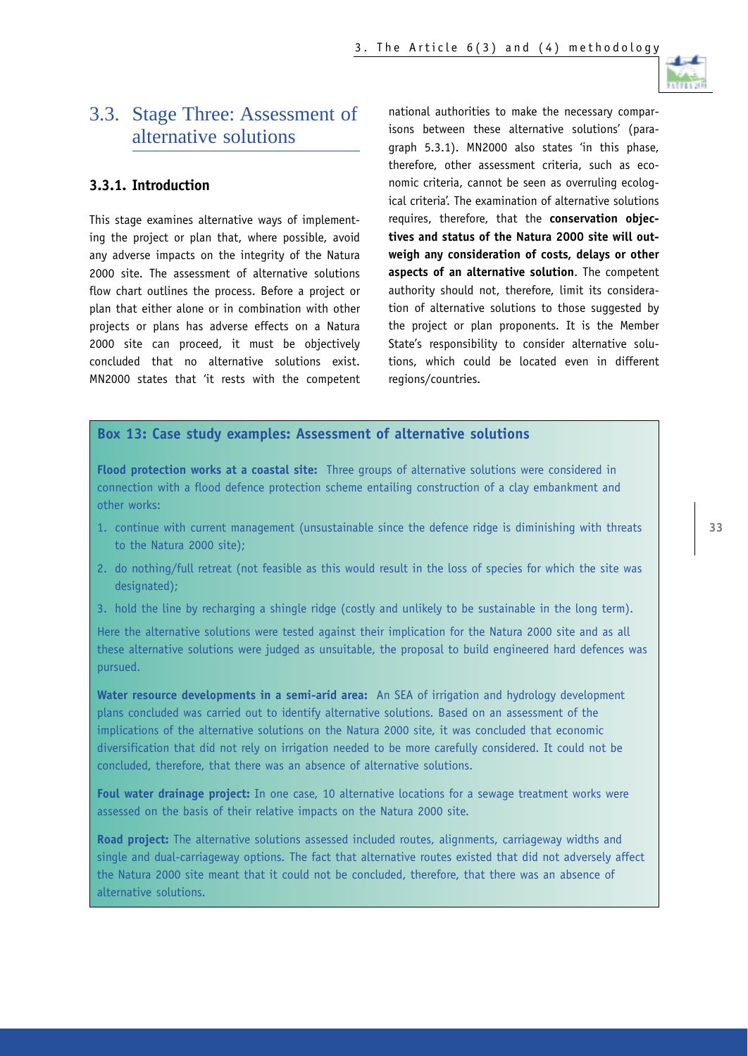## 3.3. Stage Three: Assessment of alternative solutions

### 3.3.1. Introduction

This stage examines alternative ways of implementing the project or plan that, where possible, avoid any adverse impacts on the integrity of the Natura 2000 site. The assessment of alternative solutions flow chart outlines the process. Before a project or plan that either alone or in combination with other projects or plans has adverse effects on a Natura 2000 site can proceed, it must be objectively concluded that no alternative solutions exist. MN2000 states that 'it rests with the competent national authorities to make the necessary comparisons between these alternative solutions' (paragraph 5.3.1). MN2000 also states 'in this phase, therefore, other assessment criteria, such as economic criteria, cannot be seen as overruling ecological criteria'. The examination of alternative solutions requires, therefore, that the **conservation objectives and status of the Natura 2000 site will outweigh any consideration of costs, delays or other aspects of an alternative solution**. The competent authority should not, therefore, limit its consideration of alternative solutions to those suggested by the project or plan proponents. It is the Member State's responsibility to consider alternative solutions, which could be located even in different regions/countries.

**Box 13: Case study examples: Assessment of alternative solutions**

**Flood protection works at a coastal site:** Three groups of alternative solutions were considered in connection with a flood defence protection scheme entailing construction of a clay embankment and other works:

1. continue with current management (unsustainable since the defence ridge is diminishing with threats to the Natura 2000 site);
2. do nothing/full retreat (not feasible as this would result in the loss of species for which the site was designated);
3. hold the line by recharging a shingle ridge (costly and unlikely to be sustainable in the long term).

Here the alternative solutions were tested against their implication for the Natura 2000 site and as all these alternative solutions were judged as unsuitable, the proposal to build engineered hard defences was pursued.

**Water resource developments in a semi-arid area:** An SEA of irrigation and hydrology development plans concluded was carried out to identify alternative solutions. Based on an assessment of the implications of the alternative solutions on the Natura 2000 site, it was concluded that economic diversification that did not rely on irrigation needed to be more carefully considered. It could not be concluded, therefore, that there was an absence of alternative solutions.

**Foul water drainage project:** In one case, 10 alternative locations for a sewage treatment works were assessed on the basis of their relative impacts on the Natura 2000 site.

**Road project:** The alternative solutions assessed included routes, alignments, carriageway widths and single and dual-carriageway options. The fact that alternative routes existed that did not adversely affect the Natura 2000 site meant that it could not be concluded, therefore, that there was an absence of alternative solutions.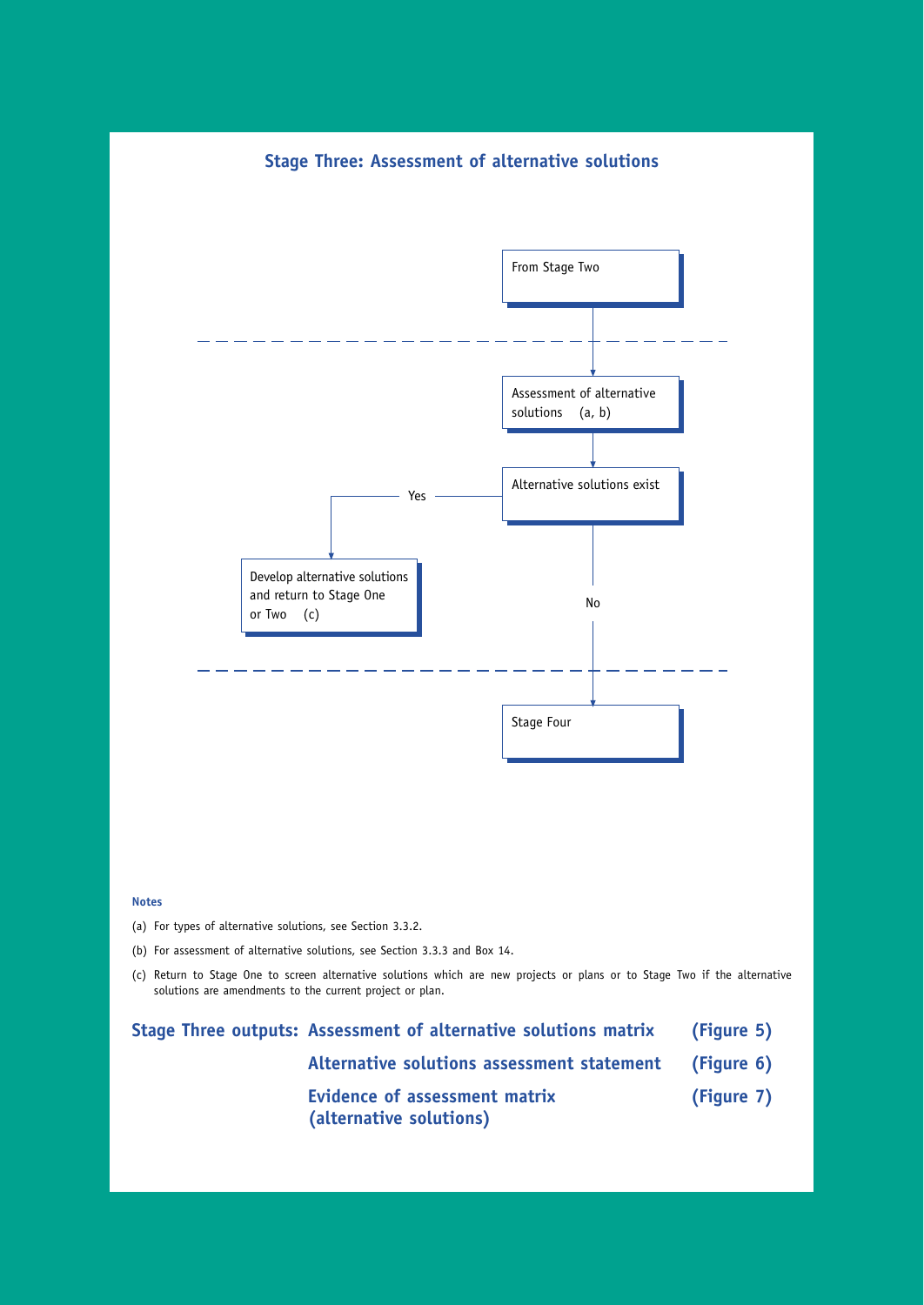## Stage Three: Assessment of alternative solutions

From Stage Two

↓

Assessment of alternative solutions (a, b)

↓

Alternative solutions exist

- Yes → Develop alternative solutions and return to Stage One or Two (c)
- No → Stage Four

**Notes**

(a) For types of alternative solutions, see Section 3.3.2.

(b) For assessment of alternative solutions, see Section 3.3.3 and Box 14.

(c) Return to Stage One to screen alternative solutions which are new projects or plans or to Stage Two if the alternative solutions are amendments to the current project or plan.

| **Stage Three outputs:** | **Assessment of alternative solutions matrix** | **(Figure 5)** |
|---|---|---|
| | **Alternative solutions assessment statement** | **(Figure 6)** |
| | **Evidence of assessment matrix (alternative solutions)** | **(Figure 7)** |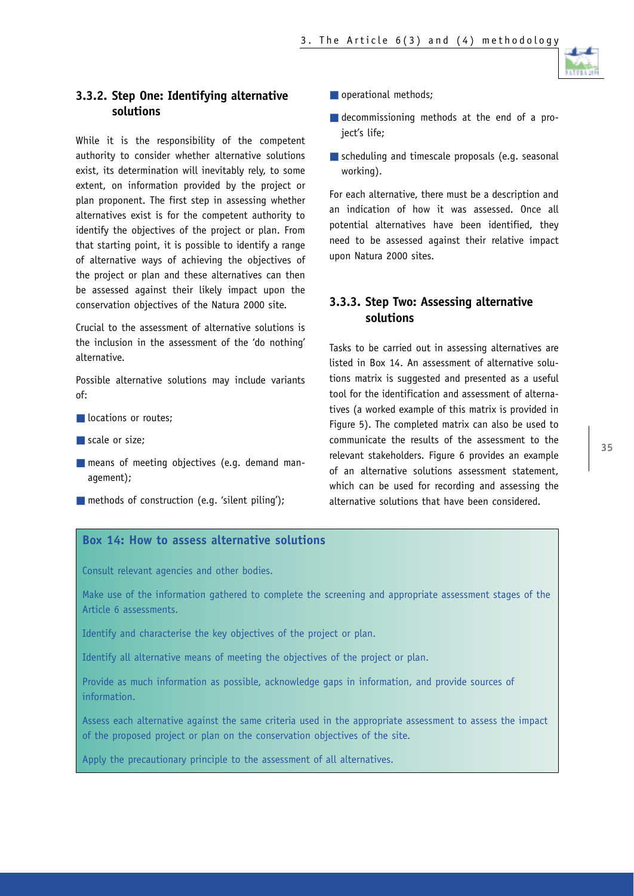### 3.3.2. Step One: Identifying alternative solutions

While it is the responsibility of the competent authority to consider whether alternative solutions exist, its determination will inevitably rely, to some extent, on information provided by the project or plan proponent. The first step in assessing whether alternatives exist is for the competent authority to identify the objectives of the project or plan. From that starting point, it is possible to identify a range of alternative ways of achieving the objectives of the project or plan and these alternatives can then be assessed against their likely impact upon the conservation objectives of the Natura 2000 site.

Crucial to the assessment of alternative solutions is the inclusion in the assessment of the 'do nothing' alternative.

Possible alternative solutions may include variants of:

- locations or routes;
- scale or size;
- means of meeting objectives (e.g. demand management);
- methods of construction (e.g. 'silent piling');
- operational methods;
- decommissioning methods at the end of a project's life;
- scheduling and timescale proposals (e.g. seasonal working).

For each alternative, there must be a description and an indication of how it was assessed. Once all potential alternatives have been identified, they need to be assessed against their relative impact upon Natura 2000 sites.

### 3.3.3. Step Two: Assessing alternative solutions

Tasks to be carried out in assessing alternatives are listed in Box 14. An assessment of alternative solutions matrix is suggested and presented as a useful tool for the identification and assessment of alternatives (a worked example of this matrix is provided in Figure 5). The completed matrix can also be used to communicate the results of the assessment to the relevant stakeholders. Figure 6 provides an example of an alternative solutions assessment statement, which can be used for recording and assessing the alternative solutions that have been considered.

**Box 14: How to assess alternative solutions**

Consult relevant agencies and other bodies.

Make use of the information gathered to complete the screening and appropriate assessment stages of the Article 6 assessments.

Identify and characterise the key objectives of the project or plan.

Identify all alternative means of meeting the objectives of the project or plan.

Provide as much information as possible, acknowledge gaps in information, and provide sources of information.

Assess each alternative against the same criteria used in the appropriate assessment to assess the impact of the proposed project or plan on the conservation objectives of the site.

Apply the precautionary principle to the assessment of all alternatives.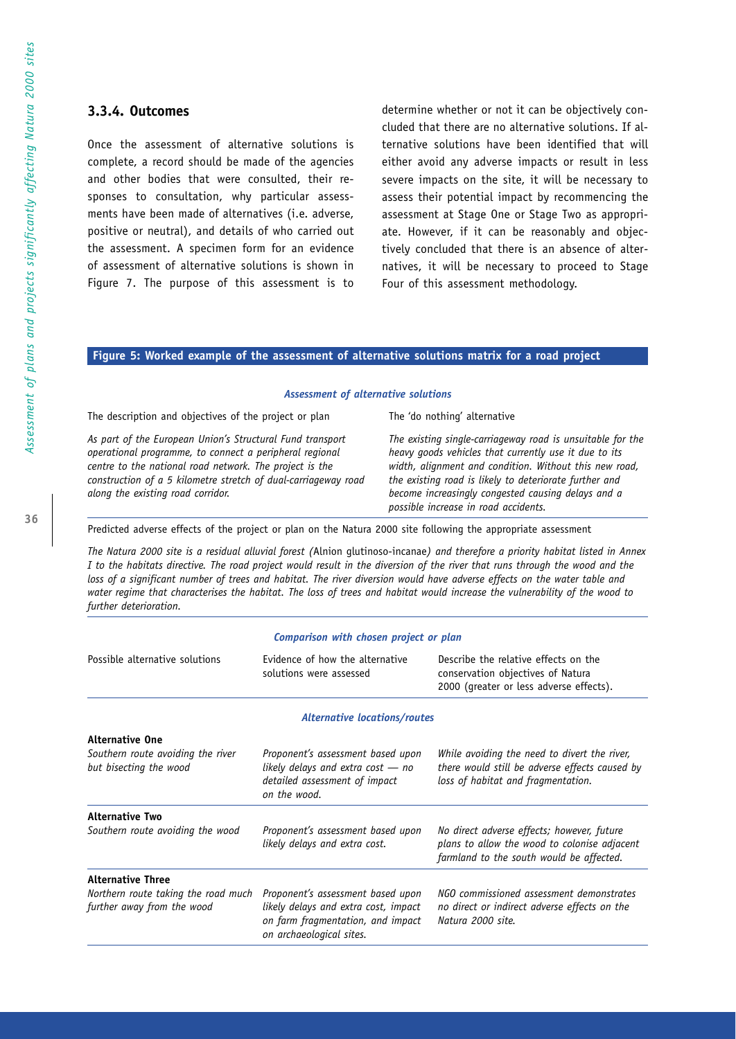### 3.3.4. Outcomes

Once the assessment of alternative solutions is complete, a record should be made of the agencies and other bodies that were consulted, their responses to consultation, why particular assessments have been made of alternatives (i.e. adverse, positive or neutral), and details of who carried out the assessment. A specimen form for an evidence of assessment of alternative solutions is shown in Figure 7. The purpose of this assessment is to determine whether or not it can be objectively concluded that there are no alternative solutions. If alternative solutions have been identified that will either avoid any adverse impacts or result in less severe impacts on the site, it will be necessary to assess their potential impact by recommencing the assessment at Stage One or Stage Two as appropriate. However, if it can be reasonably and objectively concluded that there is an absence of alternatives, it will be necessary to proceed to Stage Four of this assessment methodology.

**Figure 5: Worked example of the assessment of alternative solutions matrix for a road project**

***Assessment of alternative solutions***

| The description and objectives of the project or plan | The 'do nothing' alternative |
| --- | --- |
| *As part of the European Union's Structural Fund transport operational programme, to connect a peripheral regional centre to the national road network. The project is the construction of a 5 kilometre stretch of dual-carriageway road along the existing road corridor.* | *The existing single-carriageway road is unsuitable for the heavy goods vehicles that currently use it due to its width, alignment and condition. Without this new road, the existing road is likely to deteriorate further and become increasingly congested causing delays and a possible increase in road accidents.* |

Predicted adverse effects of the project or plan on the Natura 2000 site following the appropriate assessment

*The Natura 2000 site is a residual alluvial forest (*Alnion glutinoso-incanae*) and therefore a priority habitat listed in Annex I to the habitats directive. The road project would result in the diversion of the river that runs through the wood and the loss of a significant number of trees and habitat. The river diversion would have adverse effects on the water table and water regime that characterises the habitat. The loss of trees and habitat would increase the vulnerability of the wood to further deterioration.*

***Comparison with chosen project or plan***

| Possible alternative solutions | Evidence of how the alternative solutions were assessed | Describe the relative effects on the conservation objectives of Natura 2000 (greater or less adverse effects). |
| --- | --- | --- |
| ***Alternative locations/routes*** | | |
| **Alternative One**<br>*Southern route avoiding the river but bisecting the wood* | *Proponent's assessment based upon likely delays and extra cost — no detailed assessment of impact on the wood.* | *While avoiding the need to divert the river, there would still be adverse effects caused by loss of habitat and fragmentation.* |
| **Alternative Two**<br>*Southern route avoiding the wood* | *Proponent's assessment based upon likely delays and extra cost.* | *No direct adverse effects; however, future plans to allow the wood to colonise adjacent farmland to the south would be affected.* |
| **Alternative Three**<br>*Northern route taking the road much further away from the wood* | *Proponent's assessment based upon likely delays and extra cost, impact on farm fragmentation, and impact on archaeological sites.* | *NGO commissioned assessment demonstrates no direct or indirect adverse effects on the Natura 2000 site.* |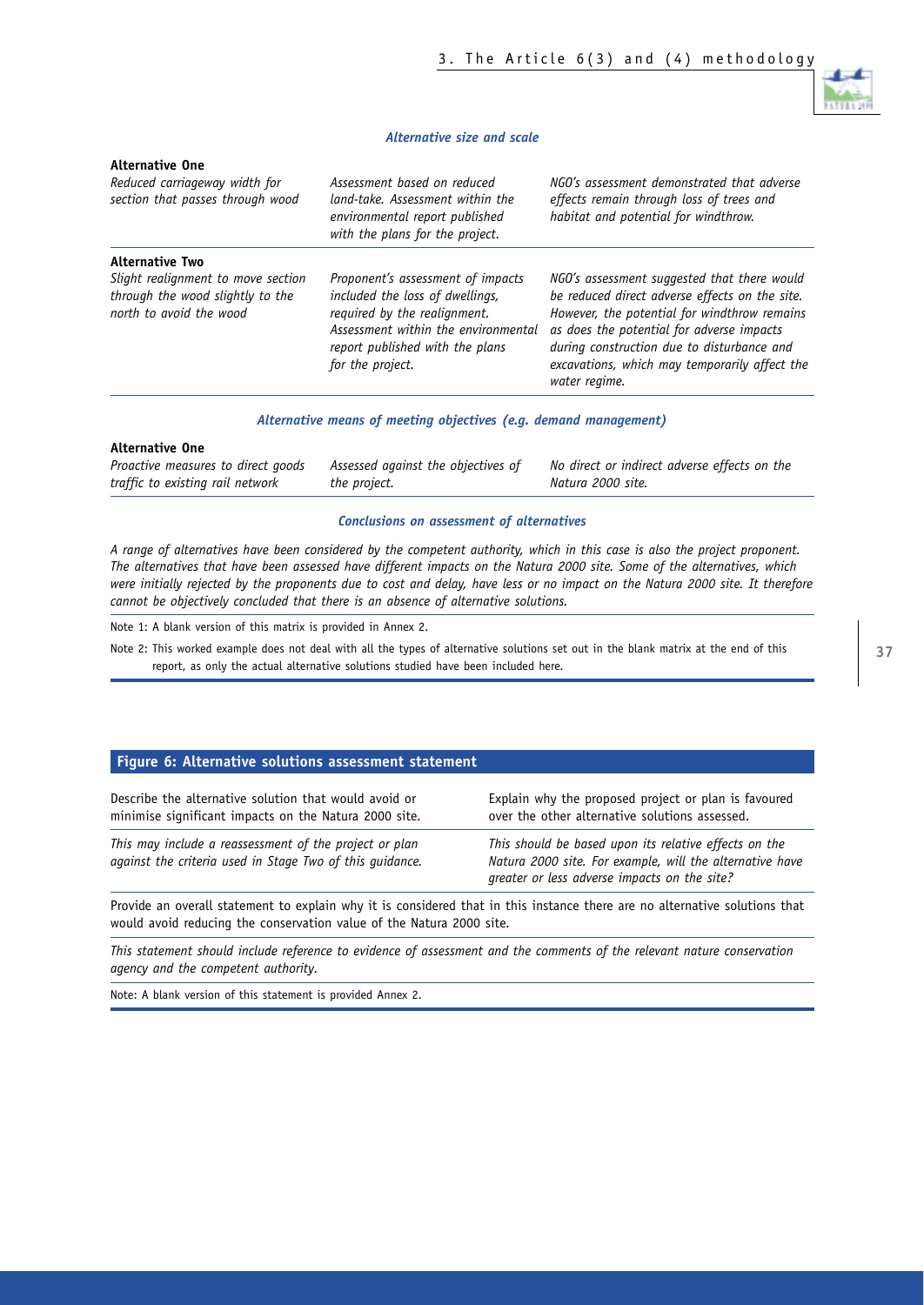*Alternative size and scale*

| | | |
|---|---|---|
| **Alternative One** | | |
| *Reduced carriageway width for section that passes through wood* | *Assessment based on reduced land-take. Assessment within the environmental report published with the plans for the project.* | *NGO's assessment demonstrated that adverse effects remain through loss of trees and habitat and potential for windthrow.* |
| **Alternative Two** | | |
| *Slight realignment to move section through the wood slightly to the north to avoid the wood* | *Proponent's assessment of impacts included the loss of dwellings, required by the realignment. Assessment within the environmental report published with the plans for the project.* | *NGO's assessment suggested that there would be reduced direct adverse effects on the site. However, the potential for windthrow remains as does the potential for adverse impacts during construction due to disturbance and excavations, which may temporarily affect the water regime.* |

*Alternative means of meeting objectives (e.g. demand management)*

| | | |
|---|---|---|
| **Alternative One** | | |
| *Proactive measures to direct goods traffic to existing rail network* | *Assessed against the objectives of the project.* | *No direct or indirect adverse effects on the Natura 2000 site.* |

*Conclusions on assessment of alternatives*

*A range of alternatives have been considered by the competent authority, which in this case is also the project proponent. The alternatives that have been assessed have different impacts on the Natura 2000 site. Some of the alternatives, which were initially rejected by the proponents due to cost and delay, have less or no impact on the Natura 2000 site. It therefore cannot be objectively concluded that there is an absence of alternative solutions.*

Note 1: A blank version of this matrix is provided in Annex 2.

Note 2: This worked example does not deal with all the types of alternative solutions set out in the blank matrix at the end of this report, as only the actual alternative solutions studied have been included here.

## Figure 6: Alternative solutions assessment statement

| Describe the alternative solution that would avoid or minimise significant impacts on the Natura 2000 site. | Explain why the proposed project or plan is favoured over the other alternative solutions assessed. |
|---|---|
| *This may include a reassessment of the project or plan against the criteria used in Stage Two of this guidance.* | *This should be based upon its relative effects on the Natura 2000 site. For example, will the alternative have greater or less adverse impacts on the site?* |

Provide an overall statement to explain why it is considered that in this instance there are no alternative solutions that would avoid reducing the conservation value of the Natura 2000 site.

*This statement should include reference to evidence of assessment and the comments of the relevant nature conservation agency and the competent authority.*

Note: A blank version of this statement is provided Annex 2.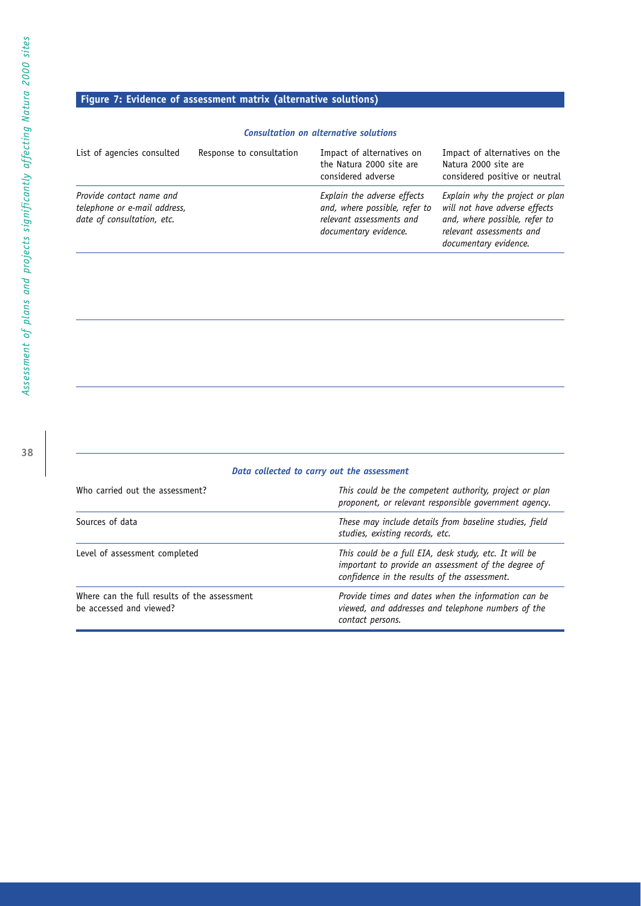## Figure 7: Evidence of assessment matrix (alternative solutions)

***Consultation on alternative solutions***

| List of agencies consulted | Response to consultation | Impact of alternatives on the Natura 2000 site are considered adverse | Impact of alternatives on the Natura 2000 site are considered positive or neutral |
|---|---|---|---|
| *Provide contact name and telephone or e-mail address, date of consultation, etc.* | | *Explain the adverse effects and, where possible, refer to relevant assessments and documentary evidence.* | *Explain why the project or plan will not have adverse effects and, where possible, refer to relevant assessments and documentary evidence.* |
| | | | |
| | | | |

***Data collected to carry out the assessment***

| | |
|---|---|
| Who carried out the assessment? | *This could be the competent authority, project or plan proponent, or relevant responsible government agency.* |
| Sources of data | *These may include details from baseline studies, field studies, existing records, etc.* |
| Level of assessment completed | *This could be a full EIA, desk study, etc. It will be important to provide an assessment of the degree of confidence in the results of the assessment.* |
| Where can the full results of the assessment be accessed and viewed? | *Provide times and dates when the information can be viewed, and addresses and telephone numbers of the contact persons.* |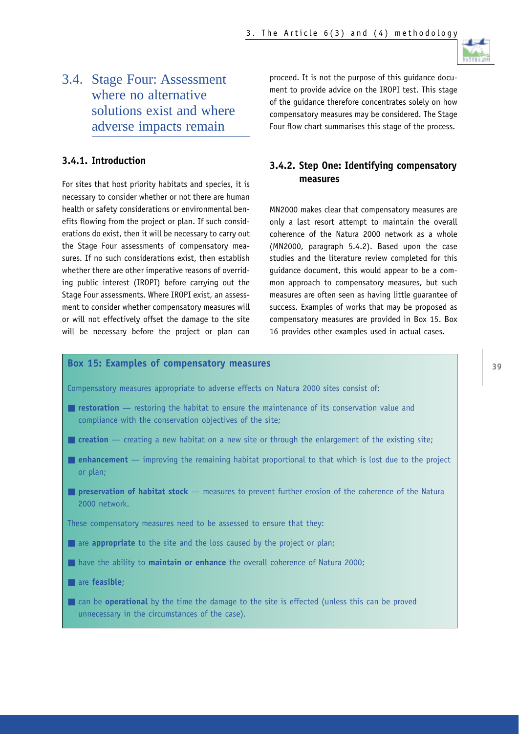## 3.4. Stage Four: Assessment where no alternative solutions exist and where adverse impacts remain

### 3.4.1. Introduction

For sites that host priority habitats and species, it is necessary to consider whether or not there are human health or safety considerations or environmental benefits flowing from the project or plan. If such considerations do exist, then it will be necessary to carry out the Stage Four assessments of compensatory measures. If no such considerations exist, then establish whether there are other imperative reasons of overriding public interest (IROPI) before carrying out the Stage Four assessments. Where IROPI exist, an assessment to consider whether compensatory measures will or will not effectively offset the damage to the site will be necessary before the project or plan can proceed. It is not the purpose of this guidance document to provide advice on the IROPI test. This stage of the guidance therefore concentrates solely on how compensatory measures may be considered. The Stage Four flow chart summarises this stage of the process.

### 3.4.2. Step One: Identifying compensatory measures

MN2000 makes clear that compensatory measures are only a last resort attempt to maintain the overall coherence of the Natura 2000 network as a whole (MN2000, paragraph 5.4.2). Based upon the case studies and the literature review completed for this guidance document, this would appear to be a common approach to compensatory measures, but such measures are often seen as having little guarantee of success. Examples of works that may be proposed as compensatory measures are provided in Box 15. Box 16 provides other examples used in actual cases.

**Box 15: Examples of compensatory measures**

Compensatory measures appropriate to adverse effects on Natura 2000 sites consist of:

- **restoration** — restoring the habitat to ensure the maintenance of its conservation value and compliance with the conservation objectives of the site;
- **creation** — creating a new habitat on a new site or through the enlargement of the existing site;
- **enhancement** — improving the remaining habitat proportional to that which is lost due to the project or plan;
- **preservation of habitat stock** — measures to prevent further erosion of the coherence of the Natura 2000 network.

These compensatory measures need to be assessed to ensure that they:

- are **appropriate** to the site and the loss caused by the project or plan;
- have the ability to **maintain or enhance** the overall coherence of Natura 2000;
- are **feasible**;
- can be **operational** by the time the damage to the site is effected (unless this can be proved unnecessary in the circumstances of the case).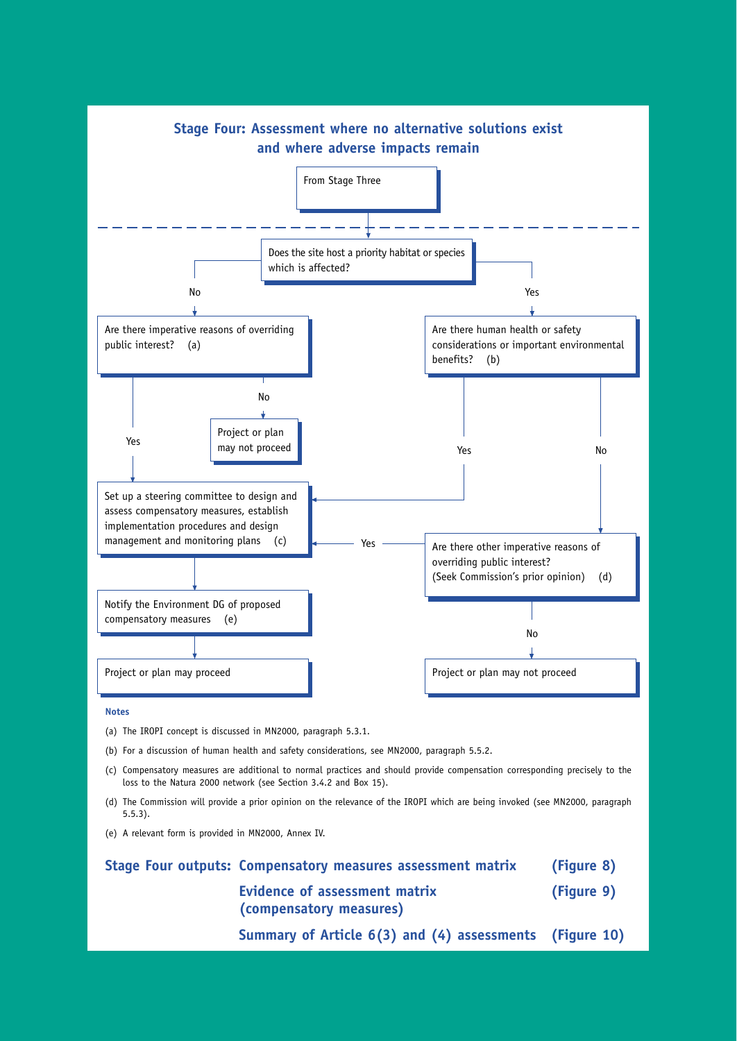## Stage Four: Assessment where no alternative solutions exist and where adverse impacts remain

From Stage Three

Does the site host a priority habitat or species which is affected?

- **No** → Are there imperative reasons of overriding public interest? (a)
  - **No** → Project or plan may not proceed
  - **Yes** → Set up a steering committee to design and assess compensatory measures, establish implementation procedures and design management and monitoring plans (c)
- **Yes** → Are there human health or safety considerations or important environmental benefits? (b)
  - **Yes** → Set up a steering committee to design and assess compensatory measures, establish implementation procedures and design management and monitoring plans (c)
  - **No** → Are there other imperative reasons of overriding public interest? (Seek Commission's prior opinion) (d)
    - **Yes** → Set up a steering committee to design and assess compensatory measures, establish implementation procedures and design management and monitoring plans (c)
    - **No** → Project or plan may not proceed

Set up a steering committee to design and assess compensatory measures, establish implementation procedures and design management and monitoring plans (c) → Notify the Environment DG of proposed compensatory measures (e) → Project or plan may proceed

**Notes**

(a) The IROPI concept is discussed in MN2000, paragraph 5.3.1.

(b) For a discussion of human health and safety considerations, see MN2000, paragraph 5.5.2.

(c) Compensatory measures are additional to normal practices and should provide compensation corresponding precisely to the loss to the Natura 2000 network (see Section 3.4.2 and Box 15).

(d) The Commission will provide a prior opinion on the relevance of the IROPI which are being invoked (see MN2000, paragraph 5.5.3).

(e) A relevant form is provided in MN2000, Annex IV.

**Stage Four outputs:**

| | |
|---|---|
| **Compensatory measures assessment matrix** | **(Figure 8)** |
| **Evidence of assessment matrix (compensatory measures)** | **(Figure 9)** |
| **Summary of Article 6(3) and (4) assessments** | **(Figure 10)** |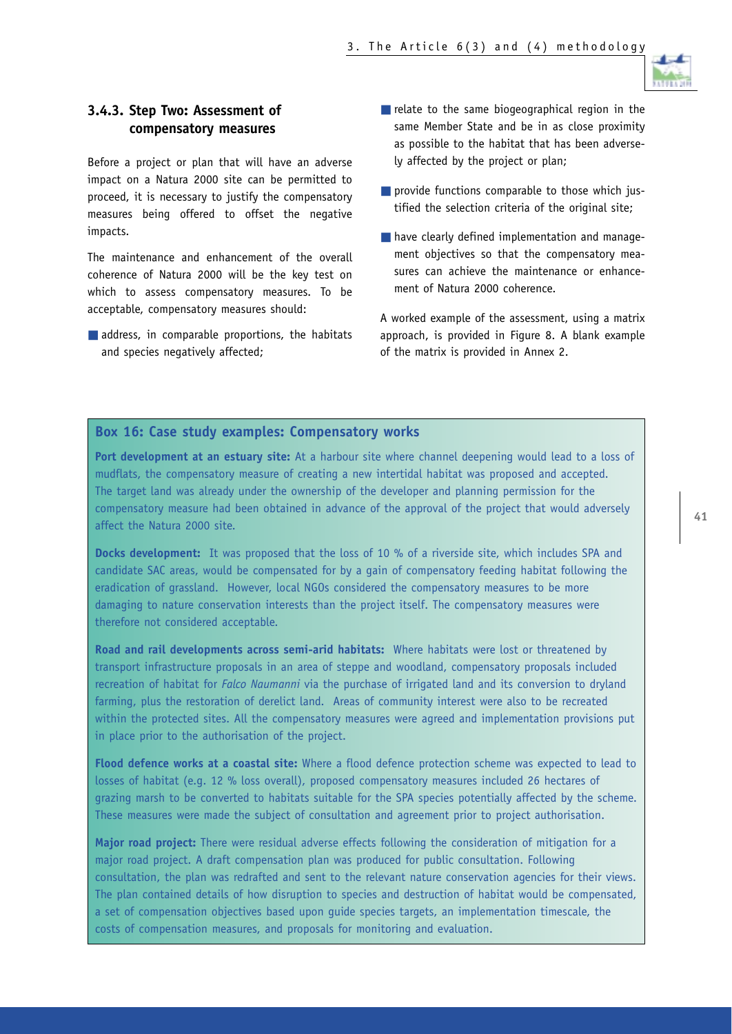### 3.4.3. Step Two: Assessment of compensatory measures

Before a project or plan that will have an adverse impact on a Natura 2000 site can be permitted to proceed, it is necessary to justify the compensatory measures being offered to offset the negative impacts.

The maintenance and enhancement of the overall coherence of Natura 2000 will be the key test on which to assess compensatory measures. To be acceptable, compensatory measures should:

- address, in comparable proportions, the habitats and species negatively affected;
- relate to the same biogeographical region in the same Member State and be in as close proximity as possible to the habitat that has been adversely affected by the project or plan;
- provide functions comparable to those which justified the selection criteria of the original site;
- have clearly defined implementation and management objectives so that the compensatory measures can achieve the maintenance or enhancement of Natura 2000 coherence.

A worked example of the assessment, using a matrix approach, is provided in Figure 8. A blank example of the matrix is provided in Annex 2.

#### Box 16: Case study examples: Compensatory works

**Port development at an estuary site:** At a harbour site where channel deepening would lead to a loss of mudflats, the compensatory measure of creating a new intertidal habitat was proposed and accepted. The target land was already under the ownership of the developer and planning permission for the compensatory measure had been obtained in advance of the approval of the project that would adversely affect the Natura 2000 site.

**Docks development:** It was proposed that the loss of 10 % of a riverside site, which includes SPA and candidate SAC areas, would be compensated for by a gain of compensatory feeding habitat following the eradication of grassland. However, local NGOs considered the compensatory measures to be more damaging to nature conservation interests than the project itself. The compensatory measures were therefore not considered acceptable.

**Road and rail developments across semi-arid habitats:** Where habitats were lost or threatened by transport infrastructure proposals in an area of steppe and woodland, compensatory proposals included recreation of habitat for *Falco Naumanni* via the purchase of irrigated land and its conversion to dryland farming, plus the restoration of derelict land. Areas of community interest were also to be recreated within the protected sites. All the compensatory measures were agreed and implementation provisions put in place prior to the authorisation of the project.

**Flood defence works at a coastal site:** Where a flood defence protection scheme was expected to lead to losses of habitat (e.g. 12 % loss overall), proposed compensatory measures included 26 hectares of grazing marsh to be converted to habitats suitable for the SPA species potentially affected by the scheme. These measures were made the subject of consultation and agreement prior to project authorisation.

**Major road project:** There were residual adverse effects following the consideration of mitigation for a major road project. A draft compensation plan was produced for public consultation. Following consultation, the plan was redrafted and sent to the relevant nature conservation agencies for their views. The plan contained details of how disruption to species and destruction of habitat would be compensated, a set of compensation objectives based upon guide species targets, an implementation timescale, the costs of compensation measures, and proposals for monitoring and evaluation.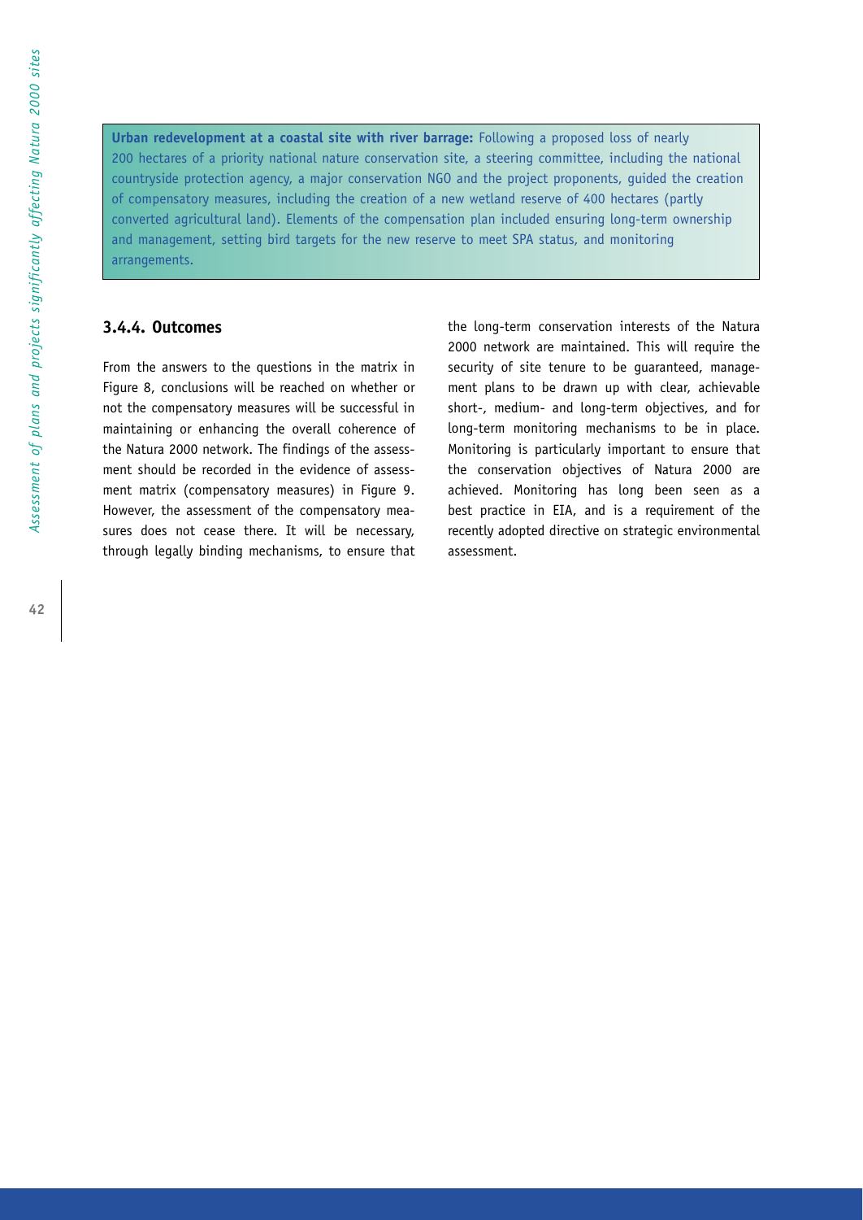**Urban redevelopment at a coastal site with river barrage:** Following a proposed loss of nearly 200 hectares of a priority national nature conservation site, a steering committee, including the national countryside protection agency, a major conservation NGO and the project proponents, guided the creation of compensatory measures, including the creation of a new wetland reserve of 400 hectares (partly converted agricultural land). Elements of the compensation plan included ensuring long-term ownership and management, setting bird targets for the new reserve to meet SPA status, and monitoring arrangements.

### 3.4.4. Outcomes

From the answers to the questions in the matrix in Figure 8, conclusions will be reached on whether or not the compensatory measures will be successful in maintaining or enhancing the overall coherence of the Natura 2000 network. The findings of the assessment should be recorded in the evidence of assessment matrix (compensatory measures) in Figure 9. However, the assessment of the compensatory measures does not cease there. It will be necessary, through legally binding mechanisms, to ensure that the long-term conservation interests of the Natura 2000 network are maintained. This will require the security of site tenure to be guaranteed, management plans to be drawn up with clear, achievable short-, medium- and long-term objectives, and for long-term monitoring mechanisms to be in place. Monitoring is particularly important to ensure that the conservation objectives of Natura 2000 are achieved. Monitoring has long been seen as a best practice in EIA, and is a requirement of the recently adopted directive on strategic environmental assessment.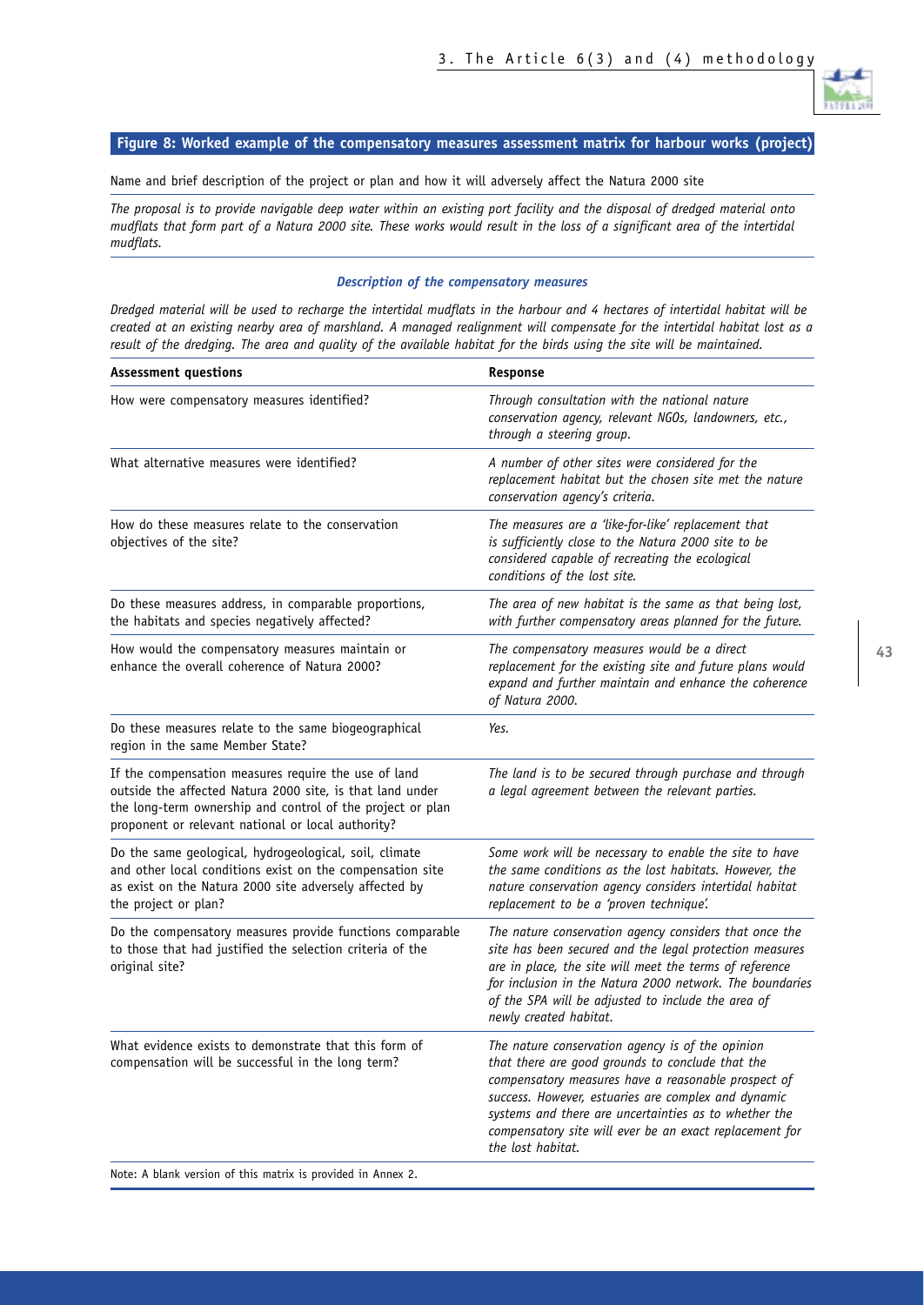**Figure 8: Worked example of the compensatory measures assessment matrix for harbour works (project)**

Name and brief description of the project or plan and how it will adversely affect the Natura 2000 site

*The proposal is to provide navigable deep water within an existing port facility and the disposal of dredged material onto mudflats that form part of a Natura 2000 site. These works would result in the loss of a significant area of the intertidal mudflats.*

***Description of the compensatory measures***

*Dredged material will be used to recharge the intertidal mudflats in the harbour and 4 hectares of intertidal habitat will be created at an existing nearby area of marshland. A managed realignment will compensate for the intertidal habitat lost as a result of the dredging. The area and quality of the available habitat for the birds using the site will be maintained.*

| Assessment questions | Response |
| --- | --- |
| How were compensatory measures identified? | *Through consultation with the national nature conservation agency, relevant NGOs, landowners, etc., through a steering group.* |
| What alternative measures were identified? | *A number of other sites were considered for the replacement habitat but the chosen site met the nature conservation agency's criteria.* |
| How do these measures relate to the conservation objectives of the site? | *The measures are a 'like-for-like' replacement that is sufficiently close to the Natura 2000 site to be considered capable of recreating the ecological conditions of the lost site.* |
| Do these measures address, in comparable proportions, the habitats and species negatively affected? | *The area of new habitat is the same as that being lost, with further compensatory areas planned for the future.* |
| How would the compensatory measures maintain or enhance the overall coherence of Natura 2000? | *The compensatory measures would be a direct replacement for the existing site and future plans would expand and further maintain and enhance the coherence of Natura 2000.* |
| Do these measures relate to the same biogeographical region in the same Member State? | *Yes.* |
| If the compensation measures require the use of land outside the affected Natura 2000 site, is that land under the long-term ownership and control of the project or plan proponent or relevant national or local authority? | *The land is to be secured through purchase and through a legal agreement between the relevant parties.* |
| Do the same geological, hydrogeological, soil, climate and other local conditions exist on the compensation site as exist on the Natura 2000 site adversely affected by the project or plan? | *Some work will be necessary to enable the site to have the same conditions as the lost habitats. However, the nature conservation agency considers intertidal habitat replacement to be a 'proven technique'.* |
| Do the compensatory measures provide functions comparable to those that had justified the selection criteria of the original site? | *The nature conservation agency considers that once the site has been secured and the legal protection measures are in place, the site will meet the terms of reference for inclusion in the Natura 2000 network. The boundaries of the SPA will be adjusted to include the area of newly created habitat.* |
| What evidence exists to demonstrate that this form of compensation will be successful in the long term? | *The nature conservation agency is of the opinion that there are good grounds to conclude that the compensatory measures have a reasonable prospect of success. However, estuaries are complex and dynamic systems and there are uncertainties as to whether the compensatory site will ever be an exact replacement for the lost habitat.* |

Note: A blank version of this matrix is provided in Annex 2.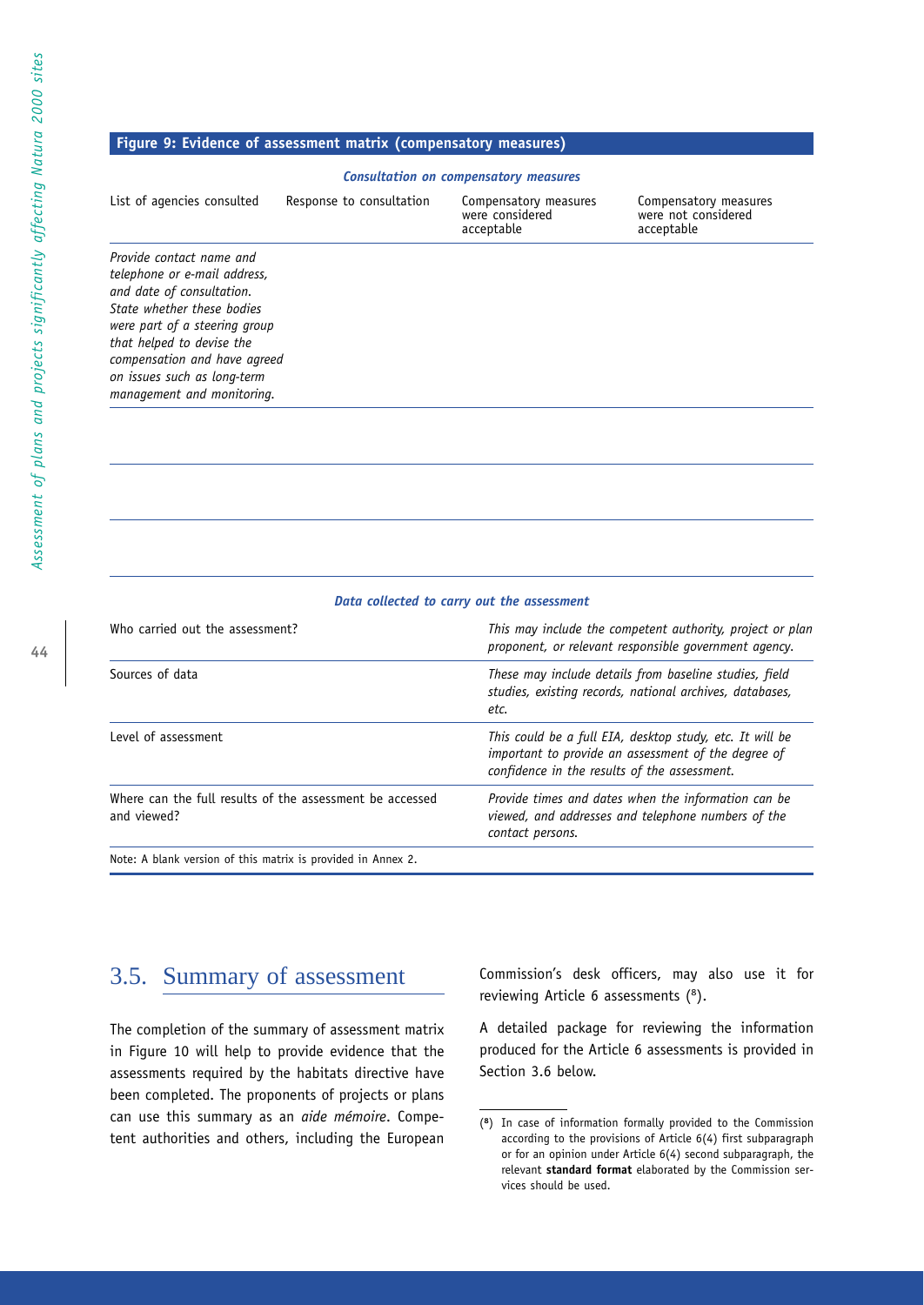**Figure 9: Evidence of assessment matrix (compensatory measures)**

***Consultation on compensatory measures***

| List of agencies consulted | Response to consultation | Compensatory measures were considered acceptable | Compensatory measures were not considered acceptable |
|---|---|---|---|
| *Provide contact name and telephone or e-mail address, and date of consultation. State whether these bodies were part of a steering group that helped to devise the compensation and have agreed on issues such as long-term management and monitoring.* | | | |
| | | | |
| | | | |
| | | | |

***Data collected to carry out the assessment***

| | |
|---|---|
| Who carried out the assessment? | *This may include the competent authority, project or plan proponent, or relevant responsible government agency.* |
| Sources of data | *These may include details from baseline studies, field studies, existing records, national archives, databases, etc.* |
| Level of assessment | *This could be a full EIA, desktop study, etc. It will be important to provide an assessment of the degree of confidence in the results of the assessment.* |
| Where can the full results of the assessment be accessed and viewed? | *Provide times and dates when the information can be viewed, and addresses and telephone numbers of the contact persons.* |

Note: A blank version of this matrix is provided in Annex 2.

## 3.5. Summary of assessment

The completion of the summary of assessment matrix in Figure 10 will help to provide evidence that the assessments required by the habitats directive have been completed. The proponents of projects or plans can use this summary as an *aide mémoire*. Competent authorities and others, including the European Commission's desk officers, may also use it for reviewing Article 6 assessments ([8]).

A detailed package for reviewing the information produced for the Article 6 assessments is provided in Section 3.6 below.

([8]) In case of information formally provided to the Commission according to the provisions of Article 6(4) first subparagraph or for an opinion under Article 6(4) second subparagraph, the relevant **standard format** elaborated by the Commission services should be used.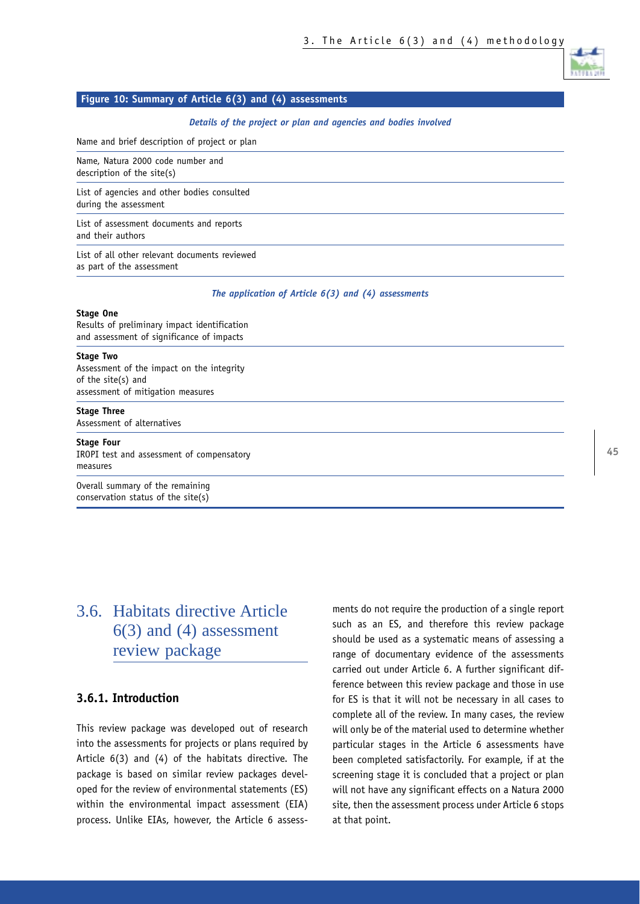**Figure 10: Summary of Article 6(3) and (4) assessments**

| | |
|---|---|
| ***Details of the project or plan and agencies and bodies involved*** | |
| Name and brief description of project or plan | |
| Name, Natura 2000 code number and description of the site(s) | |
| List of agencies and other bodies consulted during the assessment | |
| List of assessment documents and reports and their authors | |
| List of all other relevant documents reviewed as part of the assessment | |
| ***The application of Article 6(3) and (4) assessments*** | |
| **Stage One** Results of preliminary impact identification and assessment of significance of impacts | |
| **Stage Two** Assessment of the impact on the integrity of the site(s) and assessment of mitigation measures | |
| **Stage Three** Assessment of alternatives | |
| **Stage Four** IROPI test and assessment of compensatory measures | |
| Overall summary of the remaining conservation status of the site(s) | |

## 3.6. Habitats directive Article 6(3) and (4) assessment review package

### 3.6.1. Introduction

This review package was developed out of research into the assessments for projects or plans required by Article 6(3) and (4) of the habitats directive. The package is based on similar review packages developed for the review of environmental statements (ES) within the environmental impact assessment (EIA) process. Unlike EIAs, however, the Article 6 assessments do not require the production of a single report such as an ES, and therefore this review package should be used as a systematic means of assessing a range of documentary evidence of the assessments carried out under Article 6. A further significant difference between this review package and those in use for ES is that it will not be necessary in all cases to complete all of the review. In many cases, the review will only be of the material used to determine whether particular stages in the Article 6 assessments have been completed satisfactorily. For example, if at the screening stage it is concluded that a project or plan will not have any significant effects on a Natura 2000 site, then the assessment process under Article 6 stops at that point.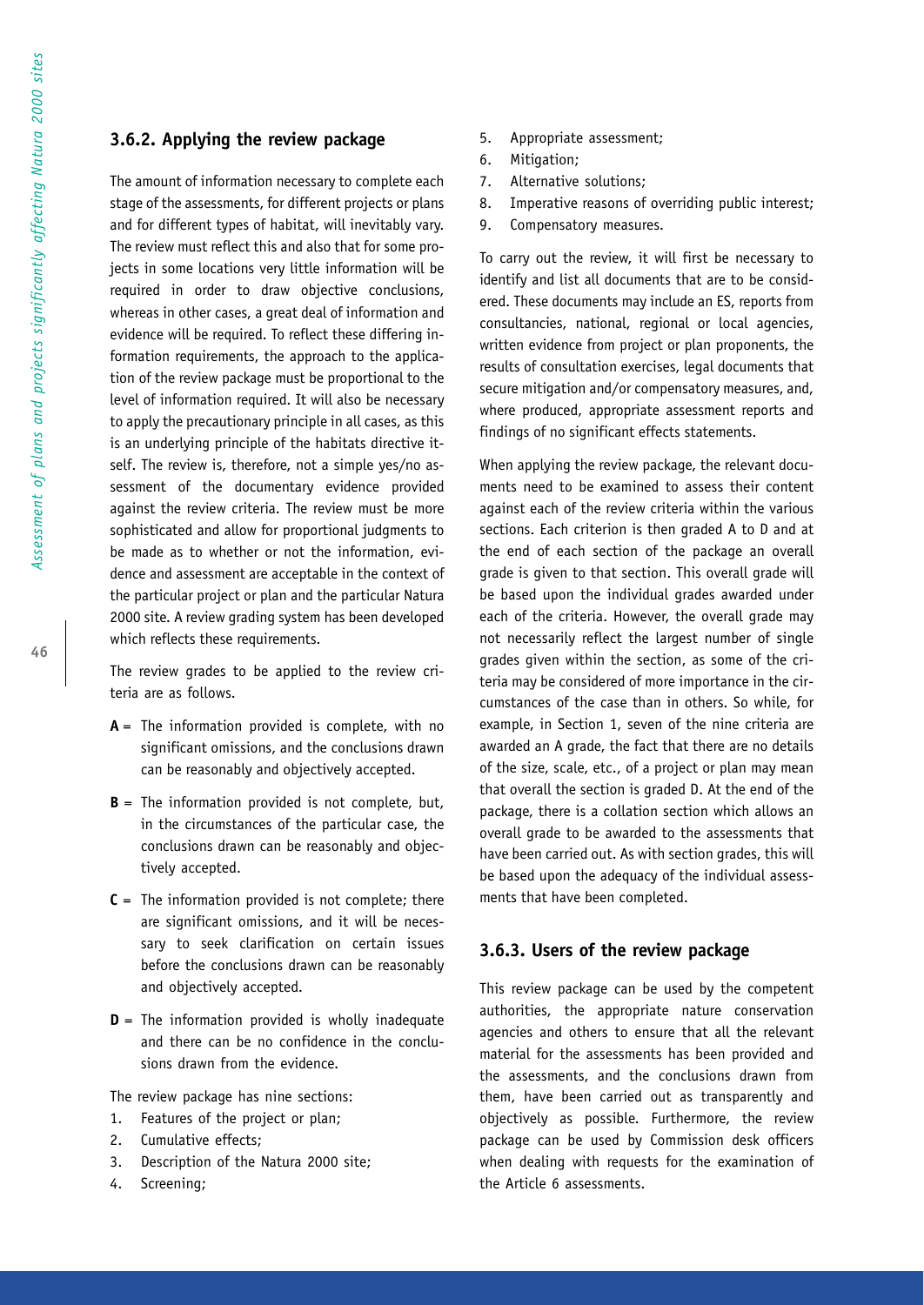### 3.6.2. Applying the review package

The amount of information necessary to complete each stage of the assessments, for different projects or plans and for different types of habitat, will inevitably vary. The review must reflect this and also that for some projects in some locations very little information will be required in order to draw objective conclusions, whereas in other cases, a great deal of information and evidence will be required. To reflect these differing information requirements, the approach to the application of the review package must be proportional to the level of information required. It will also be necessary to apply the precautionary principle in all cases, as this is an underlying principle of the habitats directive itself. The review is, therefore, not a simple yes/no assessment of the documentary evidence provided against the review criteria. The review must be more sophisticated and allow for proportional judgments to be made as to whether or not the information, evidence and assessment are acceptable in the context of the particular project or plan and the particular Natura 2000 site. A review grading system has been developed which reflects these requirements.

The review grades to be applied to the review criteria are as follows.

- **A** = The information provided is complete, with no significant omissions, and the conclusions drawn can be reasonably and objectively accepted.
- **B** = The information provided is not complete, but, in the circumstances of the particular case, the conclusions drawn can be reasonably and objectively accepted.
- **C** = The information provided is not complete; there are significant omissions, and it will be necessary to seek clarification on certain issues before the conclusions drawn can be reasonably and objectively accepted.
- **D** = The information provided is wholly inadequate and there can be no confidence in the conclusions drawn from the evidence.

The review package has nine sections:

1. Features of the project or plan;
2. Cumulative effects;
3. Description of the Natura 2000 site;
4. Screening;
5. Appropriate assessment;
6. Mitigation;
7. Alternative solutions;
8. Imperative reasons of overriding public interest;
9. Compensatory measures.

To carry out the review, it will first be necessary to identify and list all documents that are to be considered. These documents may include an ES, reports from consultancies, national, regional or local agencies, written evidence from project or plan proponents, the results of consultation exercises, legal documents that secure mitigation and/or compensatory measures, and, where produced, appropriate assessment reports and findings of no significant effects statements.

When applying the review package, the relevant documents need to be examined to assess their content against each of the review criteria within the various sections. Each criterion is then graded A to D and at the end of each section of the package an overall grade is given to that section. This overall grade will be based upon the individual grades awarded under each of the criteria. However, the overall grade may not necessarily reflect the largest number of single grades given within the section, as some of the criteria may be considered of more importance in the circumstances of the case than in others. So while, for example, in Section 1, seven of the nine criteria are awarded an A grade, the fact that there are no details of the size, scale, etc., of a project or plan may mean that overall the section is graded D. At the end of the package, there is a collation section which allows an overall grade to be awarded to the assessments that have been carried out. As with section grades, this will be based upon the adequacy of the individual assessments that have been completed.

### 3.6.3. Users of the review package

This review package can be used by the competent authorities, the appropriate nature conservation agencies and others to ensure that all the relevant material for the assessments has been provided and the assessments, and the conclusions drawn from them, have been carried out as transparently and objectively as possible. Furthermore, the review package can be used by Commission desk officers when dealing with requests for the examination of the Article 6 assessments.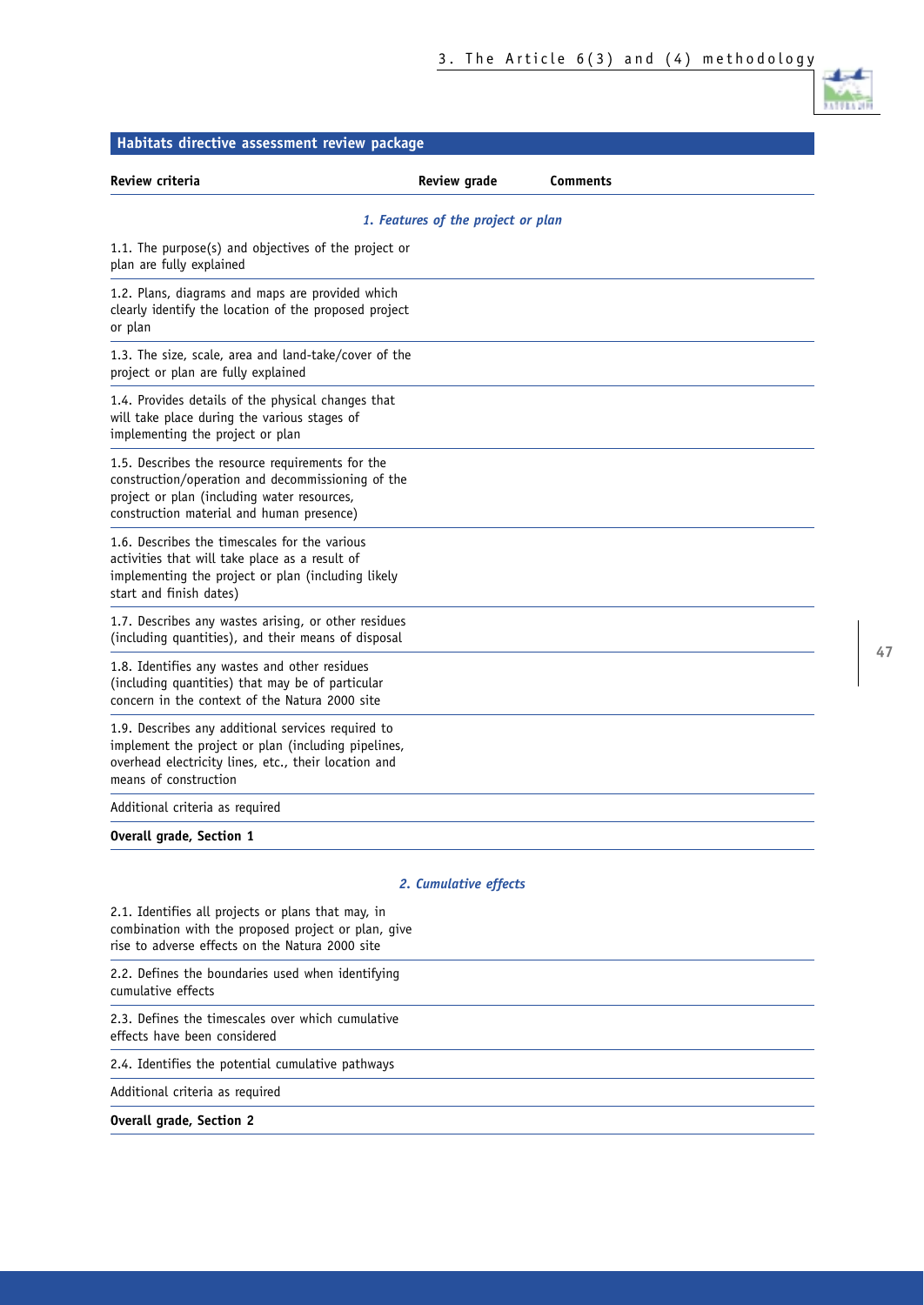## Habitats directive assessment review package

| Review criteria | Review grade | Comments |
|---|---|---|
| ***1. Features of the project or plan*** | | |
| 1.1. The purpose(s) and objectives of the project or plan are fully explained | | |
| 1.2. Plans, diagrams and maps are provided which clearly identify the location of the proposed project or plan | | |
| 1.3. The size, scale, area and land-take/cover of the project or plan are fully explained | | |
| 1.4. Provides details of the physical changes that will take place during the various stages of implementing the project or plan | | |
| 1.5. Describes the resource requirements for the construction/operation and decommissioning of the project or plan (including water resources, construction material and human presence) | | |
| 1.6. Describes the timescales for the various activities that will take place as a result of implementing the project or plan (including likely start and finish dates) | | |
| 1.7. Describes any wastes arising, or other residues (including quantities), and their means of disposal | | |
| 1.8. Identifies any wastes and other residues (including quantities) that may be of particular concern in the context of the Natura 2000 site | | |
| 1.9. Describes any additional services required to implement the project or plan (including pipelines, overhead electricity lines, etc., their location and means of construction | | |
| Additional criteria as required | | |
| **Overall grade, Section 1** | | |
| ***2. Cumulative effects*** | | |
| 2.1. Identifies all projects or plans that may, in combination with the proposed project or plan, give rise to adverse effects on the Natura 2000 site | | |
| 2.2. Defines the boundaries used when identifying cumulative effects | | |
| 2.3. Defines the timescales over which cumulative effects have been considered | | |
| 2.4. Identifies the potential cumulative pathways | | |
| Additional criteria as required | | |
| **Overall grade, Section 2** | | |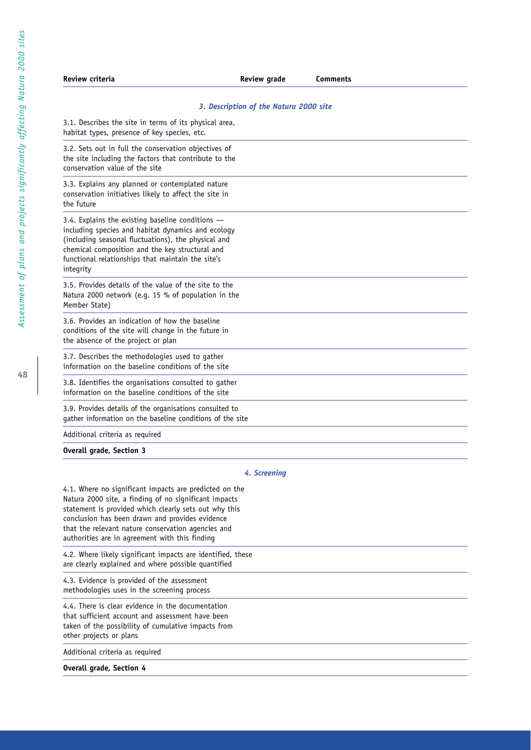| Review criteria | Review grade | Comments |
|---|---|---|
| ***3. Description of the Natura 2000 site*** | | |
| 3.1. Describes the site in terms of its physical area, habitat types, presence of key species, etc. | | |
| 3.2. Sets out in full the conservation objectives of the site including the factors that contribute to the conservation value of the site | | |
| 3.3. Explains any planned or contemplated nature conservation initiatives likely to affect the site in the future | | |
| 3.4. Explains the existing baseline conditions — including species and habitat dynamics and ecology (including seasonal fluctuations), the physical and chemical composition and the key structural and functional relationships that maintain the site's integrity | | |
| 3.5. Provides details of the value of the site to the Natura 2000 network (e.g. 15 % of population in the Member State) | | |
| 3.6. Provides an indication of how the baseline conditions of the site will change in the future in the absence of the project or plan | | |
| 3.7. Describes the methodologies used to gather information on the baseline conditions of the site | | |
| 3.8. Identifies the organisations consulted to gather information on the baseline conditions of the site | | |
| 3.9. Provides details of the organisations consulted to gather information on the baseline conditions of the site | | |
| Additional criteria as required | | |
| **Overall grade, Section 3** | | |
| ***4. Screening*** | | |
| 4.1. Where no significant impacts are predicted on the Natura 2000 site, a finding of no significant impacts statement is provided which clearly sets out why this conclusion has been drawn and provides evidence that the relevant nature conservation agencies and authorities are in agreement with this finding | | |
| 4.2. Where likely significant impacts are identified, these are clearly explained and where possible quantified | | |
| 4.3. Evidence is provided of the assessment methodologies uses in the screening process | | |
| 4.4. There is clear evidence in the documentation that sufficient account and assessment have been taken of the possibility of cumulative impacts from other projects or plans | | |
| Additional criteria as required | | |
| **Overall grade, Section 4** | | |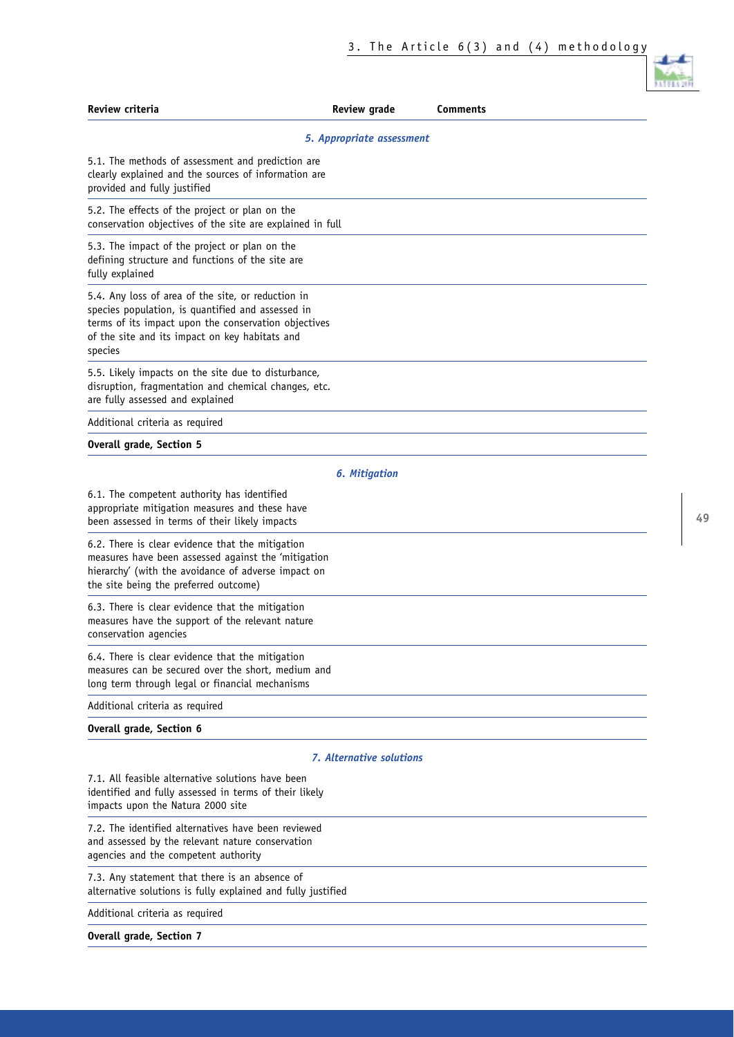| Review criteria | Review grade | Comments |
|---|---|---|
| ***5. Appropriate assessment*** | | |
| 5.1. The methods of assessment and prediction are clearly explained and the sources of information are provided and fully justified | | |
| 5.2. The effects of the project or plan on the conservation objectives of the site are explained in full | | |
| 5.3. The impact of the project or plan on the defining structure and functions of the site are fully explained | | |
| 5.4. Any loss of area of the site, or reduction in species population, is quantified and assessed in terms of its impact upon the conservation objectives of the site and its impact on key habitats and species | | |
| 5.5. Likely impacts on the site due to disturbance, disruption, fragmentation and chemical changes, etc. are fully assessed and explained | | |
| Additional criteria as required | | |
| **Overall grade, Section 5** | | |
| ***6. Mitigation*** | | |
| 6.1. The competent authority has identified appropriate mitigation measures and these have been assessed in terms of their likely impacts | | |
| 6.2. There is clear evidence that the mitigation measures have been assessed against the 'mitigation hierarchy' (with the avoidance of adverse impact on the site being the preferred outcome) | | |
| 6.3. There is clear evidence that the mitigation measures have the support of the relevant nature conservation agencies | | |
| 6.4. There is clear evidence that the mitigation measures can be secured over the short, medium and long term through legal or financial mechanisms | | |
| Additional criteria as required | | |
| **Overall grade, Section 6** | | |
| ***7. Alternative solutions*** | | |
| 7.1. All feasible alternative solutions have been identified and fully assessed in terms of their likely impacts upon the Natura 2000 site | | |
| 7.2. The identified alternatives have been reviewed and assessed by the relevant nature conservation agencies and the competent authority | | |
| 7.3. Any statement that there is an absence of alternative solutions is fully explained and fully justified | | |
| Additional criteria as required | | |
| **Overall grade, Section 7** | | |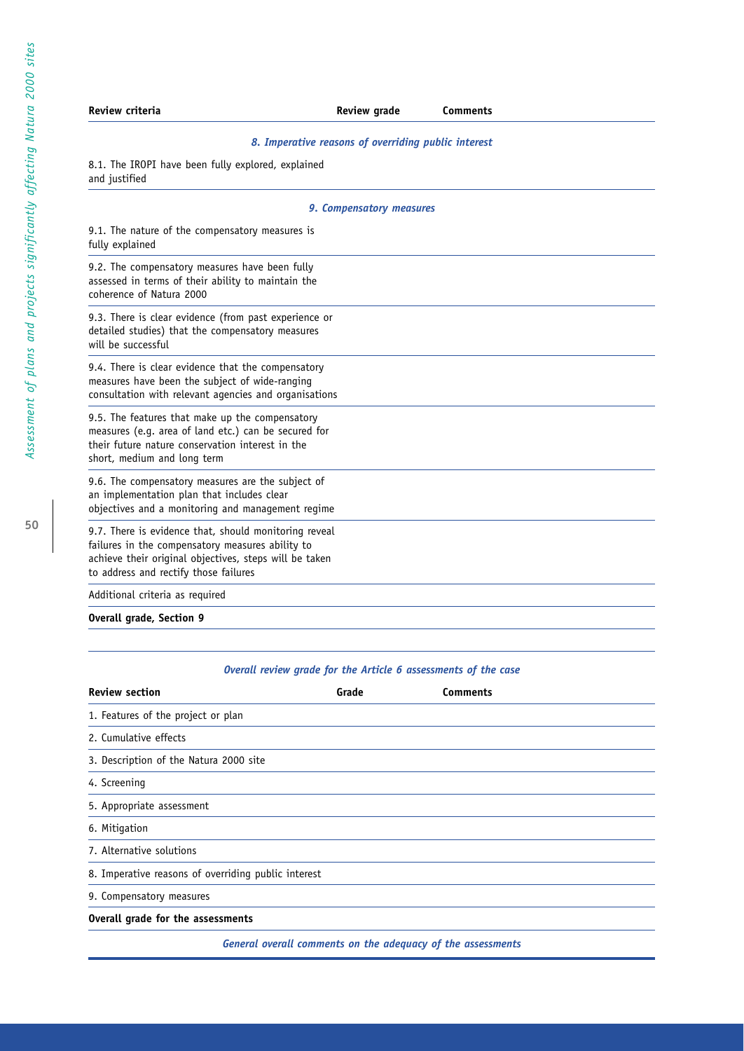| Review criteria | Review grade | Comments |
|---|---|---|
| ***8. Imperative reasons of overriding public interest*** | | |
| 8.1. The IROPI have been fully explored, explained and justified | | |
| ***9. Compensatory measures*** | | |
| 9.1. The nature of the compensatory measures is fully explained | | |
| 9.2. The compensatory measures have been fully assessed in terms of their ability to maintain the coherence of Natura 2000 | | |
| 9.3. There is clear evidence (from past experience or detailed studies) that the compensatory measures will be successful | | |
| 9.4. There is clear evidence that the compensatory measures have been the subject of wide-ranging consultation with relevant agencies and organisations | | |
| 9.5. The features that make up the compensatory measures (e.g. area of land etc.) can be secured for their future nature conservation interest in the short, medium and long term | | |
| 9.6. The compensatory measures are the subject of an implementation plan that includes clear objectives and a monitoring and management regime | | |
| 9.7. There is evidence that, should monitoring reveal failures in the compensatory measures ability to achieve their original objectives, steps will be taken to address and rectify those failures | | |
| Additional criteria as required | | |
| **Overall grade, Section 9** | | |

***Overall review grade for the Article 6 assessments of the case***

| Review section | Grade | Comments |
|---|---|---|
| 1. Features of the project or plan | | |
| 2. Cumulative effects | | |
| 3. Description of the Natura 2000 site | | |
| 4. Screening | | |
| 5. Appropriate assessment | | |
| 6. Mitigation | | |
| 7. Alternative solutions | | |
| 8. Imperative reasons of overriding public interest | | |
| 9. Compensatory measures | | |
| **Overall grade for the assessments** | | |

***General overall comments on the adequacy of the assessments***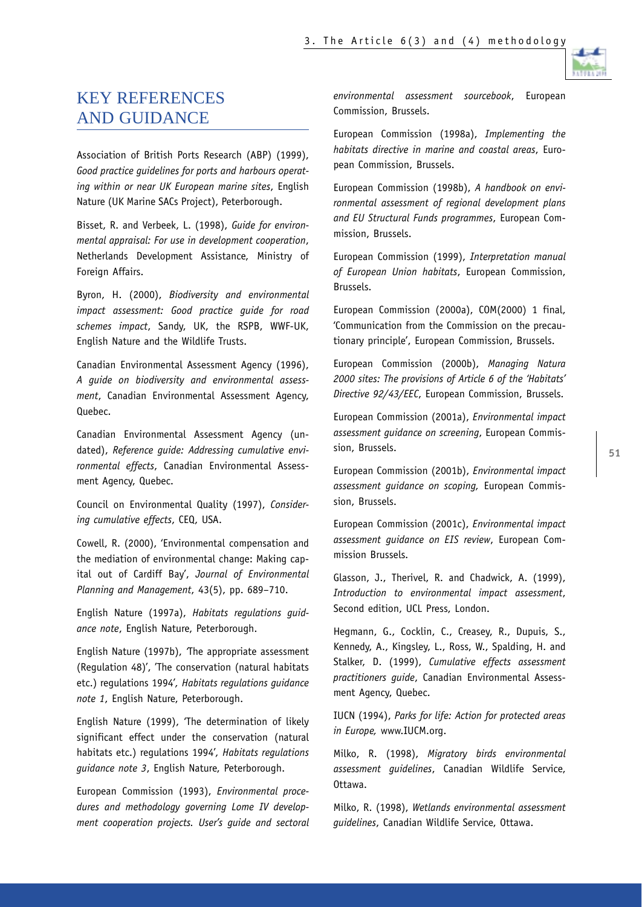# KEY REFERENCES AND GUIDANCE

Association of British Ports Research (ABP) (1999), *Good practice guidelines for ports and harbours operating within or near UK European marine sites*, English Nature (UK Marine SACs Project), Peterborough.

Bisset, R. and Verbeek, L. (1998), *Guide for environmental appraisal: For use in development cooperation*, Netherlands Development Assistance, Ministry of Foreign Affairs.

Byron, H. (2000), *Biodiversity and environmental impact assessment: Good practice guide for road schemes impact*, Sandy, UK, the RSPB, WWF-UK, English Nature and the Wildlife Trusts.

Canadian Environmental Assessment Agency (1996), *A guide on biodiversity and environmental assessment*, Canadian Environmental Assessment Agency, Quebec.

Canadian Environmental Assessment Agency (undated), *Reference guide: Addressing cumulative environmental effects*, Canadian Environmental Assessment Agency, Quebec.

Council on Environmental Quality (1997), *Considering cumulative effects*, CEQ, USA.

Cowell, R. (2000), 'Environmental compensation and the mediation of environmental change: Making capital out of Cardiff Bay', *Journal of Environmental Planning and Management*, 43(5), pp. 689–710.

English Nature (1997a), *Habitats regulations guidance note*, English Nature, Peterborough.

English Nature (1997b), 'The appropriate assessment (Regulation 48)', 'The conservation (natural habitats etc.) regulations 1994', *Habitats regulations guidance note 1*, English Nature, Peterborough.

English Nature (1999), 'The determination of likely significant effect under the conservation (natural habitats etc.) regulations 1994', *Habitats regulations guidance note 3*, English Nature, Peterborough.

European Commission (1993), *Environmental procedures and methodology governing Lome IV development cooperation projects. User's guide and sectoral environmental assessment sourcebook*, European Commission, Brussels.

European Commission (1998a), *Implementing the habitats directive in marine and coastal areas*, European Commission, Brussels.

European Commission (1998b), *A handbook on environmental assessment of regional development plans and EU Structural Funds programmes*, European Commission, Brussels.

European Commission (1999), *Interpretation manual of European Union habitats*, European Commission, Brussels.

European Commission (2000a), COM(2000) 1 final, 'Communication from the Commission on the precautionary principle', European Commission, Brussels.

European Commission (2000b), *Managing Natura 2000 sites: The provisions of Article 6 of the 'Habitats' Directive 92/43/EEC*, European Commission, Brussels.

European Commission (2001a), *Environmental impact assessment guidance on screening*, European Commission, Brussels.

European Commission (2001b), *Environmental impact assessment guidance on scoping,* European Commission, Brussels.

European Commission (2001c), *Environmental impact assessment guidance on EIS review*, European Commission Brussels.

Glasson, J., Therivel, R. and Chadwick, A. (1999), *Introduction to environmental impact assessment*, Second edition, UCL Press, London.

Hegmann, G., Cocklin, C., Creasey, R., Dupuis, S., Kennedy, A., Kingsley, L., Ross, W., Spalding, H. and Stalker, D. (1999), *Cumulative effects assessment practitioners guide*, Canadian Environmental Assessment Agency, Quebec.

IUCN (1994), *Parks for life: Action for protected areas in Europe,* www.IUCM.org.

Milko, R. (1998), *Migratory birds environmental assessment guidelines*, Canadian Wildlife Service, Ottawa.

Milko, R. (1998), *Wetlands environmental assessment guidelines*, Canadian Wildlife Service, Ottawa.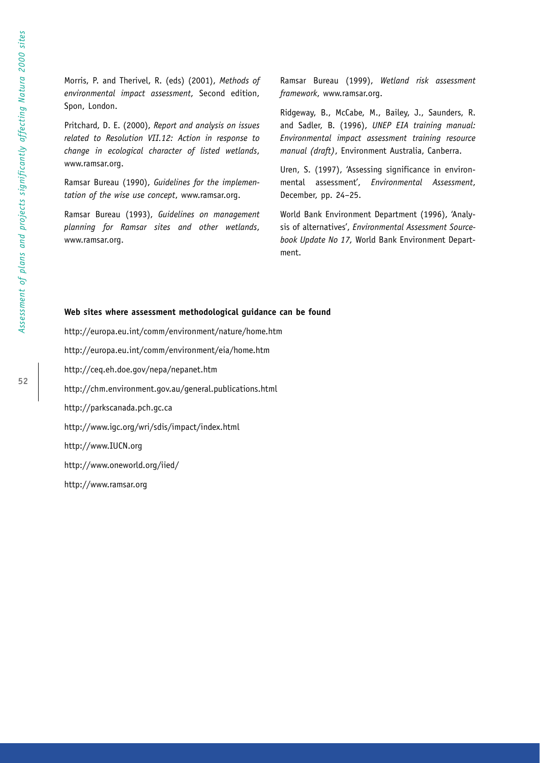Morris, P. and Therivel, R. (eds) (2001), *Methods of environmental impact assessment*, Second edition, Spon, London.

Pritchard, D. E. (2000), *Report and analysis on issues related to Resolution VII.12: Action in response to change in ecological character of listed wetlands*, www.ramsar.org.

Ramsar Bureau (1990), *Guidelines for the implementation of the wise use concept*, www.ramsar.org.

Ramsar Bureau (1993), *Guidelines on management planning for Ramsar sites and other wetlands*, www.ramsar.org.

Ramsar Bureau (1999), *Wetland risk assessment framework*, www.ramsar.org.

Ridgeway, B., McCabe, M., Bailey, J., Saunders, R. and Sadler, B. (1996), *UNEP EIA training manual: Environmental impact assessment training resource manual (draft)*, Environment Australia, Canberra.

Uren, S. (1997), 'Assessing significance in environmental assessment', *Environmental Assessment*, December, pp. 24–25.

World Bank Environment Department (1996), 'Analysis of alternatives', *Environmental Assessment Sourcebook Update No 17,* World Bank Environment Department.

**Web sites where assessment methodological guidance can be found**

http://europa.eu.int/comm/environment/nature/home.htm

http://europa.eu.int/comm/environment/eia/home.htm

http://ceq.eh.doe.gov/nepa/nepanet.htm

http://chm.environment.gov.au/general.publications.html

http://parkscanada.pch.gc.ca

http://www.igc.org/wri/sdis/impact/index.html

http://www.IUCN.org

http://www.oneworld.org/iied/

http://www.ramsar.org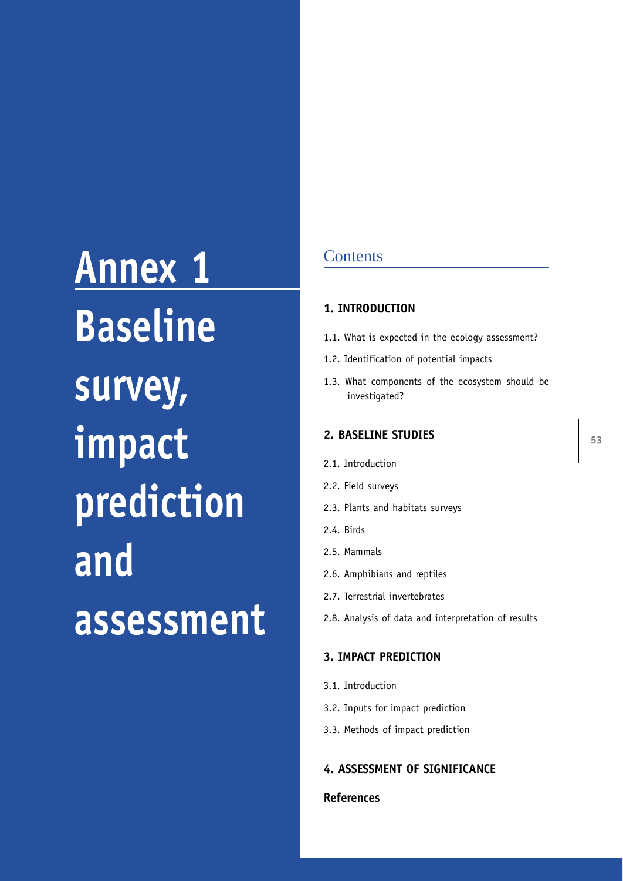# Annex 1 Baseline survey, impact prediction and assessment

## Contents

**1. INTRODUCTION**

1.1. What is expected in the ecology assessment?

1.2. Identification of potential impacts

1.3. What components of the ecosystem should be investigated?

**2. BASELINE STUDIES**

2.1. Introduction

2.2. Field surveys

2.3. Plants and habitats surveys

2.4. Birds

2.5. Mammals

2.6. Amphibians and reptiles

2.7. Terrestrial invertebrates

2.8. Analysis of data and interpretation of results

**3. IMPACT PREDICTION**

3.1. Introduction

3.2. Inputs for impact prediction

3.3. Methods of impact prediction

**4. ASSESSMENT OF SIGNIFICANCE**

**References**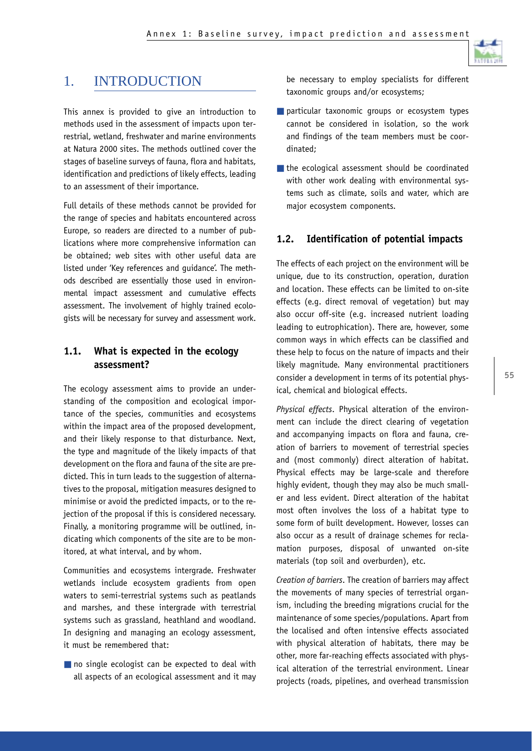# 1. INTRODUCTION

This annex is provided to give an introduction to methods used in the assessment of impacts upon terrestrial, wetland, freshwater and marine environments at Natura 2000 sites. The methods outlined cover the stages of baseline surveys of fauna, flora and habitats, identification and predictions of likely effects, leading to an assessment of their importance.

Full details of these methods cannot be provided for the range of species and habitats encountered across Europe, so readers are directed to a number of publications where more comprehensive information can be obtained; web sites with other useful data are listed under 'Key references and guidance'. The methods described are essentially those used in environmental impact assessment and cumulative effects assessment. The involvement of highly trained ecologists will be necessary for survey and assessment work.

## 1.1. What is expected in the ecology assessment?

The ecology assessment aims to provide an understanding of the composition and ecological importance of the species, communities and ecosystems within the impact area of the proposed development, and their likely response to that disturbance. Next, the type and magnitude of the likely impacts of that development on the flora and fauna of the site are predicted. This in turn leads to the suggestion of alternatives to the proposal, mitigation measures designed to minimise or avoid the predicted impacts, or to the rejection of the proposal if this is considered necessary. Finally, a monitoring programme will be outlined, indicating which components of the site are to be monitored, at what interval, and by whom.

Communities and ecosystems intergrade. Freshwater wetlands include ecosystem gradients from open waters to semi-terrestrial systems such as peatlands and marshes, and these intergrade with terrestrial systems such as grassland, heathland and woodland. In designing and managing an ecology assessment, it must be remembered that:

- no single ecologist can be expected to deal with all aspects of an ecological assessment and it may be necessary to employ specialists for different taxonomic groups and/or ecosystems;
- particular taxonomic groups or ecosystem types cannot be considered in isolation, so the work and findings of the team members must be coordinated;
- the ecological assessment should be coordinated with other work dealing with environmental systems such as climate, soils and water, which are major ecosystem components.

## 1.2. Identification of potential impacts

The effects of each project on the environment will be unique, due to its construction, operation, duration and location. These effects can be limited to on-site effects (e.g. direct removal of vegetation) but may also occur off-site (e.g. increased nutrient loading leading to eutrophication). There are, however, some common ways in which effects can be classified and these help to focus on the nature of impacts and their likely magnitude. Many environmental practitioners consider a development in terms of its potential physical, chemical and biological effects.

*Physical effects*. Physical alteration of the environment can include the direct clearing of vegetation and accompanying impacts on flora and fauna, creation of barriers to movement of terrestrial species and (most commonly) direct alteration of habitat. Physical effects may be large-scale and therefore highly evident, though they may also be much smaller and less evident. Direct alteration of the habitat most often involves the loss of a habitat type to some form of built development. However, losses can also occur as a result of drainage schemes for reclamation purposes, disposal of unwanted on-site materials (top soil and overburden), etc.

*Creation of barriers*. The creation of barriers may affect the movements of many species of terrestrial organism, including the breeding migrations crucial for the maintenance of some species/populations. Apart from the localised and often intensive effects associated with physical alteration of habitats, there may be other, more far-reaching effects associated with physical alteration of the terrestrial environment. Linear projects (roads, pipelines, and overhead transmission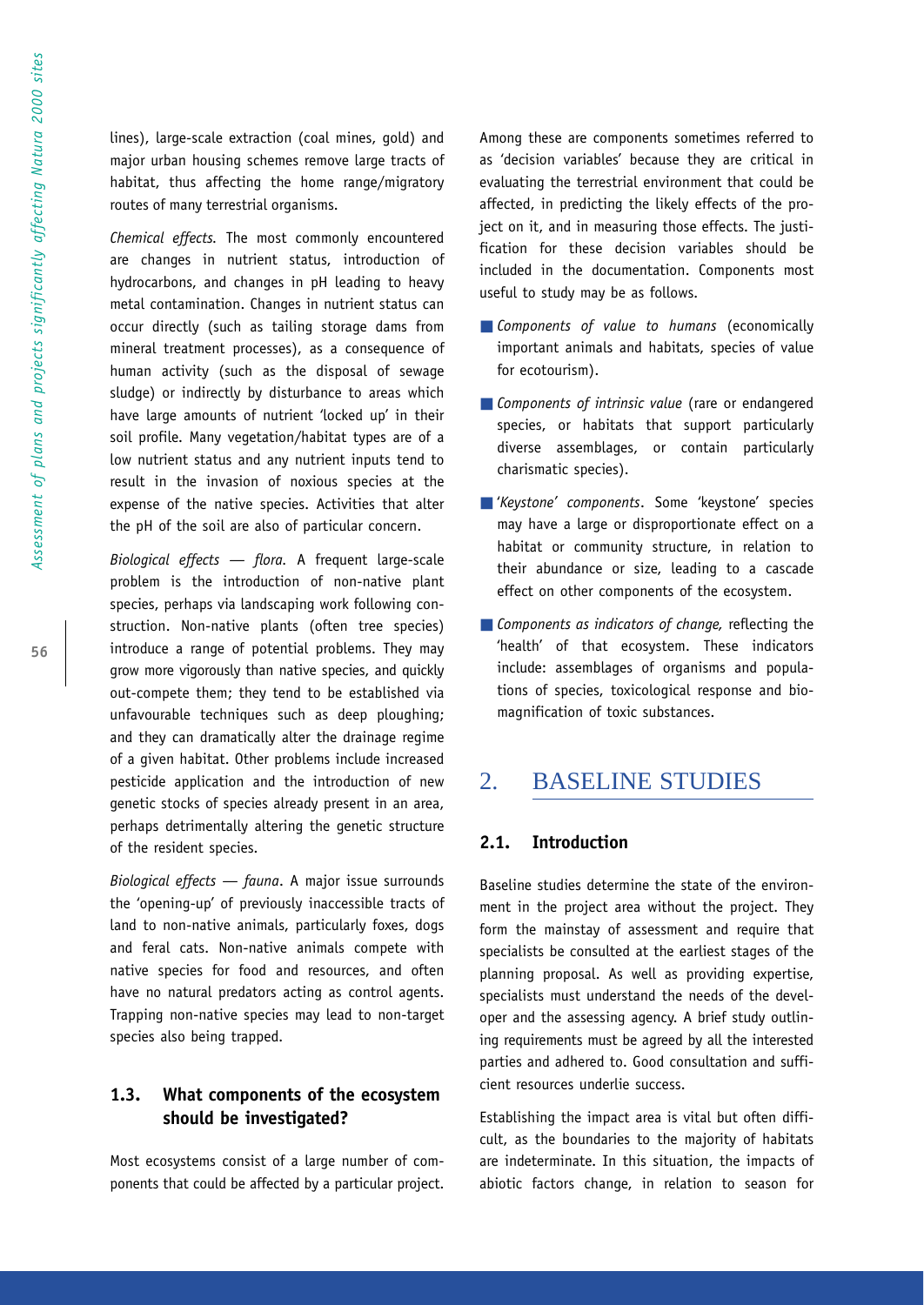lines), large-scale extraction (coal mines, gold) and major urban housing schemes remove large tracts of habitat, thus affecting the home range/migratory routes of many terrestrial organisms.

*Chemical effects.* The most commonly encountered are changes in nutrient status, introduction of hydrocarbons, and changes in pH leading to heavy metal contamination. Changes in nutrient status can occur directly (such as tailing storage dams from mineral treatment processes), as a consequence of human activity (such as the disposal of sewage sludge) or indirectly by disturbance to areas which have large amounts of nutrient 'locked up' in their soil profile. Many vegetation/habitat types are of a low nutrient status and any nutrient inputs tend to result in the invasion of noxious species at the expense of the native species. Activities that alter the pH of the soil are also of particular concern.

*Biological effects — flora.* A frequent large-scale problem is the introduction of non-native plant species, perhaps via landscaping work following construction. Non-native plants (often tree species) introduce a range of potential problems. They may grow more vigorously than native species, and quickly out-compete them; they tend to be established via unfavourable techniques such as deep ploughing; and they can dramatically alter the drainage regime of a given habitat. Other problems include increased pesticide application and the introduction of new genetic stocks of species already present in an area, perhaps detrimentally altering the genetic structure of the resident species.

*Biological effects — fauna.* A major issue surrounds the 'opening-up' of previously inaccessible tracts of land to non-native animals, particularly foxes, dogs and feral cats. Non-native animals compete with native species for food and resources, and often have no natural predators acting as control agents. Trapping non-native species may lead to non-target species also being trapped.

### 1.3. What components of the ecosystem should be investigated?

Most ecosystems consist of a large number of components that could be affected by a particular project. Among these are components sometimes referred to as 'decision variables' because they are critical in evaluating the terrestrial environment that could be affected, in predicting the likely effects of the project on it, and in measuring those effects. The justification for these decision variables should be included in the documentation. Components most useful to study may be as follows.

- *Components of value to humans* (economically important animals and habitats, species of value for ecotourism).
- *Components of intrinsic value* (rare or endangered species, or habitats that support particularly diverse assemblages, or contain particularly charismatic species).
- *'Keystone' components*. Some 'keystone' species may have a large or disproportionate effect on a habitat or community structure, in relation to their abundance or size, leading to a cascade effect on other components of the ecosystem.
- *Components as indicators of change,* reflecting the 'health' of that ecosystem. These indicators include: assemblages of organisms and populations of species, toxicological response and biomagnification of toxic substances.

## 2. BASELINE STUDIES

### 2.1. Introduction

Baseline studies determine the state of the environment in the project area without the project. They form the mainstay of assessment and require that specialists be consulted at the earliest stages of the planning proposal. As well as providing expertise, specialists must understand the needs of the developer and the assessing agency. A brief study outlining requirements must be agreed by all the interested parties and adhered to. Good consultation and sufficient resources underlie success.

Establishing the impact area is vital but often difficult, as the boundaries to the majority of habitats are indeterminate. In this situation, the impacts of abiotic factors change, in relation to season for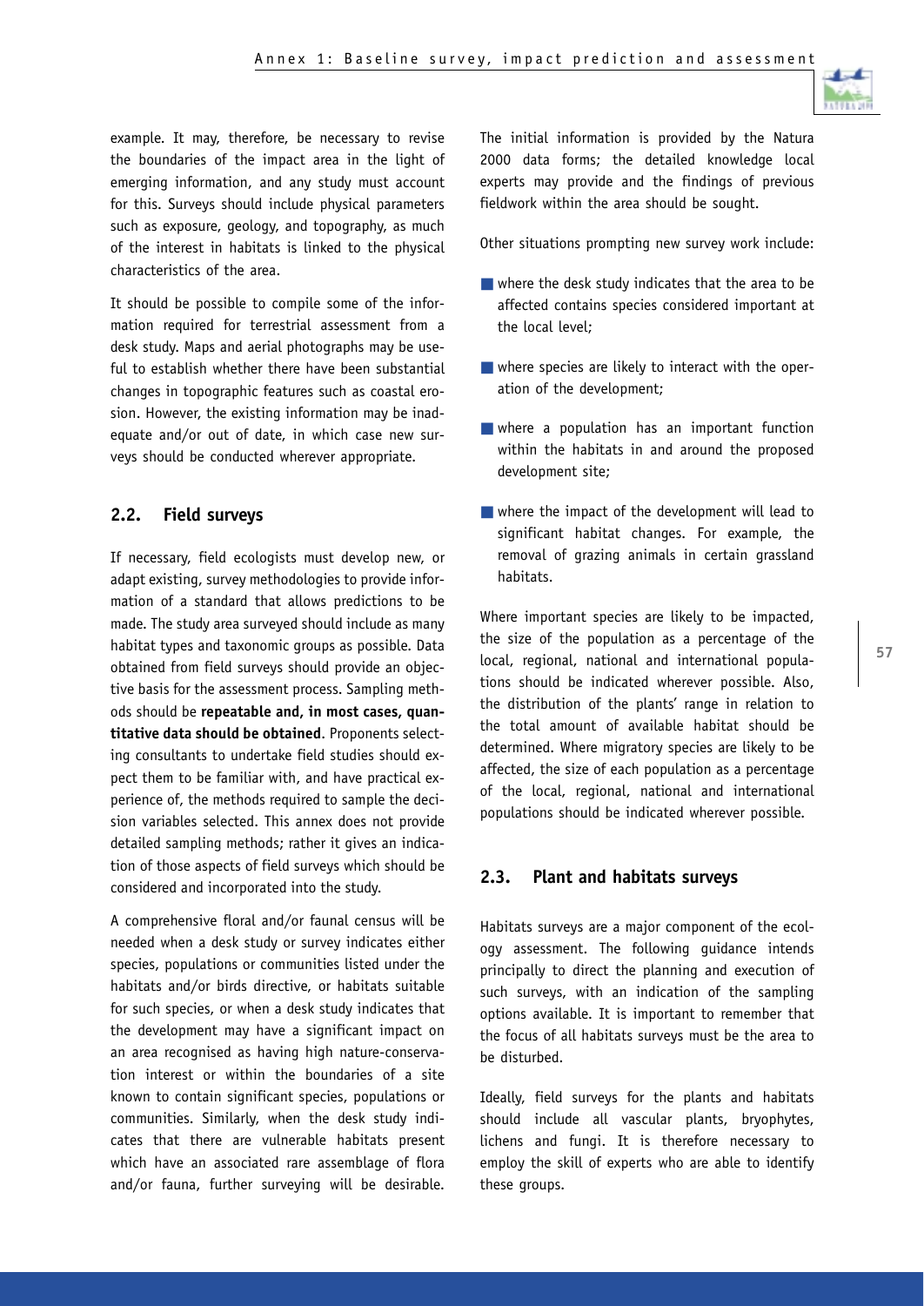example. It may, therefore, be necessary to revise the boundaries of the impact area in the light of emerging information, and any study must account for this. Surveys should include physical parameters such as exposure, geology, and topography, as much of the interest in habitats is linked to the physical characteristics of the area.

It should be possible to compile some of the information required for terrestrial assessment from a desk study. Maps and aerial photographs may be useful to establish whether there have been substantial changes in topographic features such as coastal erosion. However, the existing information may be inadequate and/or out of date, in which case new surveys should be conducted wherever appropriate.

## 2.2. Field surveys

If necessary, field ecologists must develop new, or adapt existing, survey methodologies to provide information of a standard that allows predictions to be made. The study area surveyed should include as many habitat types and taxonomic groups as possible. Data obtained from field surveys should provide an objective basis for the assessment process. Sampling methods should be **repeatable and, in most cases, quantitative data should be obtained**. Proponents selecting consultants to undertake field studies should expect them to be familiar with, and have practical experience of, the methods required to sample the decision variables selected. This annex does not provide detailed sampling methods; rather it gives an indication of those aspects of field surveys which should be considered and incorporated into the study.

A comprehensive floral and/or faunal census will be needed when a desk study or survey indicates either species, populations or communities listed under the habitats and/or birds directive, or habitats suitable for such species, or when a desk study indicates that the development may have a significant impact on an area recognised as having high nature-conservation interest or within the boundaries of a site known to contain significant species, populations or communities. Similarly, when the desk study indicates that there are vulnerable habitats present which have an associated rare assemblage of flora and/or fauna, further surveying will be desirable.

The initial information is provided by the Natura 2000 data forms; the detailed knowledge local experts may provide and the findings of previous fieldwork within the area should be sought.

Other situations prompting new survey work include:

- where the desk study indicates that the area to be affected contains species considered important at the local level;
- where species are likely to interact with the operation of the development;
- where a population has an important function within the habitats in and around the proposed development site;
- where the impact of the development will lead to significant habitat changes. For example, the removal of grazing animals in certain grassland habitats.

Where important species are likely to be impacted, the size of the population as a percentage of the local, regional, national and international populations should be indicated wherever possible. Also, the distribution of the plants' range in relation to the total amount of available habitat should be determined. Where migratory species are likely to be affected, the size of each population as a percentage of the local, regional, national and international populations should be indicated wherever possible.

## 2.3. Plant and habitats surveys

Habitats surveys are a major component of the ecology assessment. The following guidance intends principally to direct the planning and execution of such surveys, with an indication of the sampling options available. It is important to remember that the focus of all habitats surveys must be the area to be disturbed.

Ideally, field surveys for the plants and habitats should include all vascular plants, bryophytes, lichens and fungi. It is therefore necessary to employ the skill of experts who are able to identify these groups.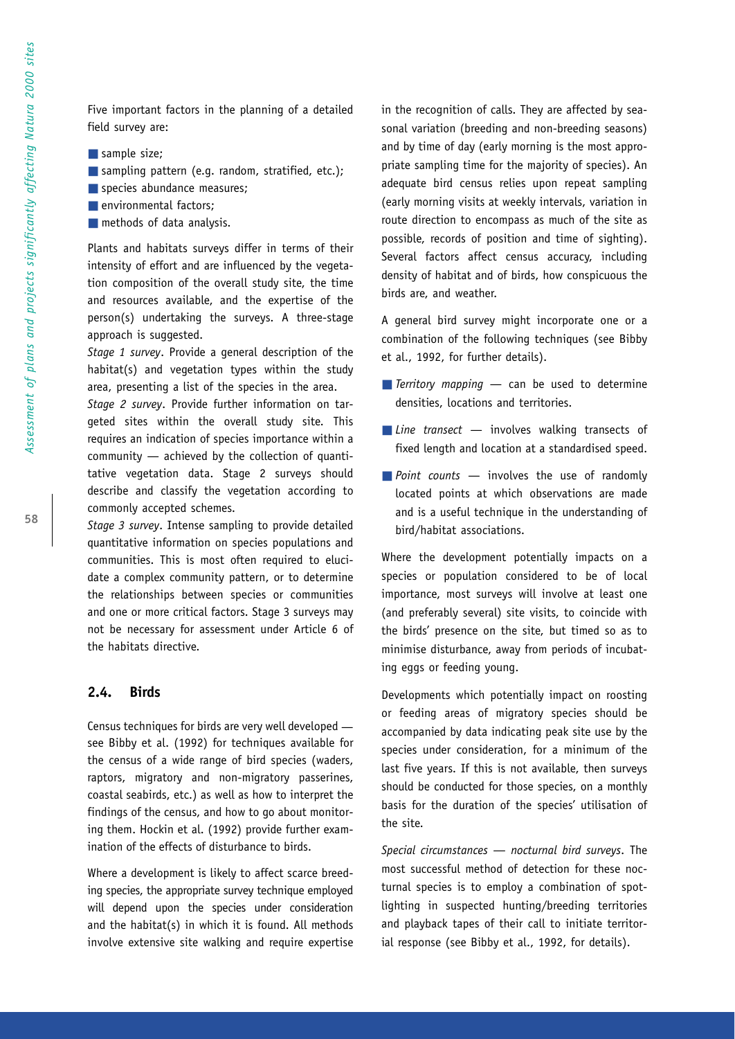Five important factors in the planning of a detailed field survey are:

- sample size;
- sampling pattern (e.g. random, stratified, etc.);
- species abundance measures;
- environmental factors;
- methods of data analysis.

Plants and habitats surveys differ in terms of their intensity of effort and are influenced by the vegetation composition of the overall study site, the time and resources available, and the expertise of the person(s) undertaking the surveys. A three-stage approach is suggested.

*Stage 1 survey*. Provide a general description of the habitat(s) and vegetation types within the study area, presenting a list of the species in the area.

*Stage 2 survey*. Provide further information on targeted sites within the overall study site. This requires an indication of species importance within a community — achieved by the collection of quantitative vegetation data. Stage 2 surveys should describe and classify the vegetation according to commonly accepted schemes.

*Stage 3 survey*. Intense sampling to provide detailed quantitative information on species populations and communities. This is most often required to elucidate a complex community pattern, or to determine the relationships between species or communities and one or more critical factors. Stage 3 surveys may not be necessary for assessment under Article 6 of the habitats directive.

## 2.4. Birds

Census techniques for birds are very well developed — see Bibby et al. (1992) for techniques available for the census of a wide range of bird species (waders, raptors, migratory and non-migratory passerines, coastal seabirds, etc.) as well as how to interpret the findings of the census, and how to go about monitoring them. Hockin et al. (1992) provide further examination of the effects of disturbance to birds.

Where a development is likely to affect scarce breeding species, the appropriate survey technique employed will depend upon the species under consideration and the habitat(s) in which it is found. All methods involve extensive site walking and require expertise in the recognition of calls. They are affected by seasonal variation (breeding and non-breeding seasons) and by time of day (early morning is the most appropriate sampling time for the majority of species). An adequate bird census relies upon repeat sampling (early morning visits at weekly intervals, variation in route direction to encompass as much of the site as possible, records of position and time of sighting). Several factors affect census accuracy, including density of habitat and of birds, how conspicuous the birds are, and weather.

A general bird survey might incorporate one or a combination of the following techniques (see Bibby et al., 1992, for further details).

- *Territory mapping* — can be used to determine densities, locations and territories.
- *Line transect* — involves walking transects of fixed length and location at a standardised speed.
- *Point counts* — involves the use of randomly located points at which observations are made and is a useful technique in the understanding of bird/habitat associations.

Where the development potentially impacts on a species or population considered to be of local importance, most surveys will involve at least one (and preferably several) site visits, to coincide with the birds' presence on the site, but timed so as to minimise disturbance, away from periods of incubating eggs or feeding young.

Developments which potentially impact on roosting or feeding areas of migratory species should be accompanied by data indicating peak site use by the species under consideration, for a minimum of the last five years. If this is not available, then surveys should be conducted for those species, on a monthly basis for the duration of the species' utilisation of the site.

*Special circumstances — nocturnal bird surveys*. The most successful method of detection for these nocturnal species is to employ a combination of spotlighting in suspected hunting/breeding territories and playback tapes of their call to initiate territorial response (see Bibby et al., 1992, for details).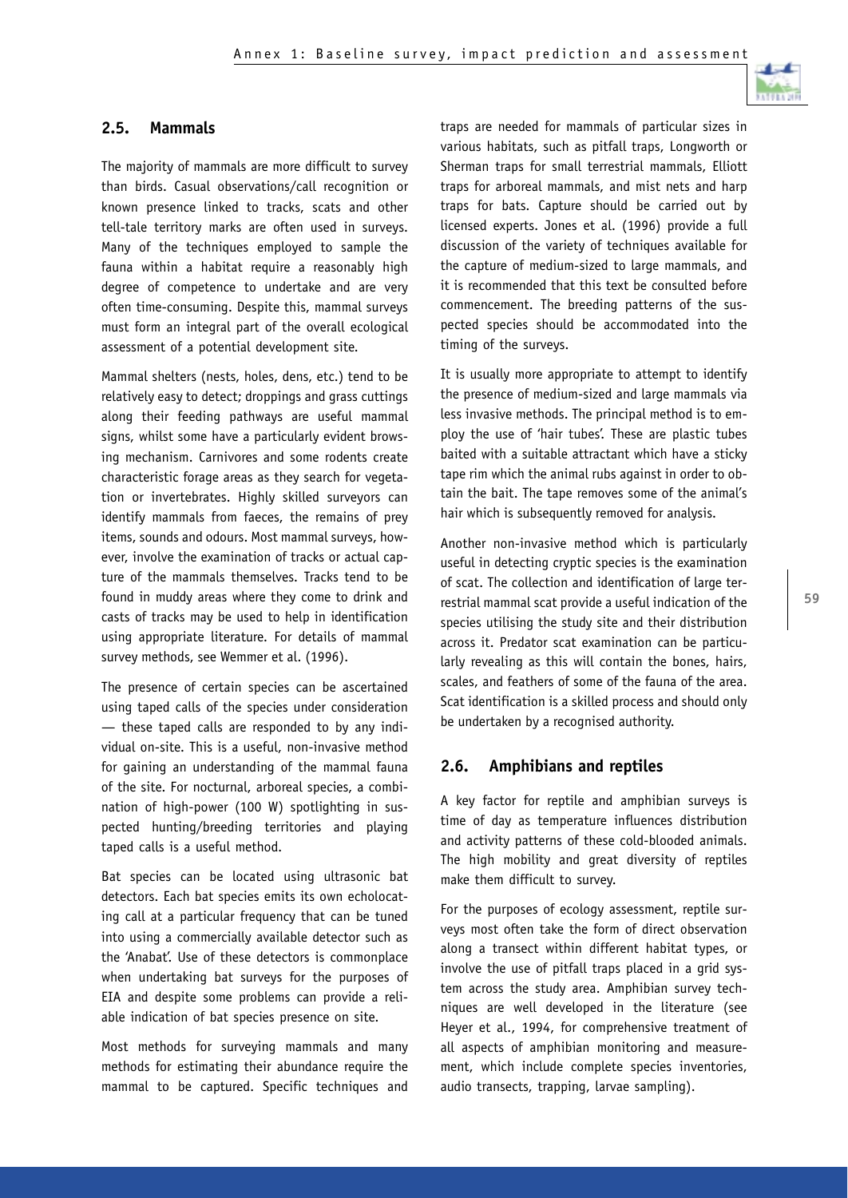## 2.5. Mammals

The majority of mammals are more difficult to survey than birds. Casual observations/call recognition or known presence linked to tracks, scats and other tell-tale territory marks are often used in surveys. Many of the techniques employed to sample the fauna within a habitat require a reasonably high degree of competence to undertake and are very often time-consuming. Despite this, mammal surveys must form an integral part of the overall ecological assessment of a potential development site.

Mammal shelters (nests, holes, dens, etc.) tend to be relatively easy to detect; droppings and grass cuttings along their feeding pathways are useful mammal signs, whilst some have a particularly evident browsing mechanism. Carnivores and some rodents create characteristic forage areas as they search for vegetation or invertebrates. Highly skilled surveyors can identify mammals from faeces, the remains of prey items, sounds and odours. Most mammal surveys, however, involve the examination of tracks or actual capture of the mammals themselves. Tracks tend to be found in muddy areas where they come to drink and casts of tracks may be used to help in identification using appropriate literature. For details of mammal survey methods, see Wemmer et al. (1996).

The presence of certain species can be ascertained using taped calls of the species under consideration — these taped calls are responded to by any individual on-site. This is a useful, non-invasive method for gaining an understanding of the mammal fauna of the site. For nocturnal, arboreal species, a combination of high-power (100 W) spotlighting in suspected hunting/breeding territories and playing taped calls is a useful method.

Bat species can be located using ultrasonic bat detectors. Each bat species emits its own echolocating call at a particular frequency that can be tuned into using a commercially available detector such as the 'Anabat'. Use of these detectors is commonplace when undertaking bat surveys for the purposes of EIA and despite some problems can provide a reliable indication of bat species presence on site.

Most methods for surveying mammals and many methods for estimating their abundance require the mammal to be captured. Specific techniques and traps are needed for mammals of particular sizes in various habitats, such as pitfall traps, Longworth or Sherman traps for small terrestrial mammals, Elliott traps for arboreal mammals, and mist nets and harp traps for bats. Capture should be carried out by licensed experts. Jones et al. (1996) provide a full discussion of the variety of techniques available for the capture of medium-sized to large mammals, and it is recommended that this text be consulted before commencement. The breeding patterns of the suspected species should be accommodated into the timing of the surveys.

It is usually more appropriate to attempt to identify the presence of medium-sized and large mammals via less invasive methods. The principal method is to employ the use of 'hair tubes'. These are plastic tubes baited with a suitable attractant which have a sticky tape rim which the animal rubs against in order to obtain the bait. The tape removes some of the animal's hair which is subsequently removed for analysis.

Another non-invasive method which is particularly useful in detecting cryptic species is the examination of scat. The collection and identification of large terrestrial mammal scat provide a useful indication of the species utilising the study site and their distribution across it. Predator scat examination can be particularly revealing as this will contain the bones, hairs, scales, and feathers of some of the fauna of the area. Scat identification is a skilled process and should only be undertaken by a recognised authority.

## 2.6. Amphibians and reptiles

A key factor for reptile and amphibian surveys is time of day as temperature influences distribution and activity patterns of these cold-blooded animals. The high mobility and great diversity of reptiles make them difficult to survey.

For the purposes of ecology assessment, reptile surveys most often take the form of direct observation along a transect within different habitat types, or involve the use of pitfall traps placed in a grid system across the study area. Amphibian survey techniques are well developed in the literature (see Heyer et al., 1994, for comprehensive treatment of all aspects of amphibian monitoring and measurement, which include complete species inventories, audio transects, trapping, larvae sampling).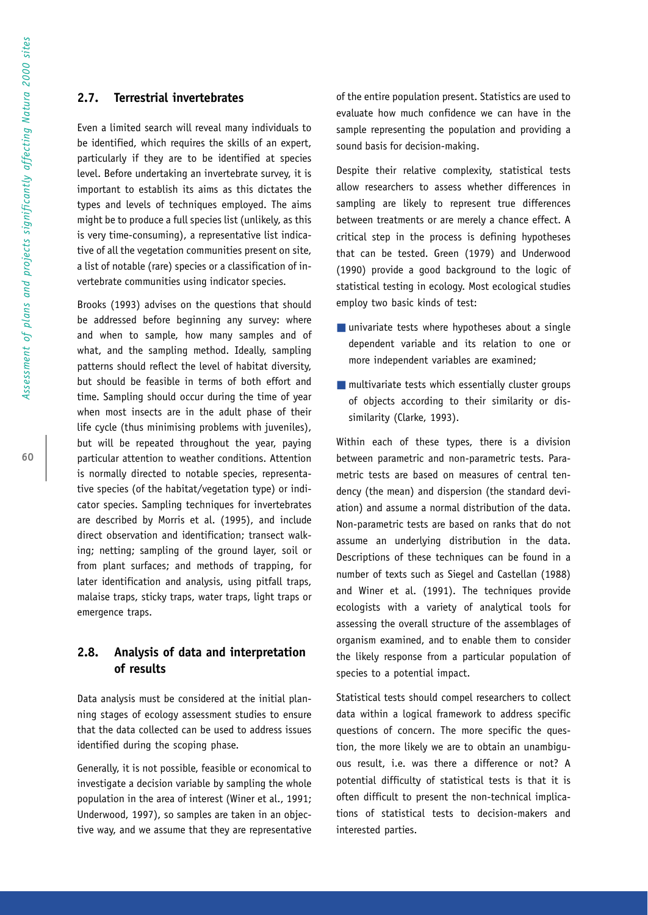## 2.7. Terrestrial invertebrates

Even a limited search will reveal many individuals to be identified, which requires the skills of an expert, particularly if they are to be identified at species level. Before undertaking an invertebrate survey, it is important to establish its aims as this dictates the types and levels of techniques employed. The aims might be to produce a full species list (unlikely, as this is very time-consuming), a representative list indicative of all the vegetation communities present on site, a list of notable (rare) species or a classification of invertebrate communities using indicator species.

Brooks (1993) advises on the questions that should be addressed before beginning any survey: where and when to sample, how many samples and of what, and the sampling method. Ideally, sampling patterns should reflect the level of habitat diversity, but should be feasible in terms of both effort and time. Sampling should occur during the time of year when most insects are in the adult phase of their life cycle (thus minimising problems with juveniles), but will be repeated throughout the year, paying particular attention to weather conditions. Attention is normally directed to notable species, representative species (of the habitat/vegetation type) or indicator species. Sampling techniques for invertebrates are described by Morris et al. (1995), and include direct observation and identification; transect walking; netting; sampling of the ground layer, soil or from plant surfaces; and methods of trapping, for later identification and analysis, using pitfall traps, malaise traps, sticky traps, water traps, light traps or emergence traps.

## 2.8. Analysis of data and interpretation of results

Data analysis must be considered at the initial planning stages of ecology assessment studies to ensure that the data collected can be used to address issues identified during the scoping phase.

Generally, it is not possible, feasible or economical to investigate a decision variable by sampling the whole population in the area of interest (Winer et al., 1991; Underwood, 1997), so samples are taken in an objective way, and we assume that they are representative of the entire population present. Statistics are used to evaluate how much confidence we can have in the sample representing the population and providing a sound basis for decision-making.

Despite their relative complexity, statistical tests allow researchers to assess whether differences in sampling are likely to represent true differences between treatments or are merely a chance effect. A critical step in the process is defining hypotheses that can be tested. Green (1979) and Underwood (1990) provide a good background to the logic of statistical testing in ecology. Most ecological studies employ two basic kinds of test:

- univariate tests where hypotheses about a single dependent variable and its relation to one or more independent variables are examined;
- multivariate tests which essentially cluster groups of objects according to their similarity or dissimilarity (Clarke, 1993).

Within each of these types, there is a division between parametric and non-parametric tests. Parametric tests are based on measures of central tendency (the mean) and dispersion (the standard deviation) and assume a normal distribution of the data. Non-parametric tests are based on ranks that do not assume an underlying distribution in the data. Descriptions of these techniques can be found in a number of texts such as Siegel and Castellan (1988) and Winer et al. (1991). The techniques provide ecologists with a variety of analytical tools for assessing the overall structure of the assemblages of organism examined, and to enable them to consider the likely response from a particular population of species to a potential impact.

Statistical tests should compel researchers to collect data within a logical framework to address specific questions of concern. The more specific the question, the more likely we are to obtain an unambiguous result, i.e. was there a difference or not? A potential difficulty of statistical tests is that it is often difficult to present the non-technical implications of statistical tests to decision-makers and interested parties.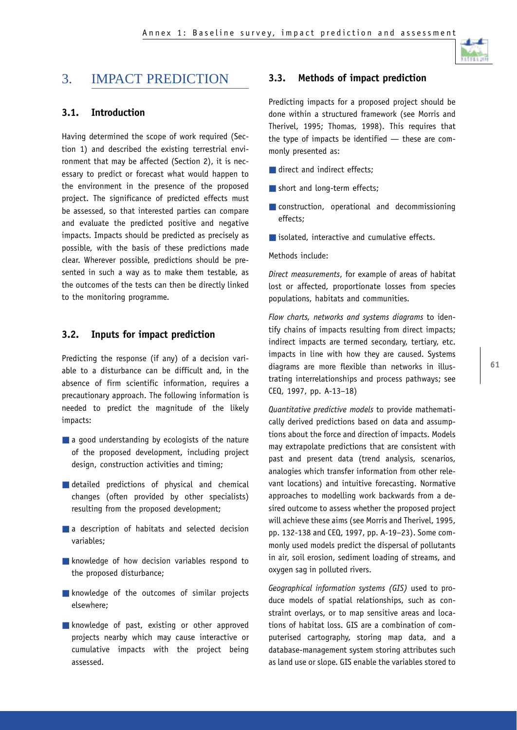## 3. IMPACT PREDICTION

### 3.1. Introduction

Having determined the scope of work required (Section 1) and described the existing terrestrial environment that may be affected (Section 2), it is necessary to predict or forecast what would happen to the environment in the presence of the proposed project. The significance of predicted effects must be assessed, so that interested parties can compare and evaluate the predicted positive and negative impacts. Impacts should be predicted as precisely as possible, with the basis of these predictions made clear. Wherever possible, predictions should be presented in such a way as to make them testable, as the outcomes of the tests can then be directly linked to the monitoring programme.

### 3.2. Inputs for impact prediction

Predicting the response (if any) of a decision variable to a disturbance can be difficult and, in the absence of firm scientific information, requires a precautionary approach. The following information is needed to predict the magnitude of the likely impacts:

- a good understanding by ecologists of the nature of the proposed development, including project design, construction activities and timing;
- detailed predictions of physical and chemical changes (often provided by other specialists) resulting from the proposed development;
- a description of habitats and selected decision variables;
- knowledge of how decision variables respond to the proposed disturbance;
- knowledge of the outcomes of similar projects elsewhere;
- knowledge of past, existing or other approved projects nearby which may cause interactive or cumulative impacts with the project being assessed.

### 3.3. Methods of impact prediction

Predicting impacts for a proposed project should be done within a structured framework (see Morris and Therivel, 1995; Thomas, 1998). This requires that the type of impacts be identified — these are commonly presented as:

- direct and indirect effects;
- short and long-term effects;
- construction, operational and decommissioning effects;
- isolated, interactive and cumulative effects.

Methods include:

*Direct measurements*, for example of areas of habitat lost or affected, proportionate losses from species populations, habitats and communities.

*Flow charts, networks and systems diagrams* to identify chains of impacts resulting from direct impacts; indirect impacts are termed secondary, tertiary, etc. impacts in line with how they are caused. Systems diagrams are more flexible than networks in illustrating interrelationships and process pathways; see CEQ, 1997, pp. A-13–18)

*Quantitative predictive models* to provide mathematically derived predictions based on data and assumptions about the force and direction of impacts. Models may extrapolate predictions that are consistent with past and present data (trend analysis, scenarios, analogies which transfer information from other relevant locations) and intuitive forecasting. Normative approaches to modelling work backwards from a desired outcome to assess whether the proposed project will achieve these aims (see Morris and Therivel, 1995, pp. 132-138 and CEQ, 1997, pp. A-19–23). Some commonly used models predict the dispersal of pollutants in air, soil erosion, sediment loading of streams, and oxygen sag in polluted rivers.

*Geographical information systems (GIS)* used to produce models of spatial relationships, such as constraint overlays, or to map sensitive areas and locations of habitat loss. GIS are a combination of computerised cartography, storing map data, and a database-management system storing attributes such as land use or slope. GIS enable the variables stored to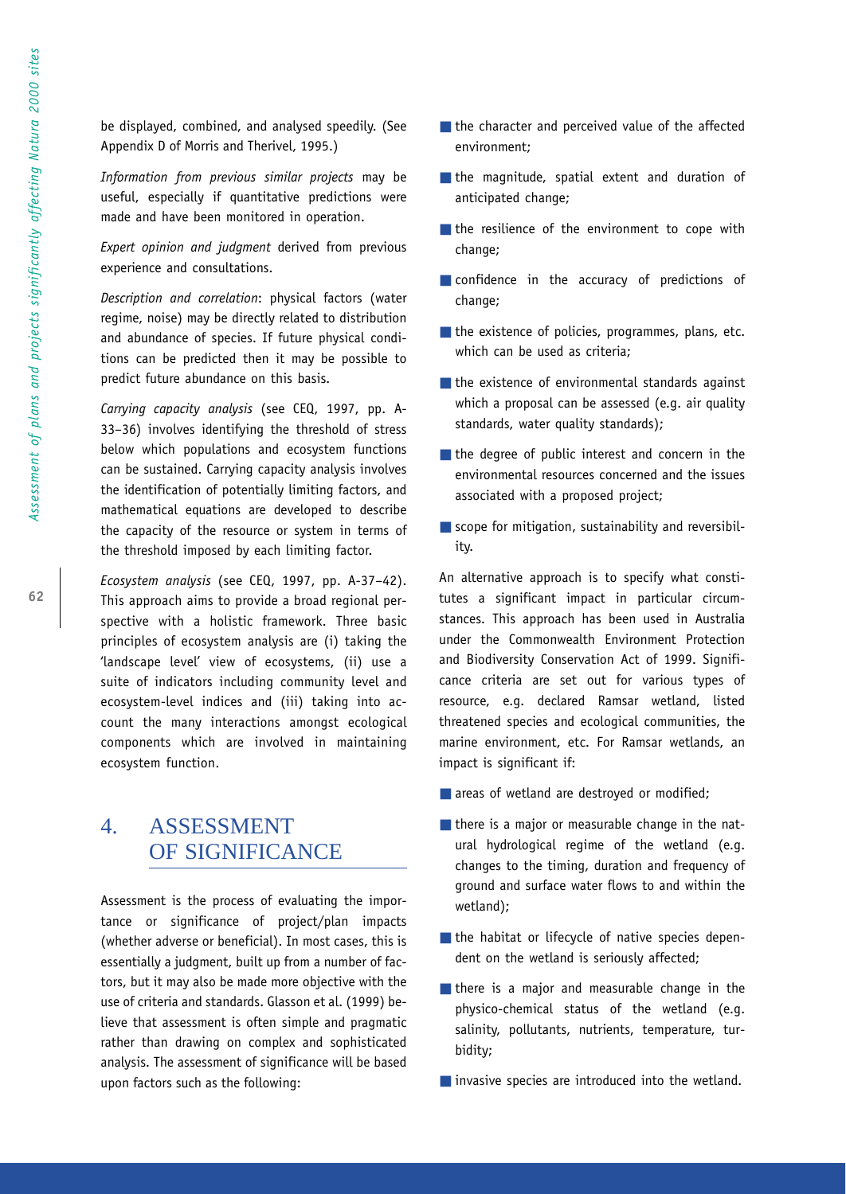be displayed, combined, and analysed speedily. (See Appendix D of Morris and Therivel, 1995.)

*Information from previous similar projects* may be useful, especially if quantitative predictions were made and have been monitored in operation.

*Expert opinion and judgment* derived from previous experience and consultations.

*Description and correlation*: physical factors (water regime, noise) may be directly related to distribution and abundance of species. If future physical conditions can be predicted then it may be possible to predict future abundance on this basis.

*Carrying capacity analysis* (see CEQ, 1997, pp. A-33–36) involves identifying the threshold of stress below which populations and ecosystem functions can be sustained. Carrying capacity analysis involves the identification of potentially limiting factors, and mathematical equations are developed to describe the capacity of the resource or system in terms of the threshold imposed by each limiting factor.

*Ecosystem analysis* (see CEQ, 1997, pp. A-37–42). This approach aims to provide a broad regional perspective with a holistic framework. Three basic principles of ecosystem analysis are (i) taking the 'landscape level' view of ecosystems, (ii) use a suite of indicators including community level and ecosystem-level indices and (iii) taking into account the many interactions amongst ecological components which are involved in maintaining ecosystem function.

## 4. ASSESSMENT OF SIGNIFICANCE

Assessment is the process of evaluating the importance or significance of project/plan impacts (whether adverse or beneficial). In most cases, this is essentially a judgment, built up from a number of factors, but it may also be made more objective with the use of criteria and standards. Glasson et al. (1999) believe that assessment is often simple and pragmatic rather than drawing on complex and sophisticated analysis. The assessment of significance will be based upon factors such as the following:

- the character and perceived value of the affected environment;
- the magnitude, spatial extent and duration of anticipated change;
- the resilience of the environment to cope with change;
- confidence in the accuracy of predictions of change;
- the existence of policies, programmes, plans, etc. which can be used as criteria;
- the existence of environmental standards against which a proposal can be assessed (e.g. air quality standards, water quality standards);
- the degree of public interest and concern in the environmental resources concerned and the issues associated with a proposed project;
- scope for mitigation, sustainability and reversibility.

An alternative approach is to specify what constitutes a significant impact in particular circumstances. This approach has been used in Australia under the Commonwealth Environment Protection and Biodiversity Conservation Act of 1999. Significance criteria are set out for various types of resource, e.g. declared Ramsar wetland, listed threatened species and ecological communities, the marine environment, etc. For Ramsar wetlands, an impact is significant if:

- areas of wetland are destroyed or modified;
- there is a major or measurable change in the natural hydrological regime of the wetland (e.g. changes to the timing, duration and frequency of ground and surface water flows to and within the wetland);
- the habitat or lifecycle of native species dependent on the wetland is seriously affected;
- there is a major and measurable change in the physico-chemical status of the wetland (e.g. salinity, pollutants, nutrients, temperature, turbidity;
- invasive species are introduced into the wetland.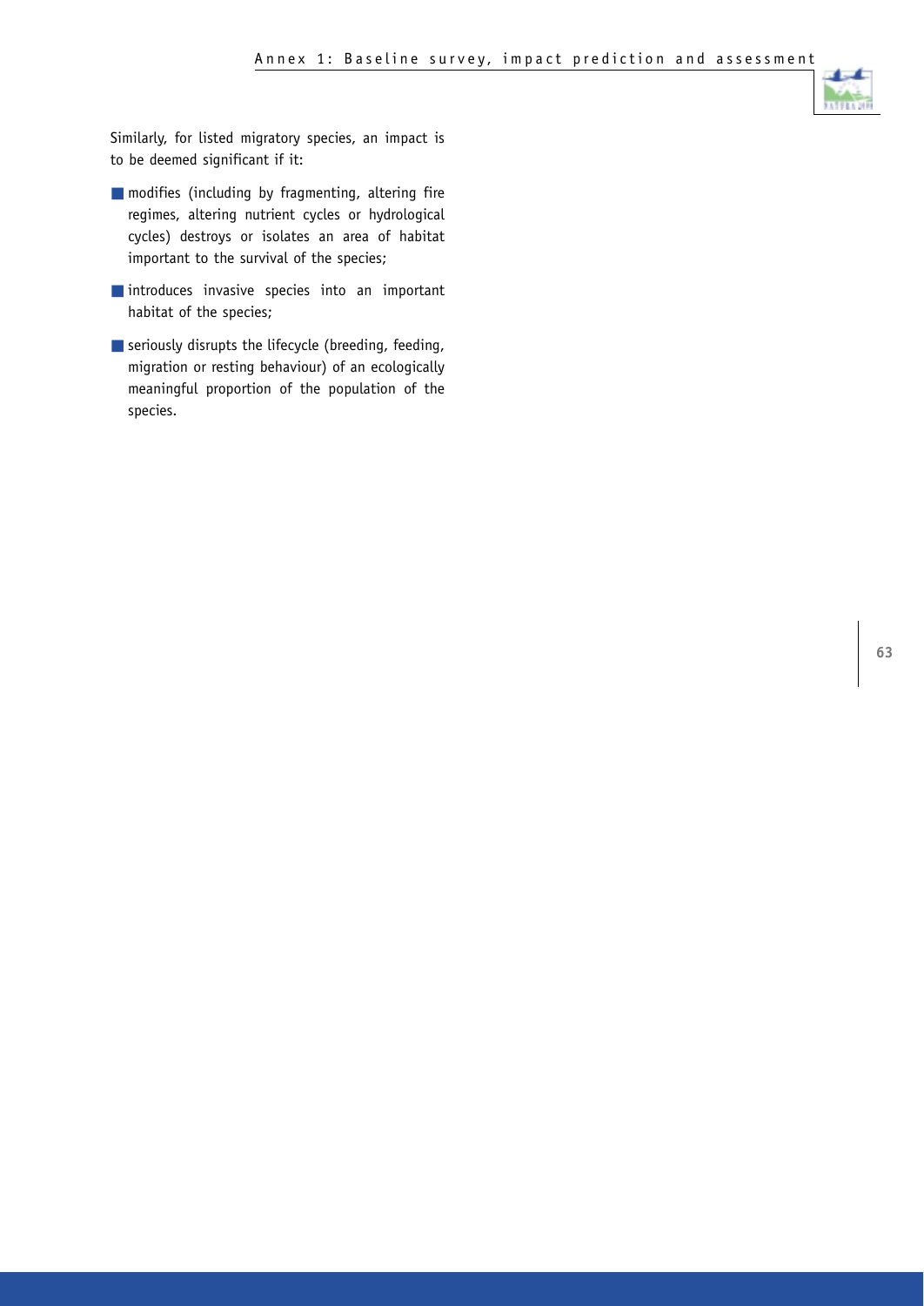Similarly, for listed migratory species, an impact is to be deemed significant if it:

- modifies (including by fragmenting, altering fire regimes, altering nutrient cycles or hydrological cycles) destroys or isolates an area of habitat important to the survival of the species;
- introduces invasive species into an important habitat of the species;
- seriously disrupts the lifecycle (breeding, feeding, migration or resting behaviour) of an ecologically meaningful proportion of the population of the species.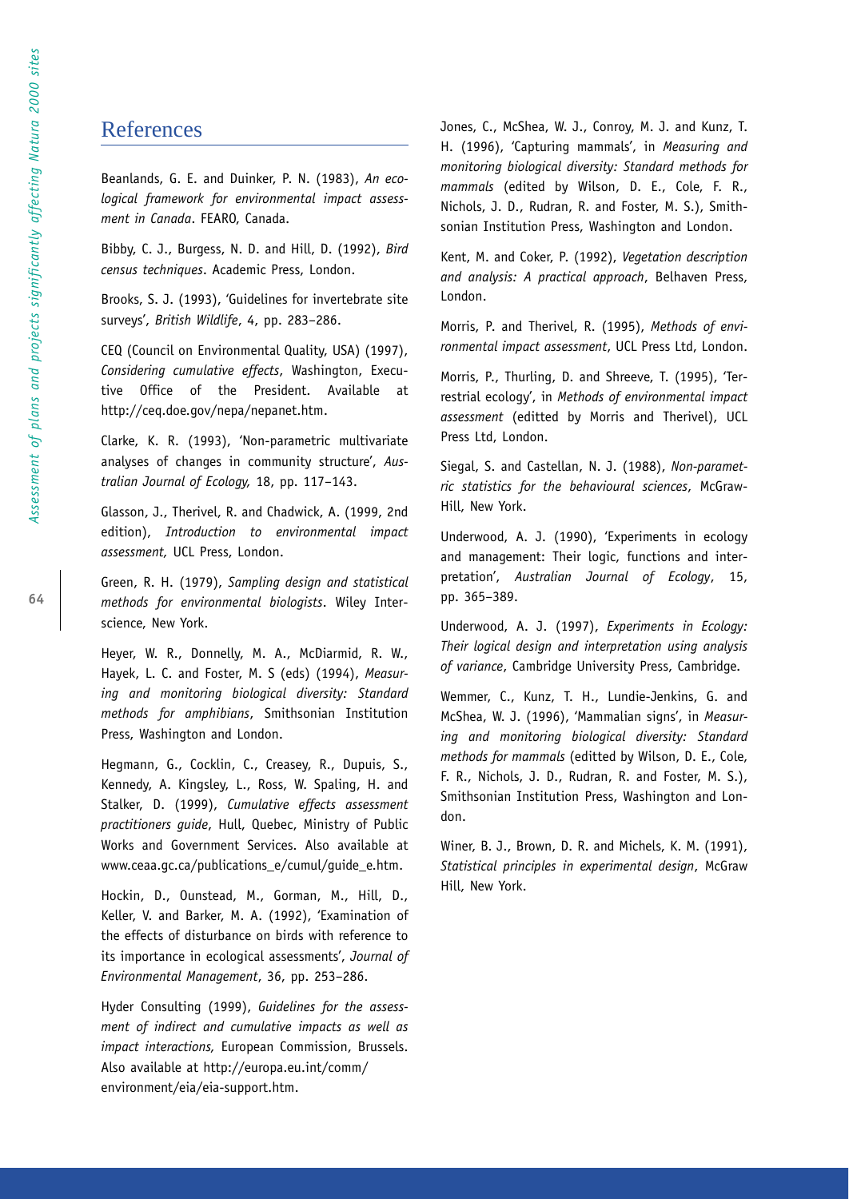## References

Beanlands, G. E. and Duinker, P. N. (1983), *An ecological framework for environmental impact assessment in Canada*. FEARO, Canada.

Bibby, C. J., Burgess, N. D. and Hill, D. (1992), *Bird census techniques*. Academic Press, London.

Brooks, S. J. (1993), 'Guidelines for invertebrate site surveys', *British Wildlife*, 4, pp. 283–286.

CEQ (Council on Environmental Quality, USA) (1997), *Considering cumulative effects*, Washington, Executive Office of the President. Available at http://ceq.doe.gov/nepa/nepanet.htm.

Clarke, K. R. (1993), 'Non-parametric multivariate analyses of changes in community structure', *Australian Journal of Ecology,* 18, pp. 117–143.

Glasson, J., Therivel, R. and Chadwick, A. (1999, 2nd edition), *Introduction to environmental impact assessment,* UCL Press, London.

Green, R. H. (1979), *Sampling design and statistical methods for environmental biologists*. Wiley Interscience, New York.

Heyer, W. R., Donnelly, M. A., McDiarmid, R. W., Hayek, L. C. and Foster, M. S (eds) (1994), *Measuring and monitoring biological diversity: Standard methods for amphibians*, Smithsonian Institution Press, Washington and London.

Hegmann, G., Cocklin, C., Creasey, R., Dupuis, S., Kennedy, A. Kingsley, L., Ross, W. Spaling, H. and Stalker, D. (1999), *Cumulative effects assessment practitioners guide*, Hull, Quebec, Ministry of Public Works and Government Services. Also available at www.ceaa.gc.ca/publications_e/cumul/guide_e.htm.

Hockin, D., Ounstead, M., Gorman, M., Hill, D., Keller, V. and Barker, M. A. (1992), 'Examination of the effects of disturbance on birds with reference to its importance in ecological assessments', *Journal of Environmental Management*, 36, pp. 253–286.

Hyder Consulting (1999), *Guidelines for the assessment of indirect and cumulative impacts as well as impact interactions,* European Commission, Brussels. Also available at http://europa.eu.int/comm/environment/eia/eia-support.htm.

Jones, C., McShea, W. J., Conroy, M. J. and Kunz, T. H. (1996), 'Capturing mammals', in *Measuring and monitoring biological diversity: Standard methods for mammals* (edited by Wilson, D. E., Cole, F. R., Nichols, J. D., Rudran, R. and Foster, M. S.), Smithsonian Institution Press, Washington and London.

Kent, M. and Coker, P. (1992), *Vegetation description and analysis: A practical approach*, Belhaven Press, London.

Morris, P. and Therivel, R. (1995), *Methods of environmental impact assessment*, UCL Press Ltd, London.

Morris, P., Thurling, D. and Shreeve, T. (1995), 'Terrestrial ecology', in *Methods of environmental impact assessment* (editted by Morris and Therivel), UCL Press Ltd, London.

Siegal, S. and Castellan, N. J. (1988), *Non-parametric statistics for the behavioural sciences*, McGraw-Hill, New York.

Underwood, A. J. (1990), 'Experiments in ecology and management: Their logic, functions and interpretation', *Australian Journal of Ecology*, 15, pp. 365–389.

Underwood, A. J. (1997), *Experiments in Ecology: Their logical design and interpretation using analysis of variance*, Cambridge University Press, Cambridge.

Wemmer, C., Kunz, T. H., Lundie-Jenkins, G. and McShea, W. J. (1996), 'Mammalian signs', in *Measuring and monitoring biological diversity: Standard methods for mammals* (editted by Wilson, D. E., Cole, F. R., Nichols, J. D., Rudran, R. and Foster, M. S.), Smithsonian Institution Press, Washington and London.

Winer, B. J., Brown, D. R. and Michels, K. M. (1991), *Statistical principles in experimental design*, McGraw Hill, New York.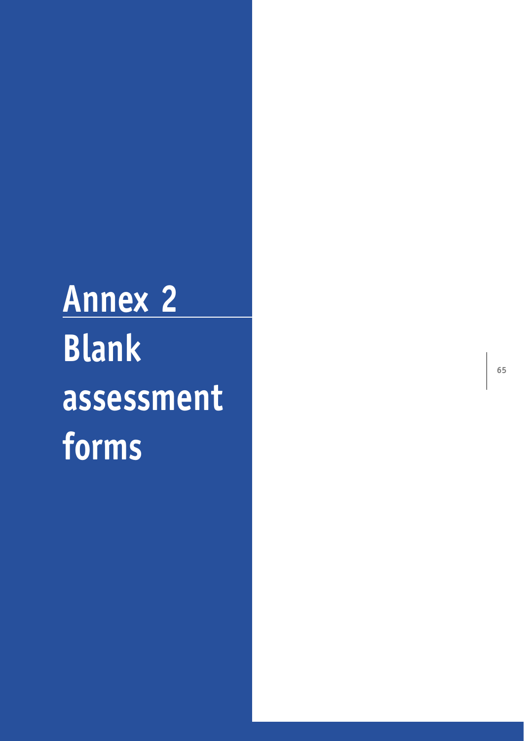# Annex 2

# Blank assessment forms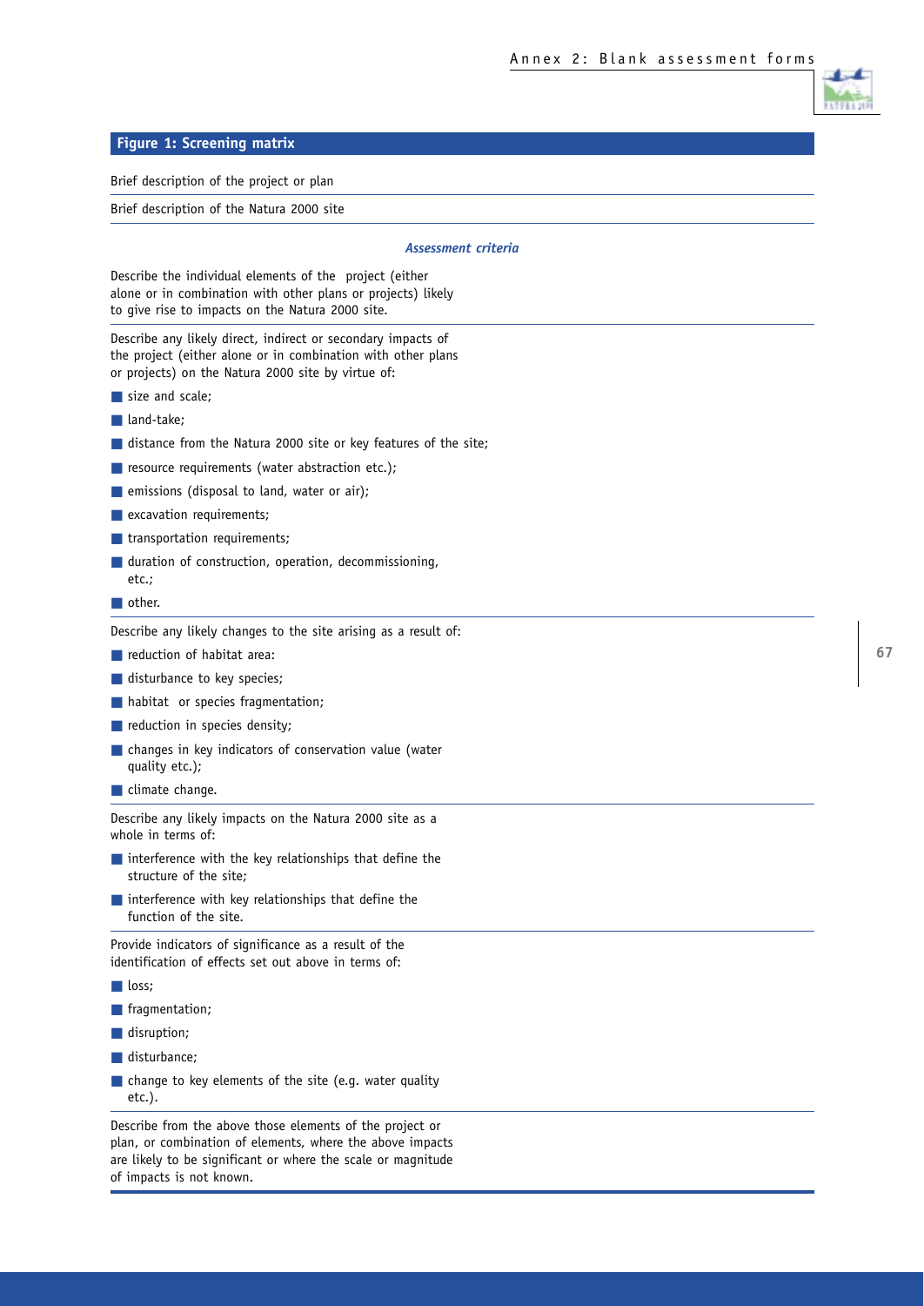## Figure 1: Screening matrix

Brief description of the project or plan

Brief description of the Natura 2000 site

***Assessment criteria***

Describe the individual elements of the project (either alone or in combination with other plans or projects) likely to give rise to impacts on the Natura 2000 site.

Describe any likely direct, indirect or secondary impacts of the project (either alone or in combination with other plans or projects) on the Natura 2000 site by virtue of:

- size and scale;
- land-take;
- distance from the Natura 2000 site or key features of the site;
- resource requirements (water abstraction etc.);
- emissions (disposal to land, water or air);
- excavation requirements;
- transportation requirements;
- duration of construction, operation, decommissioning, etc.;
- other.

Describe any likely changes to the site arising as a result of:

- reduction of habitat area:
- disturbance to key species;
- habitat or species fragmentation;
- reduction in species density;
- changes in key indicators of conservation value (water quality etc.);
- climate change.

Describe any likely impacts on the Natura 2000 site as a whole in terms of:

- interference with the key relationships that define the structure of the site;
- interference with key relationships that define the function of the site.

Provide indicators of significance as a result of the identification of effects set out above in terms of:

- loss;
- fragmentation;
- disruption;
- disturbance;
- change to key elements of the site (e.g. water quality etc.).

Describe from the above those elements of the project or plan, or combination of elements, where the above impacts are likely to be significant or where the scale or magnitude of impacts is not known.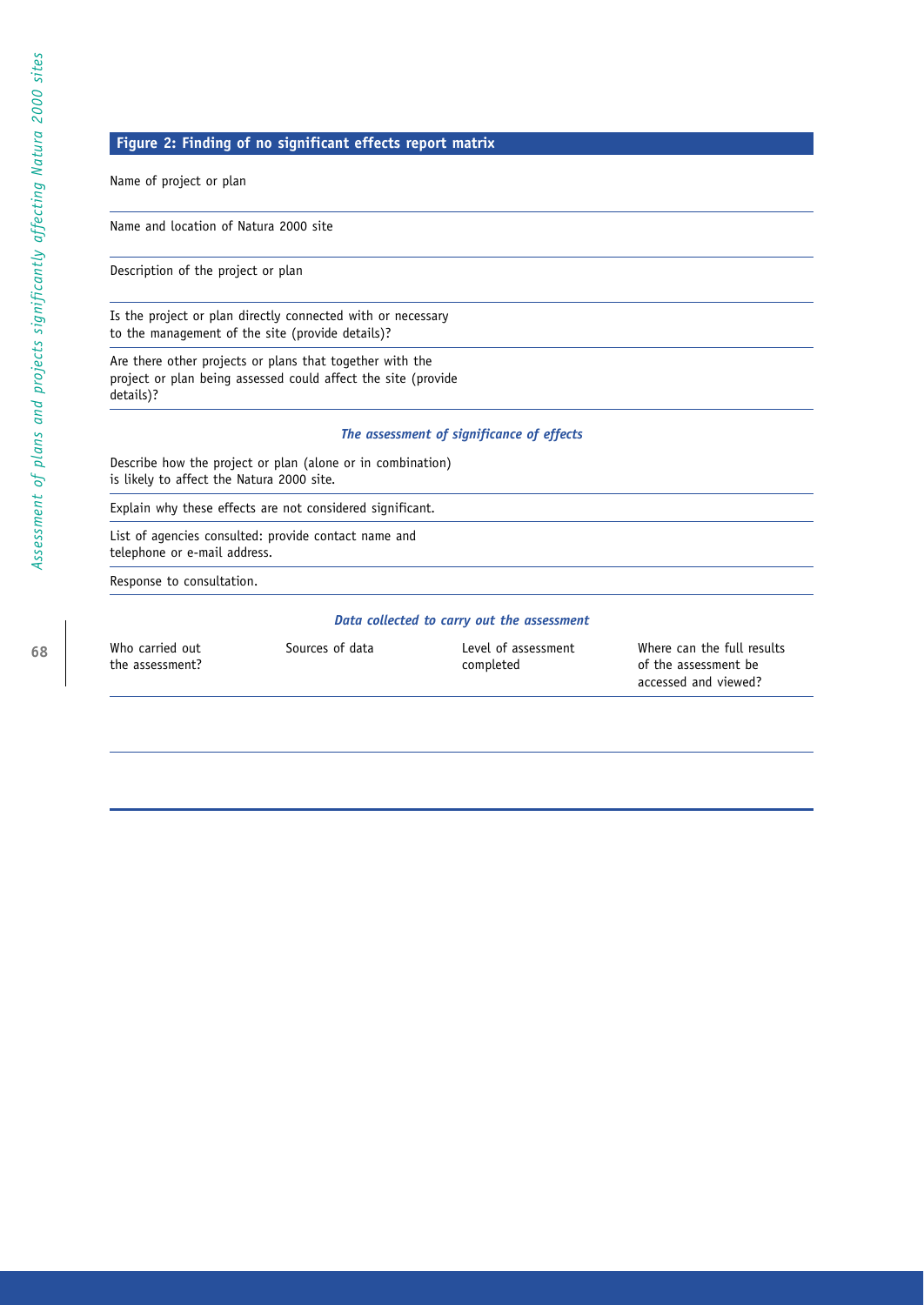## Figure 2: Finding of no significant effects report matrix

Name of project or plan

Name and location of Natura 2000 site

Description of the project or plan

Is the project or plan directly connected with or necessary to the management of the site (provide details)?

Are there other projects or plans that together with the project or plan being assessed could affect the site (provide details)?

***The assessment of significance of effects***

Describe how the project or plan (alone or in combination) is likely to affect the Natura 2000 site.

Explain why these effects are not considered significant.

List of agencies consulted: provide contact name and telephone or e-mail address.

Response to consultation.

***Data collected to carry out the assessment***

| Who carried out the assessment? | Sources of data | Level of assessment completed | Where can the full results of the assessment be accessed and viewed? |
| --- | --- | --- | --- |
| | | | |
| | | | |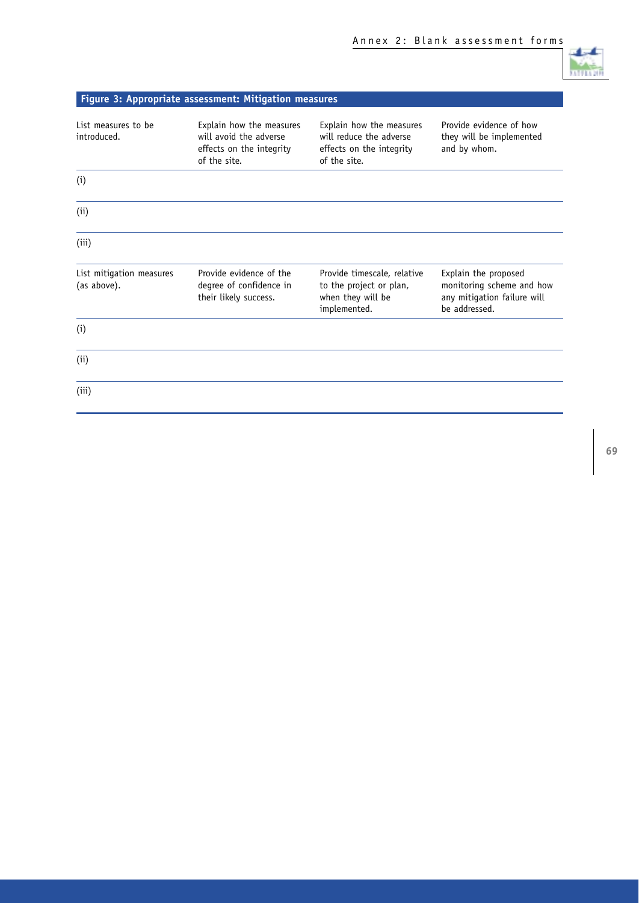## Figure 3: Appropriate assessment: Mitigation measures

| List measures to be introduced. | Explain how the measures will avoid the adverse effects on the integrity of the site. | Explain how the measures will reduce the adverse effects on the integrity of the site. | Provide evidence of how they will be implemented and by whom. |
| --- | --- | --- | --- |
| (i) | | | |
| (ii) | | | |
| (iii) | | | |

| List mitigation measures (as above). | Provide evidence of the degree of confidence in their likely success. | Provide timescale, relative to the project or plan, when they will be implemented. | Explain the proposed monitoring scheme and how any mitigation failure will be addressed. |
| --- | --- | --- | --- |
| (i) | | | |
| (ii) | | | |
| (iii) | | | |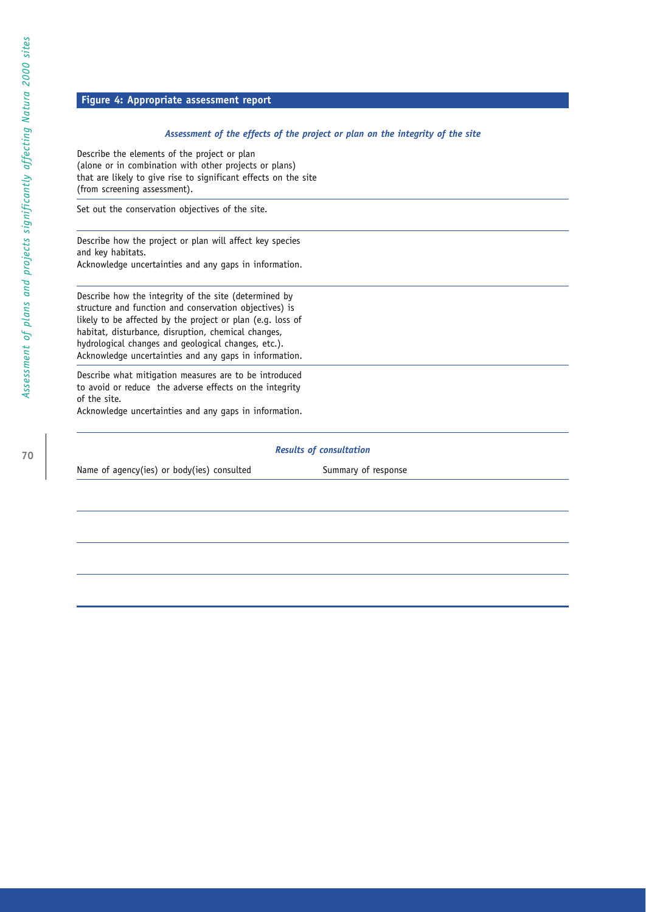## Figure 4: Appropriate assessment report

***Assessment of the effects of the project or plan on the integrity of the site***

| | |
|---|---|
| Describe the elements of the project or plan (alone or in combination with other projects or plans) that are likely to give rise to significant effects on the site (from screening assessment). | |
| Set out the conservation objectives of the site. | |
| Describe how the project or plan will affect key species and key habitats. Acknowledge uncertainties and any gaps in information. | |
| Describe how the integrity of the site (determined by structure and function and conservation objectives) is likely to be affected by the project or plan (e.g. loss of habitat, disturbance, disruption, chemical changes, hydrological changes and geological changes, etc.). Acknowledge uncertainties and any gaps in information. | |
| Describe what mitigation measures are to be introduced to avoid or reduce the adverse effects on the integrity of the site. Acknowledge uncertainties and any gaps in information. | |

***Results of consultation***

| Name of agency(ies) or body(ies) consulted | Summary of response |
|---|---|
| | |
| | |
| | |
| | |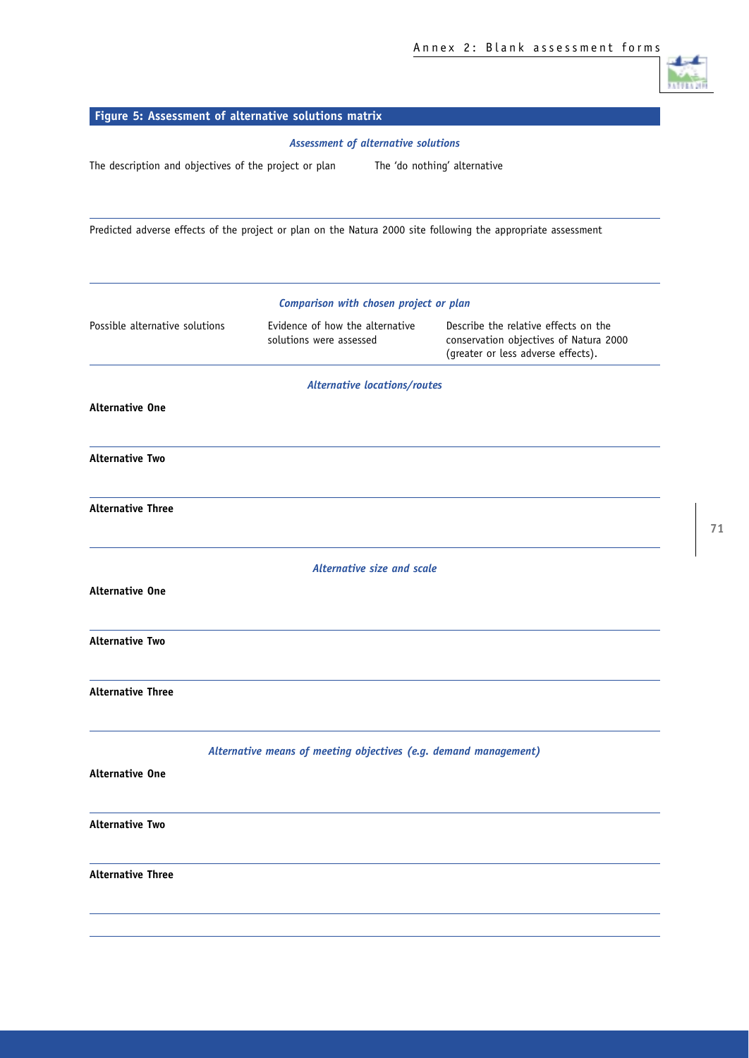## Figure 5: Assessment of alternative solutions matrix

***Assessment of alternative solutions***

| The description and objectives of the project or plan | The 'do nothing' alternative |
|---|---|
| | |

Predicted adverse effects of the project or plan on the Natura 2000 site following the appropriate assessment

***Comparison with chosen project or plan***

| Possible alternative solutions | Evidence of how the alternative solutions were assessed | Describe the relative effects on the conservation objectives of Natura 2000 (greater or less adverse effects). |
|---|---|---|
| ***Alternative locations/routes*** | | |
| **Alternative One** | | |
| **Alternative Two** | | |
| **Alternative Three** | | |
| ***Alternative size and scale*** | | |
| **Alternative One** | | |
| **Alternative Two** | | |
| **Alternative Three** | | |
| ***Alternative means of meeting objectives (e.g. demand management)*** | | |
| **Alternative One** | | |
| **Alternative Two** | | |
| **Alternative Three** | | |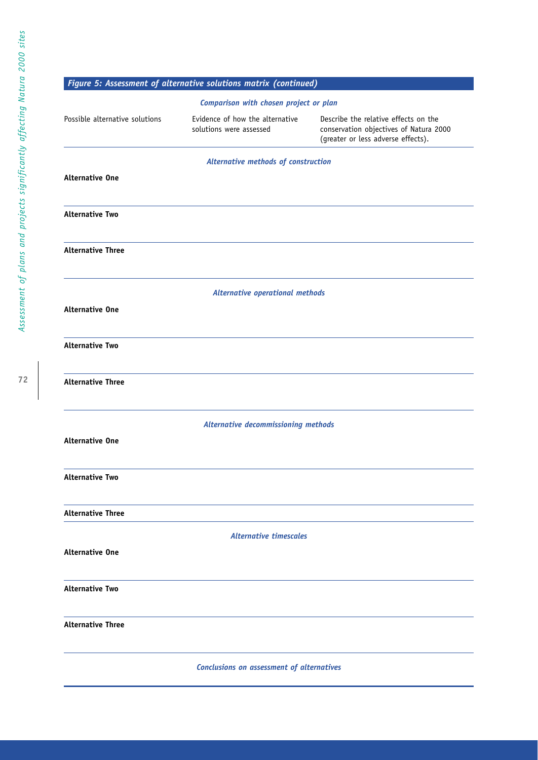### *Figure 5: Assessment of alternative solutions matrix (continued)*

| *Comparison with chosen project or plan* | | |
|---|---|---|
| Possible alternative solutions | Evidence of how the alternative solutions were assessed | Describe the relative effects on the conservation objectives of Natura 2000 (greater or less adverse effects). |
| | ***Alternative methods of construction*** | |
| **Alternative One** | | |
| **Alternative Two** | | |
| **Alternative Three** | | |
| | ***Alternative operational methods*** | |
| **Alternative One** | | |
| **Alternative Two** | | |
| **Alternative Three** | | |
| | ***Alternative decommissioning methods*** | |
| **Alternative One** | | |
| **Alternative Two** | | |
| **Alternative Three** | | |
| | ***Alternative timescales*** | |
| **Alternative One** | | |
| **Alternative Two** | | |
| **Alternative Three** | | |
| | ***Conclusions on assessment of alternatives*** | |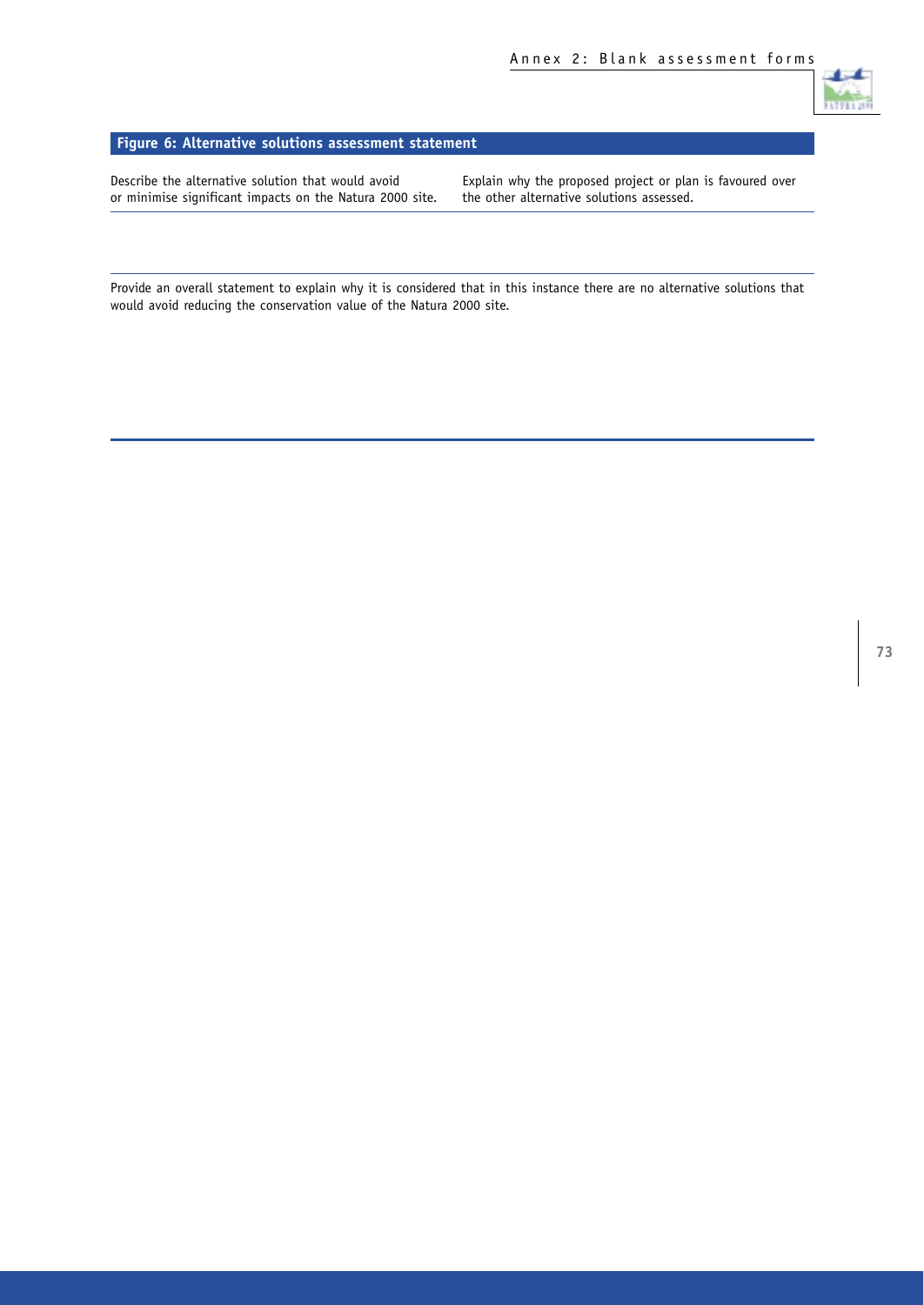## Figure 6: Alternative solutions assessment statement

| Describe the alternative solution that would avoid or minimise significant impacts on the Natura 2000 site. | Explain why the proposed project or plan is favoured over the other alternative solutions assessed. |
|---|---|
| | |

Provide an overall statement to explain why it is considered that in this instance there are no alternative solutions that would avoid reducing the conservation value of the Natura 2000 site.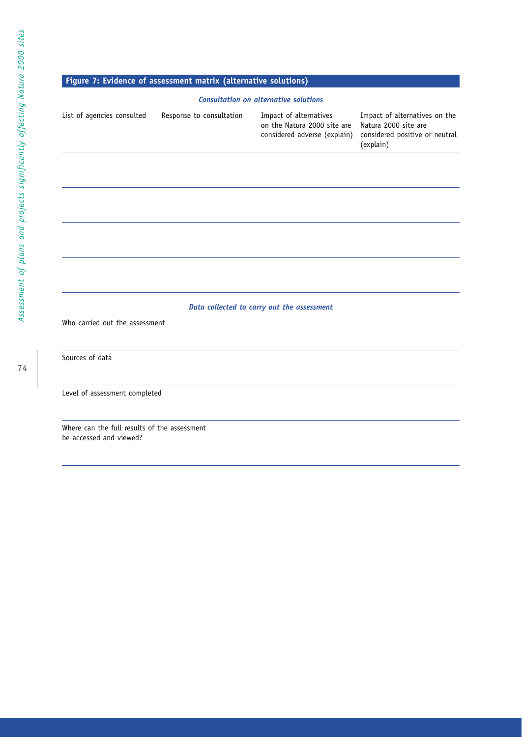## Figure 7: Evidence of assessment matrix (alternative solutions)

***Consultation on alternative solutions***

| List of agencies consulted | Response to consultation | Impact of alternatives on the Natura 2000 site are considered adverse (explain) | Impact of alternatives on the Natura 2000 site are considered positive or neutral (explain) |
|---|---|---|---|
| | | | |
| | | | |
| | | | |
| | | | |

***Data collected to carry out the assessment***

| | |
|---|---|
| Who carried out the assessment | |
| Sources of data | |
| Level of assessment completed | |
| Where can the full results of the assessment be accessed and viewed? | |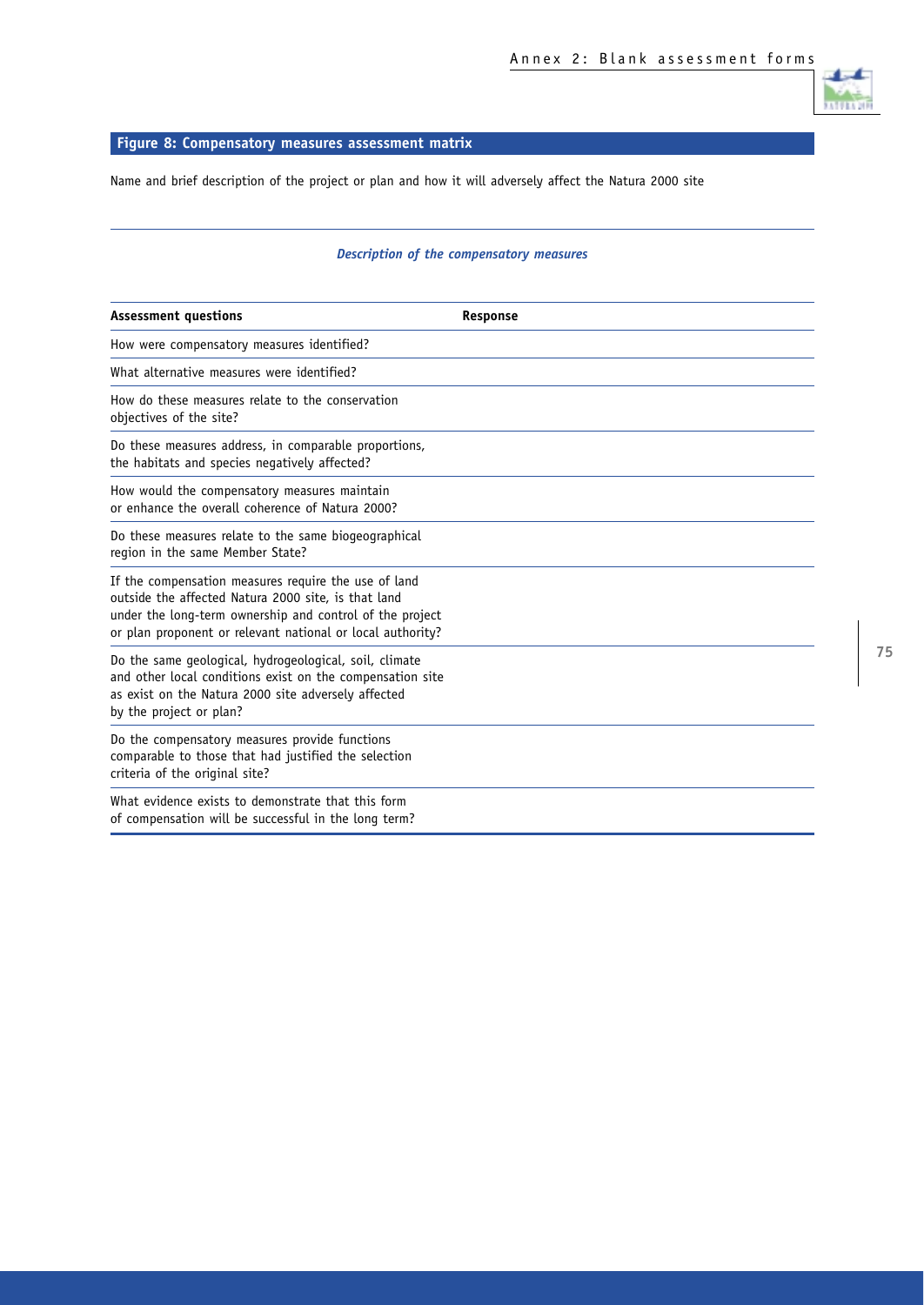### Figure 8: Compensatory measures assessment matrix

Name and brief description of the project or plan and how it will adversely affect the Natura 2000 site

***Description of the compensatory measures***

| Assessment questions | Response |
|---|---|
| How were compensatory measures identified? | |
| What alternative measures were identified? | |
| How do these measures relate to the conservation objectives of the site? | |
| Do these measures address, in comparable proportions, the habitats and species negatively affected? | |
| How would the compensatory measures maintain or enhance the overall coherence of Natura 2000? | |
| Do these measures relate to the same biogeographical region in the same Member State? | |
| If the compensation measures require the use of land outside the affected Natura 2000 site, is that land under the long-term ownership and control of the project or plan proponent or relevant national or local authority? | |
| Do the same geological, hydrogeological, soil, climate and other local conditions exist on the compensation site as exist on the Natura 2000 site adversely affected by the project or plan? | |
| Do the compensatory measures provide functions comparable to those that had justified the selection criteria of the original site? | |
| What evidence exists to demonstrate that this form of compensation will be successful in the long term? | |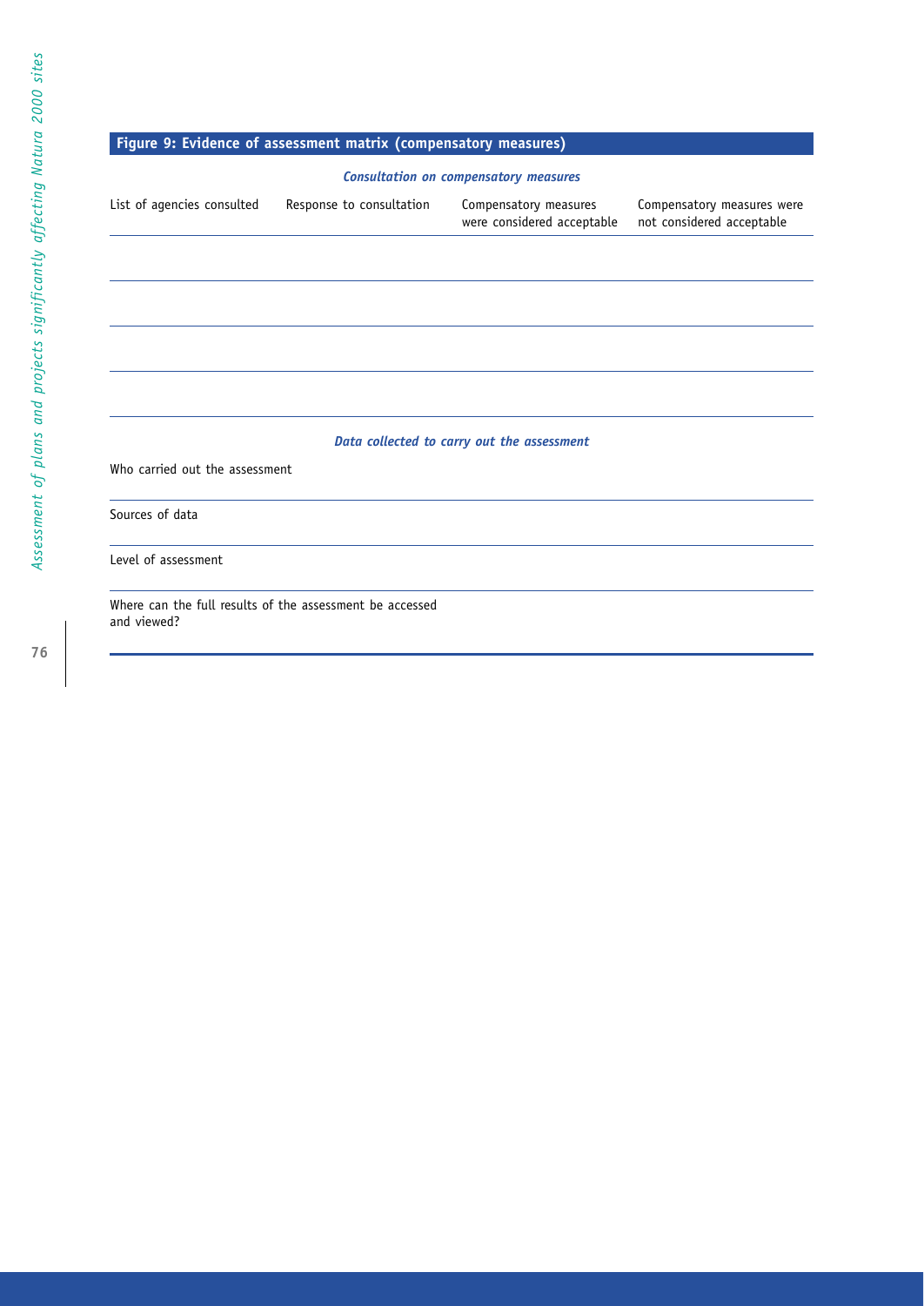## Figure 9: Evidence of assessment matrix (compensatory measures)

***Consultation on compensatory measures***

| List of agencies consulted | Response to consultation | Compensatory measures were considered acceptable | Compensatory measures were not considered acceptable |
|---|---|---|---|
| | | | |
| | | | |
| | | | |
| | | | |

***Data collected to carry out the assessment***

| | |
|---|---|
| Who carried out the assessment | |
| Sources of data | |
| Level of assessment | |
| Where can the full results of the assessment be accessed and viewed? | |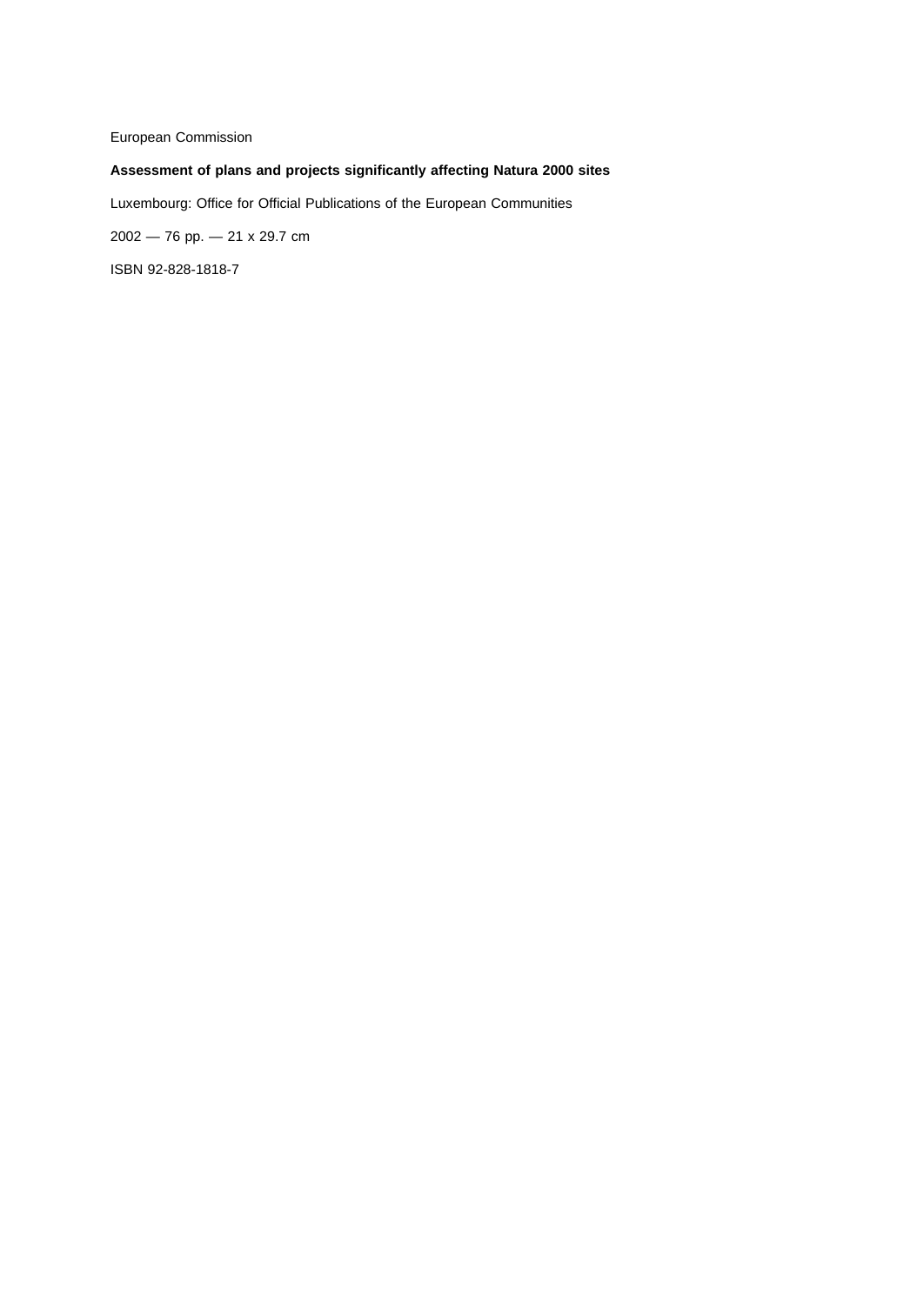European Commission

**Assessment of plans and projects significantly affecting Natura 2000 sites**

Luxembourg: Office for Official Publications of the European Communities

2002 — 76 pp. — 21 x 29.7 cm

ISBN 92-828-1818-7